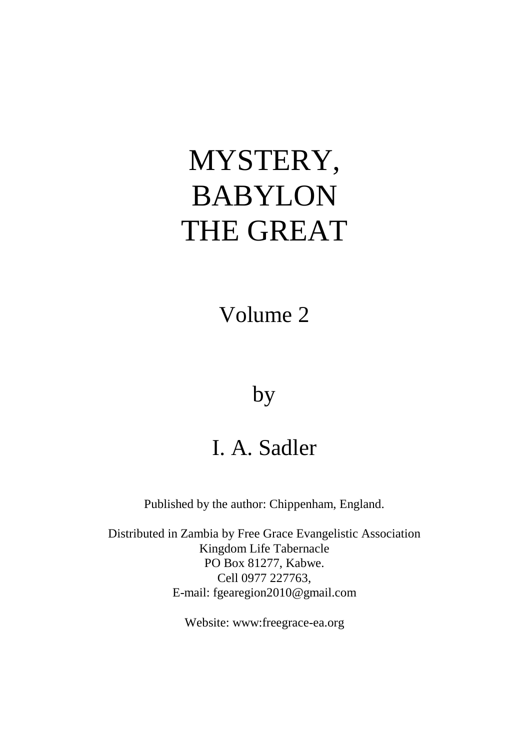# MYSTERY, BABYLON THE GREAT

## Volume 2

by

## I. A. Sadler

Published by the author: Chippenham, England.

Distributed in Zambia by Free Grace Evangelistic Association
Kingdom Life Tabernacle
PO Box 81277, Kabwe.
Cell 0977 227763,
E-mail: fgearegion2010@gmail.com

Website: www:freegrace-ea.org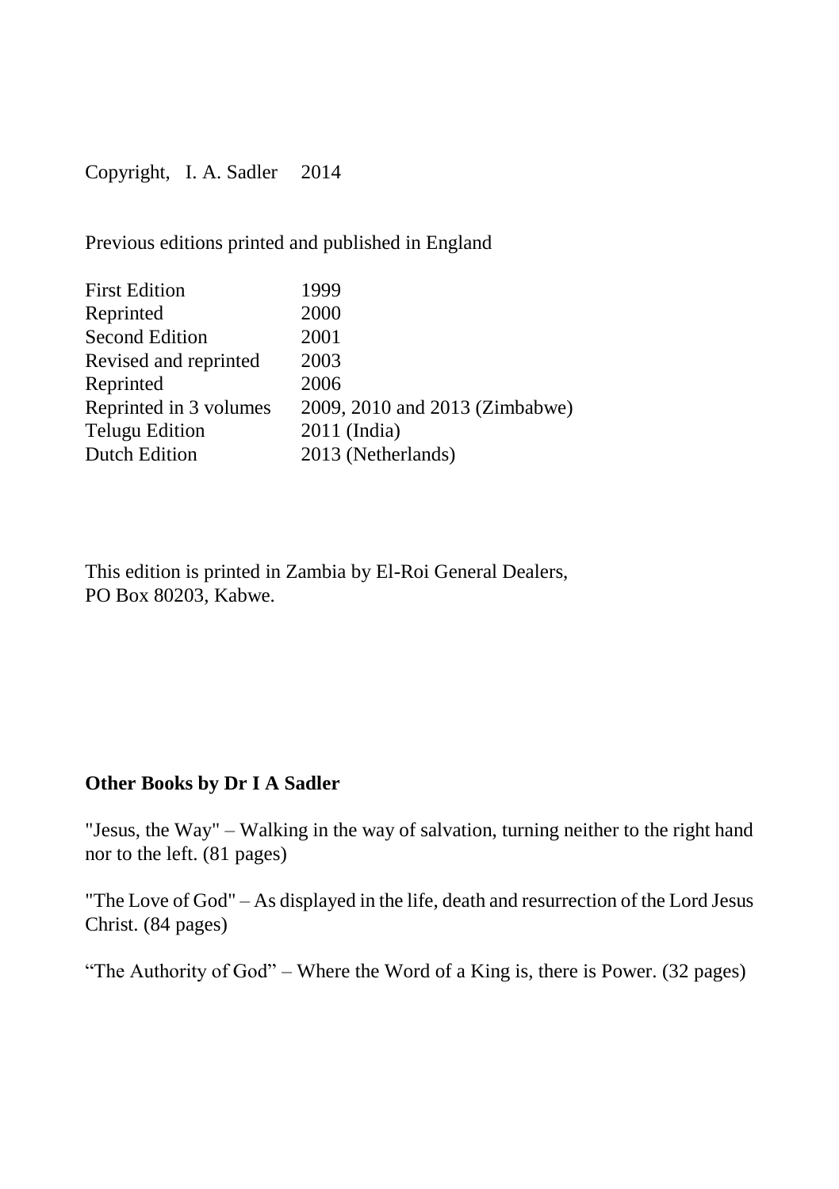Copyright, I. A. Sadler 2014

Previous editions printed and published in England

| | |
|---|---|
| First Edition | 1999 |
| Reprinted | 2000 |
| Second Edition | 2001 |
| Revised and reprinted | 2003 |
| Reprinted | 2006 |
| Reprinted in 3 volumes | 2009, 2010 and 2013 (Zimbabwe) |
| Telugu Edition | 2011 (India) |
| Dutch Edition | 2013 (Netherlands) |

This edition is printed in Zambia by El-Roi General Dealers,
PO Box 80203, Kabwe.

**Other Books by Dr I A Sadler**

"Jesus, the Way" – Walking in the way of salvation, turning neither to the right hand nor to the left. (81 pages)

"The Love of God" – As displayed in the life, death and resurrection of the Lord Jesus Christ. (84 pages)

"The Authority of God" – Where the Word of a King is, there is Power. (32 pages)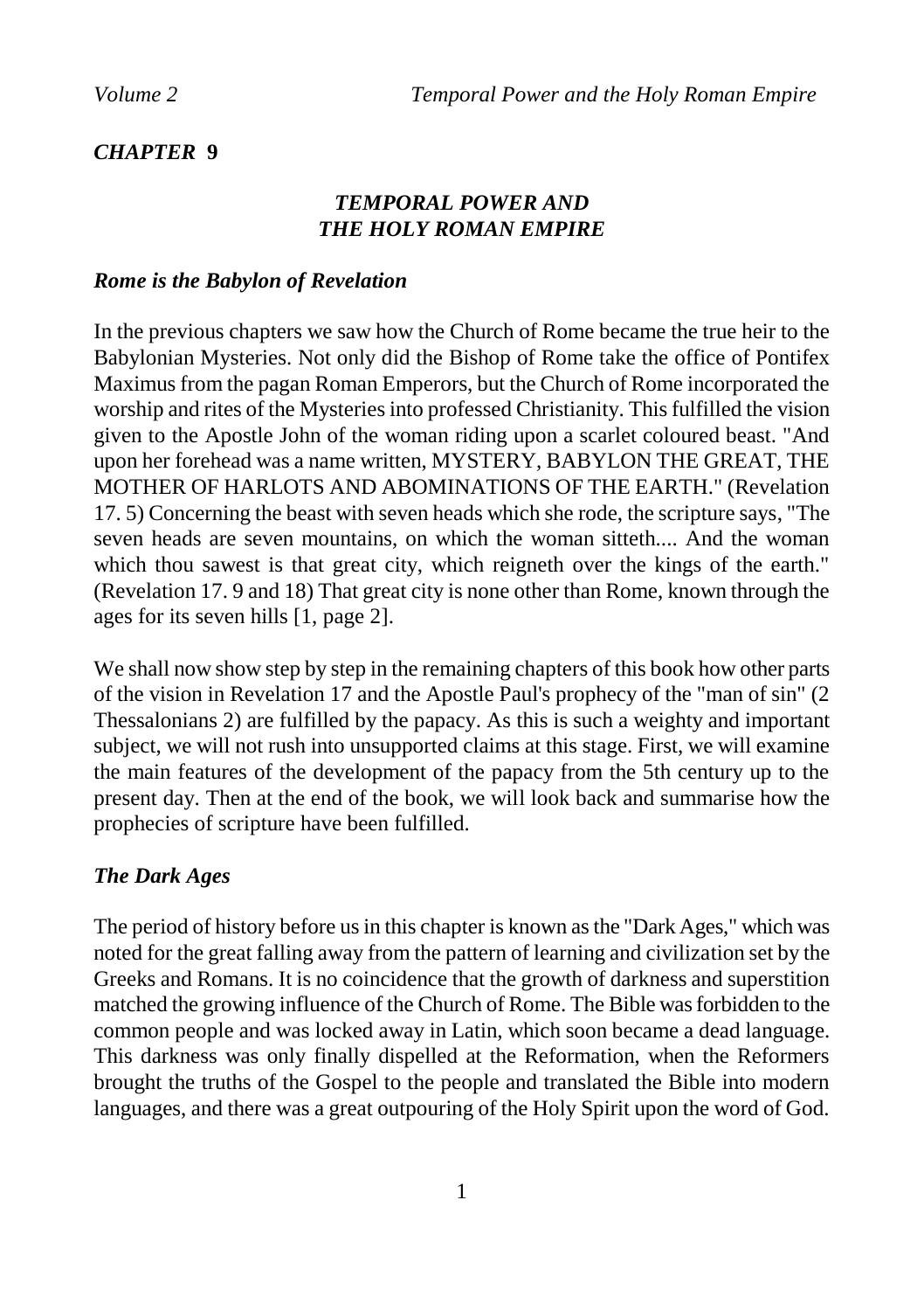## *CHAPTER* **9**

# *TEMPORAL POWER AND THE HOLY ROMAN EMPIRE*

### *Rome is the Babylon of Revelation*

In the previous chapters we saw how the Church of Rome became the true heir to the Babylonian Mysteries. Not only did the Bishop of Rome take the office of Pontifex Maximus from the pagan Roman Emperors, but the Church of Rome incorporated the worship and rites of the Mysteries into professed Christianity. This fulfilled the vision given to the Apostle John of the woman riding upon a scarlet coloured beast. "And upon her forehead was a name written, MYSTERY, BABYLON THE GREAT, THE MOTHER OF HARLOTS AND ABOMINATIONS OF THE EARTH." (Revelation 17. 5) Concerning the beast with seven heads which she rode, the scripture says, "The seven heads are seven mountains, on which the woman sitteth.... And the woman which thou sawest is that great city, which reigneth over the kings of the earth." (Revelation 17. 9 and 18) That great city is none other than Rome, known through the ages for its seven hills [1, page 2].

We shall now show step by step in the remaining chapters of this book how other parts of the vision in Revelation 17 and the Apostle Paul's prophecy of the "man of sin" (2 Thessalonians 2) are fulfilled by the papacy. As this is such a weighty and important subject, we will not rush into unsupported claims at this stage. First, we will examine the main features of the development of the papacy from the 5th century up to the present day. Then at the end of the book, we will look back and summarise how the prophecies of scripture have been fulfilled.

### *The Dark Ages*

The period of history before us in this chapter is known as the "Dark Ages," which was noted for the great falling away from the pattern of learning and civilization set by the Greeks and Romans. It is no coincidence that the growth of darkness and superstition matched the growing influence of the Church of Rome. The Bible was forbidden to the common people and was locked away in Latin, which soon became a dead language. This darkness was only finally dispelled at the Reformation, when the Reformers brought the truths of the Gospel to the people and translated the Bible into modern languages, and there was a great outpouring of the Holy Spirit upon the word of God.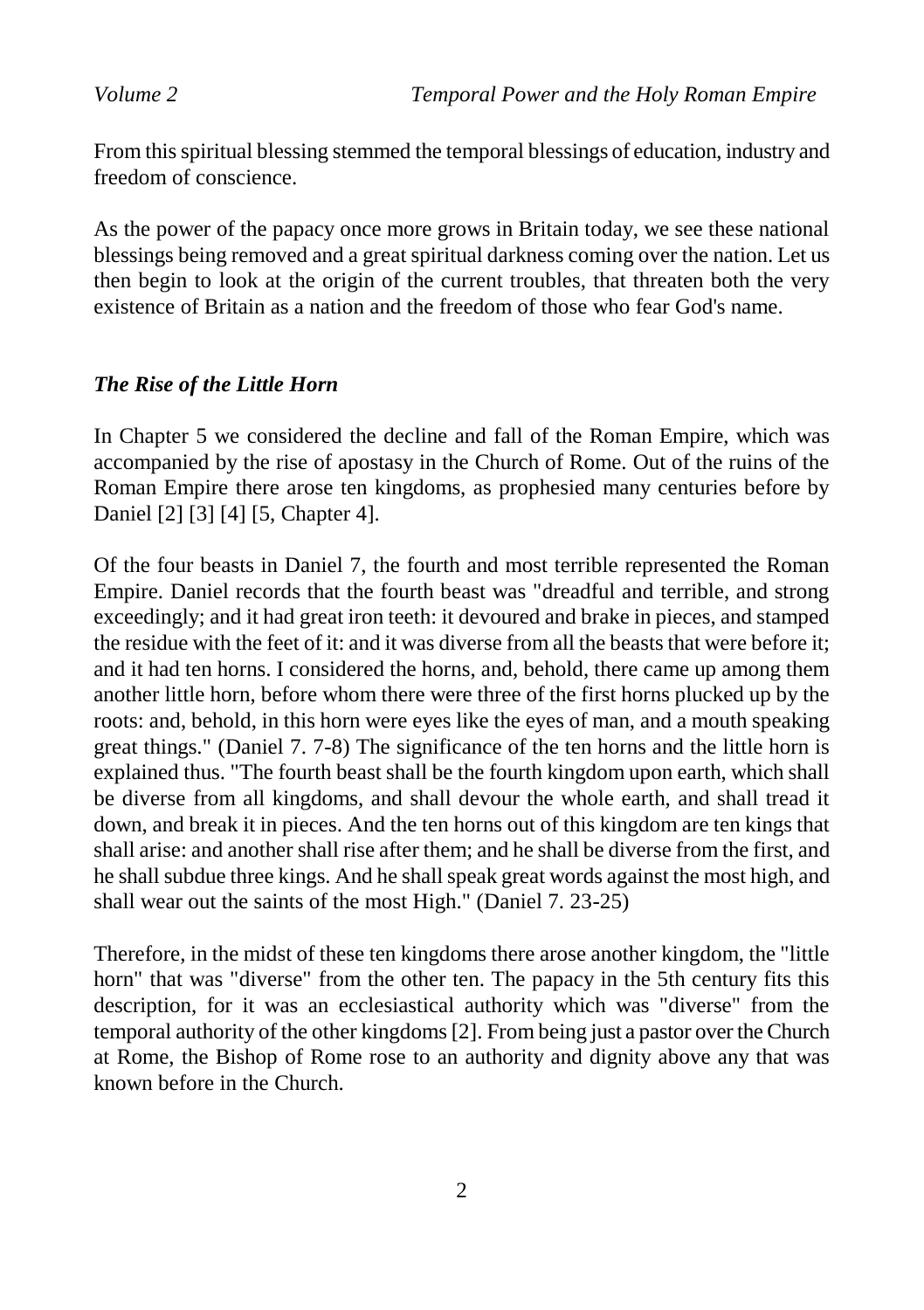From this spiritual blessing stemmed the temporal blessings of education, industry and freedom of conscience.

As the power of the papacy once more grows in Britain today, we see these national blessings being removed and a great spiritual darkness coming over the nation. Let us then begin to look at the origin of the current troubles, that threaten both the very existence of Britain as a nation and the freedom of those who fear God's name.

### *The Rise of the Little Horn*

In Chapter 5 we considered the decline and fall of the Roman Empire, which was accompanied by the rise of apostasy in the Church of Rome. Out of the ruins of the Roman Empire there arose ten kingdoms, as prophesied many centuries before by Daniel [2] [3] [4] [5, Chapter 4].

Of the four beasts in Daniel 7, the fourth and most terrible represented the Roman Empire. Daniel records that the fourth beast was "dreadful and terrible, and strong exceedingly; and it had great iron teeth: it devoured and brake in pieces, and stamped the residue with the feet of it: and it was diverse from all the beasts that were before it; and it had ten horns. I considered the horns, and, behold, there came up among them another little horn, before whom there were three of the first horns plucked up by the roots: and, behold, in this horn were eyes like the eyes of man, and a mouth speaking great things." (Daniel 7. 7-8) The significance of the ten horns and the little horn is explained thus. "The fourth beast shall be the fourth kingdom upon earth, which shall be diverse from all kingdoms, and shall devour the whole earth, and shall tread it down, and break it in pieces. And the ten horns out of this kingdom are ten kings that shall arise: and another shall rise after them; and he shall be diverse from the first, and he shall subdue three kings. And he shall speak great words against the most high, and shall wear out the saints of the most High." (Daniel 7. 23-25)

Therefore, in the midst of these ten kingdoms there arose another kingdom, the "little horn" that was "diverse" from the other ten. The papacy in the 5th century fits this description, for it was an ecclesiastical authority which was "diverse" from the temporal authority of the other kingdoms [2]. From being just a pastor over the Church at Rome, the Bishop of Rome rose to an authority and dignity above any that was known before in the Church.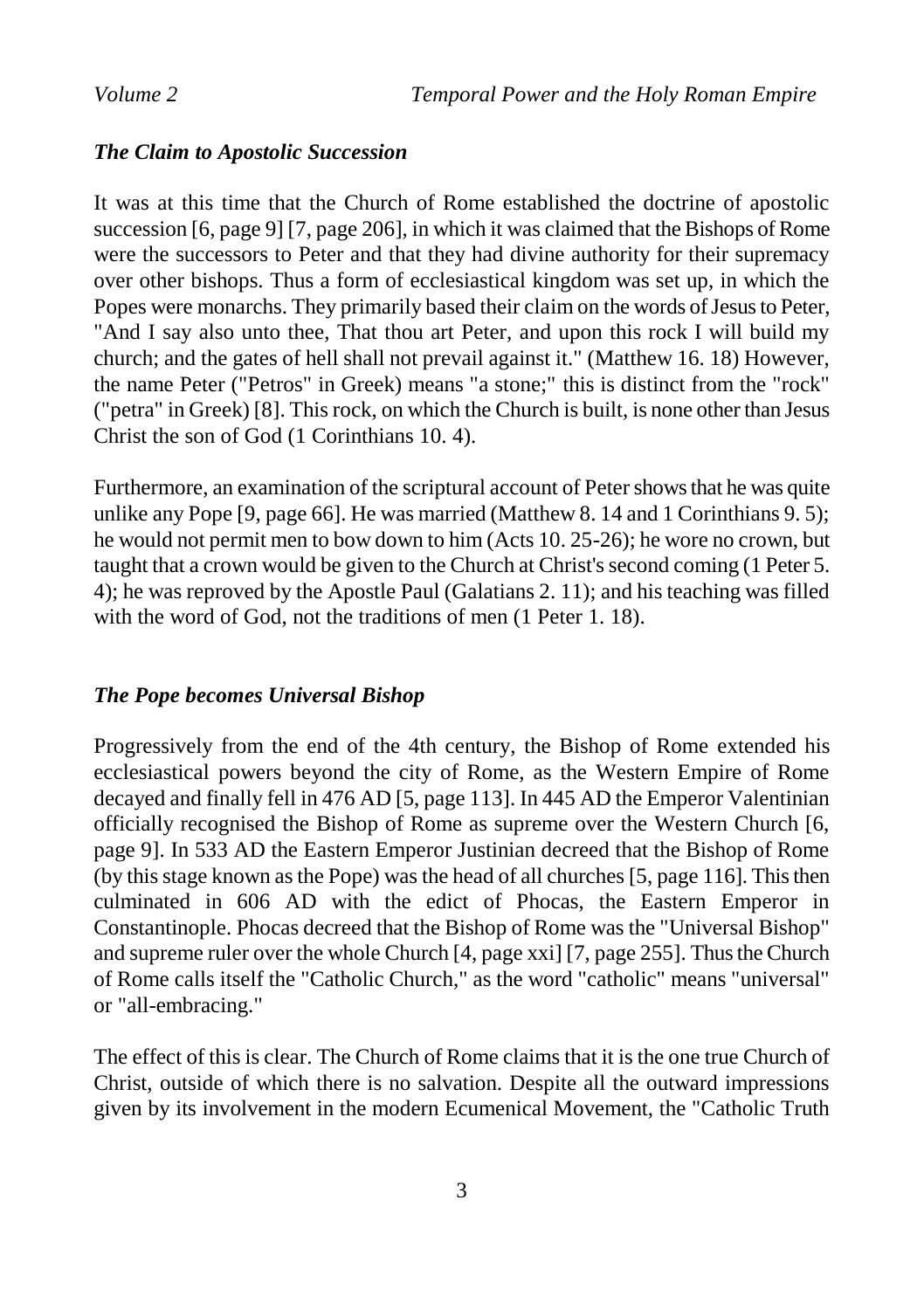### *The Claim to Apostolic Succession*

It was at this time that the Church of Rome established the doctrine of apostolic succession [6, page 9] [7, page 206], in which it was claimed that the Bishops of Rome were the successors to Peter and that they had divine authority for their supremacy over other bishops. Thus a form of ecclesiastical kingdom was set up, in which the Popes were monarchs. They primarily based their claim on the words of Jesus to Peter, "And I say also unto thee, That thou art Peter, and upon this rock I will build my church; and the gates of hell shall not prevail against it." (Matthew 16. 18) However, the name Peter ("Petros" in Greek) means "a stone;" this is distinct from the "rock" ("petra" in Greek) [8]. This rock, on which the Church is built, is none other than Jesus Christ the son of God (1 Corinthians 10. 4).

Furthermore, an examination of the scriptural account of Peter shows that he was quite unlike any Pope [9, page 66]. He was married (Matthew 8. 14 and 1 Corinthians 9. 5); he would not permit men to bow down to him (Acts 10. 25-26); he wore no crown, but taught that a crown would be given to the Church at Christ's second coming (1 Peter 5. 4); he was reproved by the Apostle Paul (Galatians 2. 11); and his teaching was filled with the word of God, not the traditions of men (1 Peter 1. 18).

### *The Pope becomes Universal Bishop*

Progressively from the end of the 4th century, the Bishop of Rome extended his ecclesiastical powers beyond the city of Rome, as the Western Empire of Rome decayed and finally fell in 476 AD [5, page 113]. In 445 AD the Emperor Valentinian officially recognised the Bishop of Rome as supreme over the Western Church [6, page 9]. In 533 AD the Eastern Emperor Justinian decreed that the Bishop of Rome (by this stage known as the Pope) was the head of all churches [5, page 116]. This then culminated in 606 AD with the edict of Phocas, the Eastern Emperor in Constantinople. Phocas decreed that the Bishop of Rome was the "Universal Bishop" and supreme ruler over the whole Church [4, page xxi] [7, page 255]. Thus the Church of Rome calls itself the "Catholic Church," as the word "catholic" means "universal" or "all-embracing."

The effect of this is clear. The Church of Rome claims that it is the one true Church of Christ, outside of which there is no salvation. Despite all the outward impressions given by its involvement in the modern Ecumenical Movement, the "Catholic Truth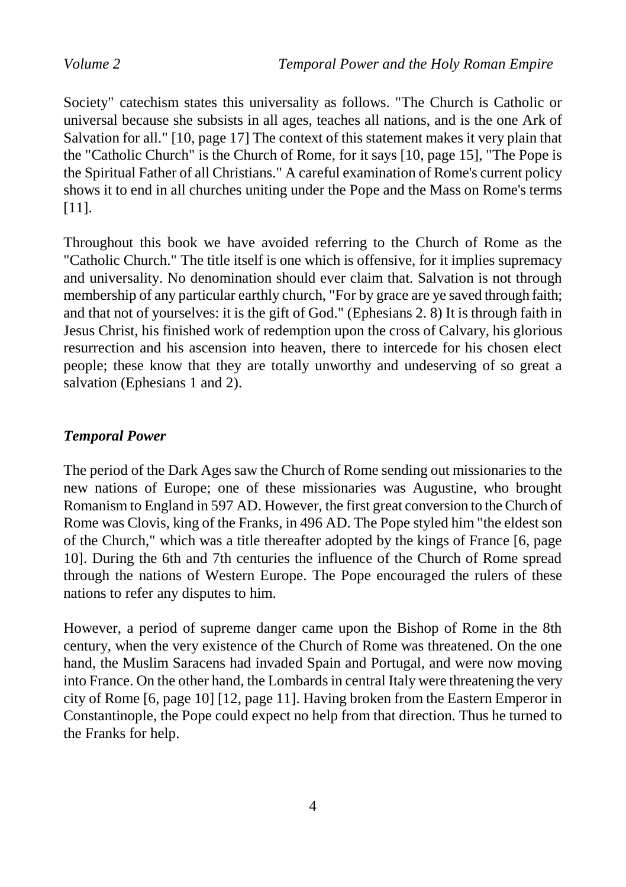Society" catechism states this universality as follows. "The Church is Catholic or universal because she subsists in all ages, teaches all nations, and is the one Ark of Salvation for all." [10, page 17] The context of this statement makes it very plain that the "Catholic Church" is the Church of Rome, for it says [10, page 15], "The Pope is the Spiritual Father of all Christians." A careful examination of Rome's current policy shows it to end in all churches uniting under the Pope and the Mass on Rome's terms [11].

Throughout this book we have avoided referring to the Church of Rome as the "Catholic Church." The title itself is one which is offensive, for it implies supremacy and universality. No denomination should ever claim that. Salvation is not through membership of any particular earthly church, "For by grace are ye saved through faith; and that not of yourselves: it is the gift of God." (Ephesians 2. 8) It is through faith in Jesus Christ, his finished work of redemption upon the cross of Calvary, his glorious resurrection and his ascension into heaven, there to intercede for his chosen elect people; these know that they are totally unworthy and undeserving of so great a salvation (Ephesians 1 and 2).

### *Temporal Power*

The period of the Dark Ages saw the Church of Rome sending out missionaries to the new nations of Europe; one of these missionaries was Augustine, who brought Romanism to England in 597 AD. However, the first great conversion to the Church of Rome was Clovis, king of the Franks, in 496 AD. The Pope styled him "the eldest son of the Church," which was a title thereafter adopted by the kings of France [6, page 10]. During the 6th and 7th centuries the influence of the Church of Rome spread through the nations of Western Europe. The Pope encouraged the rulers of these nations to refer any disputes to him.

However, a period of supreme danger came upon the Bishop of Rome in the 8th century, when the very existence of the Church of Rome was threatened. On the one hand, the Muslim Saracens had invaded Spain and Portugal, and were now moving into France. On the other hand, the Lombards in central Italy were threatening the very city of Rome [6, page 10] [12, page 11]. Having broken from the Eastern Emperor in Constantinople, the Pope could expect no help from that direction. Thus he turned to the Franks for help.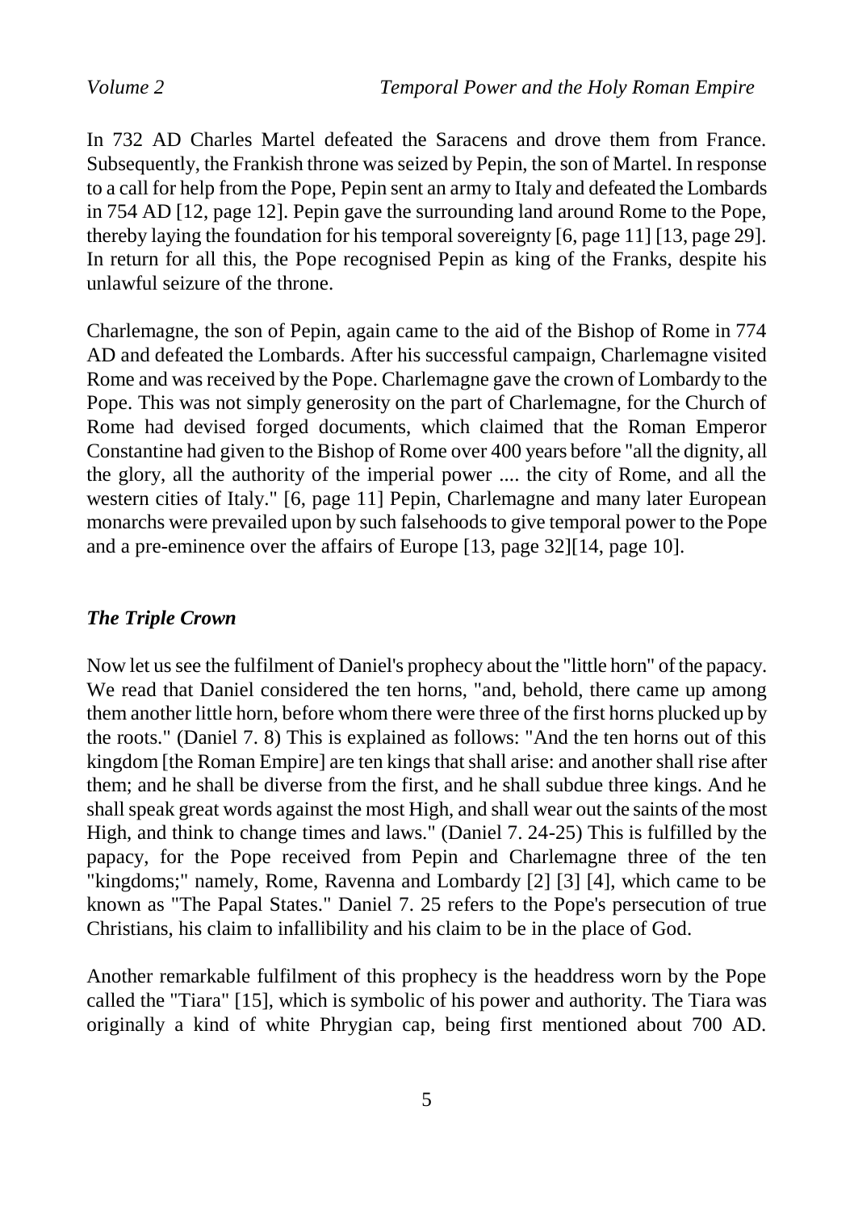In 732 AD Charles Martel defeated the Saracens and drove them from France. Subsequently, the Frankish throne was seized by Pepin, the son of Martel. In response to a call for help from the Pope, Pepin sent an army to Italy and defeated the Lombards in 754 AD [12, page 12]. Pepin gave the surrounding land around Rome to the Pope, thereby laying the foundation for his temporal sovereignty [6, page 11] [13, page 29]. In return for all this, the Pope recognised Pepin as king of the Franks, despite his unlawful seizure of the throne.

Charlemagne, the son of Pepin, again came to the aid of the Bishop of Rome in 774 AD and defeated the Lombards. After his successful campaign, Charlemagne visited Rome and was received by the Pope. Charlemagne gave the crown of Lombardy to the Pope. This was not simply generosity on the part of Charlemagne, for the Church of Rome had devised forged documents, which claimed that the Roman Emperor Constantine had given to the Bishop of Rome over 400 years before "all the dignity, all the glory, all the authority of the imperial power .... the city of Rome, and all the western cities of Italy." [6, page 11] Pepin, Charlemagne and many later European monarchs were prevailed upon by such falsehoods to give temporal power to the Pope and a pre-eminence over the affairs of Europe [13, page 32][14, page 10].

### *The Triple Crown*

Now let us see the fulfilment of Daniel's prophecy about the "little horn" of the papacy. We read that Daniel considered the ten horns, "and, behold, there came up among them another little horn, before whom there were three of the first horns plucked up by the roots." (Daniel 7. 8) This is explained as follows: "And the ten horns out of this kingdom [the Roman Empire] are ten kings that shall arise: and another shall rise after them; and he shall be diverse from the first, and he shall subdue three kings. And he shall speak great words against the most High, and shall wear out the saints of the most High, and think to change times and laws." (Daniel 7. 24-25) This is fulfilled by the papacy, for the Pope received from Pepin and Charlemagne three of the ten "kingdoms;" namely, Rome, Ravenna and Lombardy [2] [3] [4], which came to be known as "The Papal States." Daniel 7. 25 refers to the Pope's persecution of true Christians, his claim to infallibility and his claim to be in the place of God.

Another remarkable fulfilment of this prophecy is the headdress worn by the Pope called the "Tiara" [15], which is symbolic of his power and authority. The Tiara was originally a kind of white Phrygian cap, being first mentioned about 700 AD.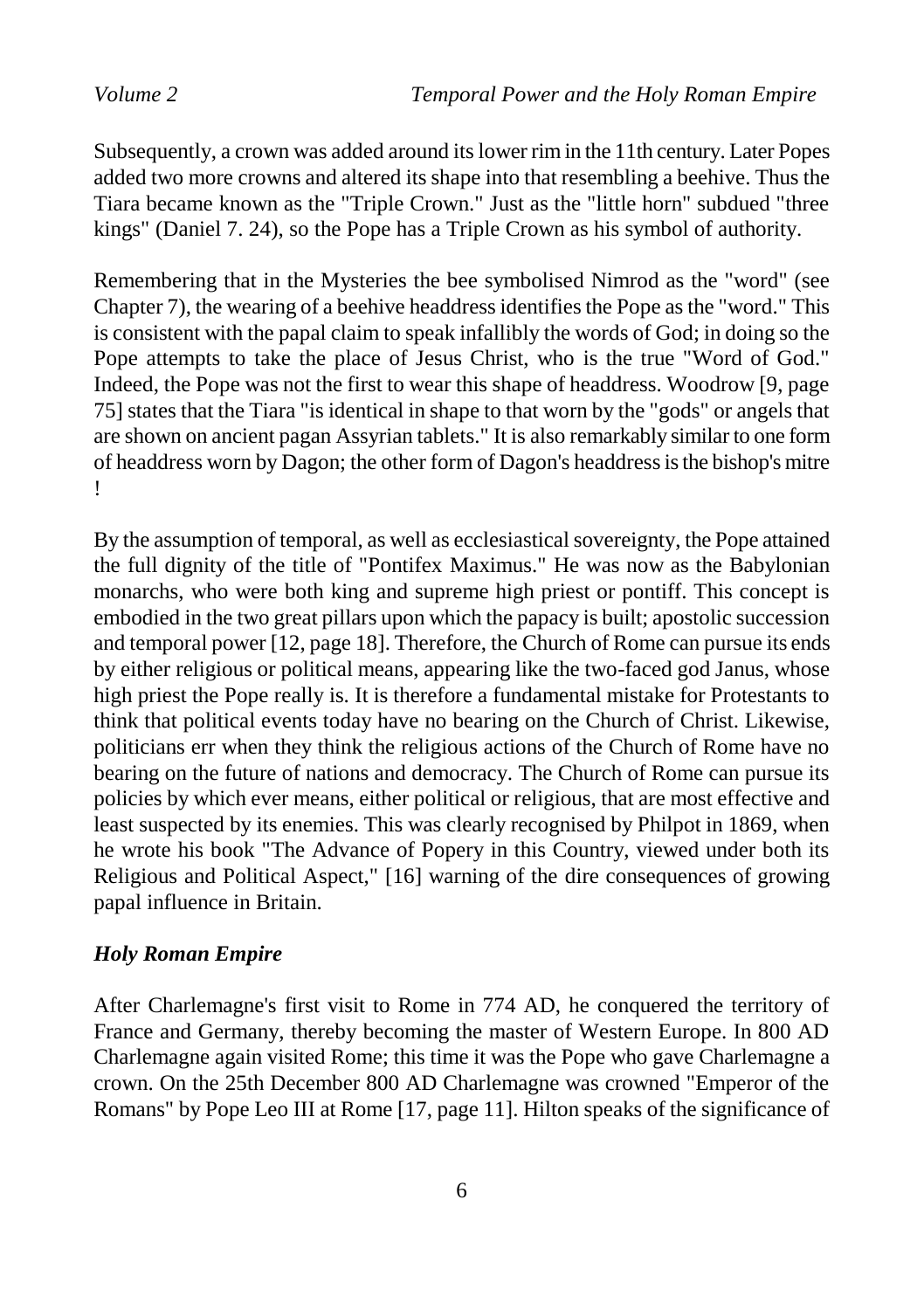Subsequently, a crown was added around its lower rim in the 11th century. Later Popes added two more crowns and altered its shape into that resembling a beehive. Thus the Tiara became known as the "Triple Crown." Just as the "little horn" subdued "three kings" (Daniel 7. 24), so the Pope has a Triple Crown as his symbol of authority.

Remembering that in the Mysteries the bee symbolised Nimrod as the "word" (see Chapter 7), the wearing of a beehive headdress identifies the Pope as the "word." This is consistent with the papal claim to speak infallibly the words of God; in doing so the Pope attempts to take the place of Jesus Christ, who is the true "Word of God." Indeed, the Pope was not the first to wear this shape of headdress. Woodrow [9, page 75] states that the Tiara "is identical in shape to that worn by the "gods" or angels that are shown on ancient pagan Assyrian tablets." It is also remarkably similar to one form of headdress worn by Dagon; the other form of Dagon's headdress is the bishop's mitre !

By the assumption of temporal, as well as ecclesiastical sovereignty, the Pope attained the full dignity of the title of "Pontifex Maximus." He was now as the Babylonian monarchs, who were both king and supreme high priest or pontiff. This concept is embodied in the two great pillars upon which the papacy is built; apostolic succession and temporal power [12, page 18]. Therefore, the Church of Rome can pursue its ends by either religious or political means, appearing like the two-faced god Janus, whose high priest the Pope really is. It is therefore a fundamental mistake for Protestants to think that political events today have no bearing on the Church of Christ. Likewise, politicians err when they think the religious actions of the Church of Rome have no bearing on the future of nations and democracy. The Church of Rome can pursue its policies by which ever means, either political or religious, that are most effective and least suspected by its enemies. This was clearly recognised by Philpot in 1869, when he wrote his book "The Advance of Popery in this Country, viewed under both its Religious and Political Aspect," [16] warning of the dire consequences of growing papal influence in Britain.

## *Holy Roman Empire*

After Charlemagne's first visit to Rome in 774 AD, he conquered the territory of France and Germany, thereby becoming the master of Western Europe. In 800 AD Charlemagne again visited Rome; this time it was the Pope who gave Charlemagne a crown. On the 25th December 800 AD Charlemagne was crowned "Emperor of the Romans" by Pope Leo III at Rome [17, page 11]. Hilton speaks of the significance of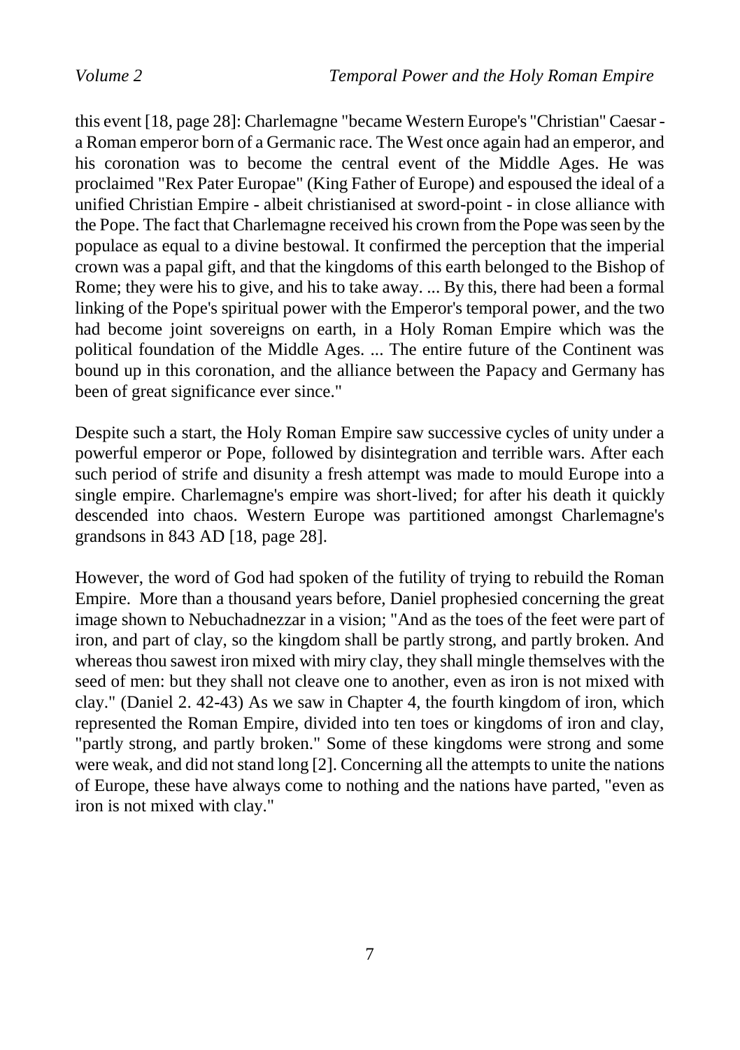this event [18, page 28]: Charlemagne "became Western Europe's "Christian" Caesar - a Roman emperor born of a Germanic race. The West once again had an emperor, and his coronation was to become the central event of the Middle Ages. He was proclaimed "Rex Pater Europae" (King Father of Europe) and espoused the ideal of a unified Christian Empire - albeit christianised at sword-point - in close alliance with the Pope. The fact that Charlemagne received his crown from the Pope was seen by the populace as equal to a divine bestowal. It confirmed the perception that the imperial crown was a papal gift, and that the kingdoms of this earth belonged to the Bishop of Rome; they were his to give, and his to take away. ... By this, there had been a formal linking of the Pope's spiritual power with the Emperor's temporal power, and the two had become joint sovereigns on earth, in a Holy Roman Empire which was the political foundation of the Middle Ages. ... The entire future of the Continent was bound up in this coronation, and the alliance between the Papacy and Germany has been of great significance ever since."

Despite such a start, the Holy Roman Empire saw successive cycles of unity under a powerful emperor or Pope, followed by disintegration and terrible wars. After each such period of strife and disunity a fresh attempt was made to mould Europe into a single empire. Charlemagne's empire was short-lived; for after his death it quickly descended into chaos. Western Europe was partitioned amongst Charlemagne's grandsons in 843 AD [18, page 28].

However, the word of God had spoken of the futility of trying to rebuild the Roman Empire. More than a thousand years before, Daniel prophesied concerning the great image shown to Nebuchadnezzar in a vision; "And as the toes of the feet were part of iron, and part of clay, so the kingdom shall be partly strong, and partly broken. And whereas thou sawest iron mixed with miry clay, they shall mingle themselves with the seed of men: but they shall not cleave one to another, even as iron is not mixed with clay." (Daniel 2. 42-43) As we saw in Chapter 4, the fourth kingdom of iron, which represented the Roman Empire, divided into ten toes or kingdoms of iron and clay, "partly strong, and partly broken." Some of these kingdoms were strong and some were weak, and did not stand long [2]. Concerning all the attempts to unite the nations of Europe, these have always come to nothing and the nations have parted, "even as iron is not mixed with clay."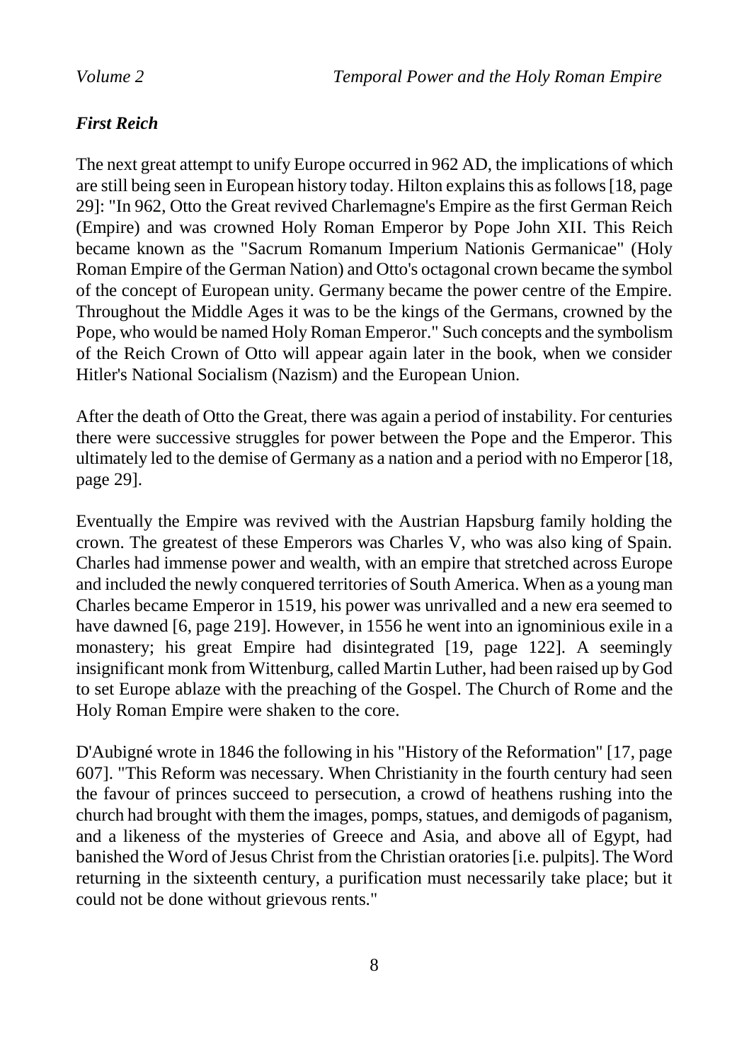### *First Reich*

The next great attempt to unify Europe occurred in 962 AD, the implications of which are still being seen in European history today. Hilton explains this as follows [18, page 29]: "In 962, Otto the Great revived Charlemagne's Empire as the first German Reich (Empire) and was crowned Holy Roman Emperor by Pope John XII. This Reich became known as the "Sacrum Romanum Imperium Nationis Germanicae" (Holy Roman Empire of the German Nation) and Otto's octagonal crown became the symbol of the concept of European unity. Germany became the power centre of the Empire. Throughout the Middle Ages it was to be the kings of the Germans, crowned by the Pope, who would be named Holy Roman Emperor." Such concepts and the symbolism of the Reich Crown of Otto will appear again later in the book, when we consider Hitler's National Socialism (Nazism) and the European Union.

After the death of Otto the Great, there was again a period of instability. For centuries there were successive struggles for power between the Pope and the Emperor. This ultimately led to the demise of Germany as a nation and a period with no Emperor [18, page 29].

Eventually the Empire was revived with the Austrian Hapsburg family holding the crown. The greatest of these Emperors was Charles V, who was also king of Spain. Charles had immense power and wealth, with an empire that stretched across Europe and included the newly conquered territories of South America. When as a young man Charles became Emperor in 1519, his power was unrivalled and a new era seemed to have dawned [6, page 219]. However, in 1556 he went into an ignominious exile in a monastery; his great Empire had disintegrated [19, page 122]. A seemingly insignificant monk from Wittenburg, called Martin Luther, had been raised up by God to set Europe ablaze with the preaching of the Gospel. The Church of Rome and the Holy Roman Empire were shaken to the core.

D'Aubigné wrote in 1846 the following in his "History of the Reformation" [17, page 607]. "This Reform was necessary. When Christianity in the fourth century had seen the favour of princes succeed to persecution, a crowd of heathens rushing into the church had brought with them the images, pomps, statues, and demigods of paganism, and a likeness of the mysteries of Greece and Asia, and above all of Egypt, had banished the Word of Jesus Christ from the Christian oratories [i.e. pulpits]. The Word returning in the sixteenth century, a purification must necessarily take place; but it could not be done without grievous rents."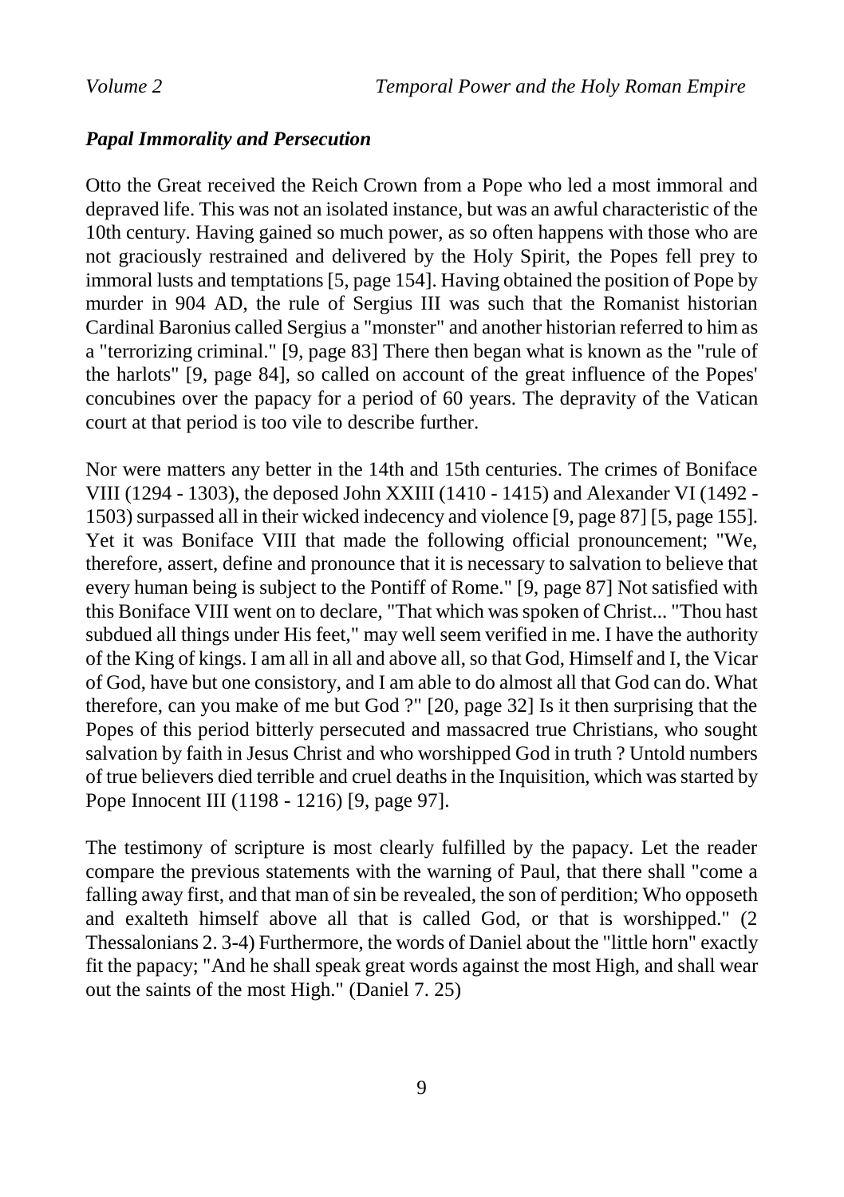### *Papal Immorality and Persecution*

Otto the Great received the Reich Crown from a Pope who led a most immoral and depraved life. This was not an isolated instance, but was an awful characteristic of the 10th century. Having gained so much power, as so often happens with those who are not graciously restrained and delivered by the Holy Spirit, the Popes fell prey to immoral lusts and temptations [5, page 154]. Having obtained the position of Pope by murder in 904 AD, the rule of Sergius III was such that the Romanist historian Cardinal Baronius called Sergius a "monster" and another historian referred to him as a "terrorizing criminal." [9, page 83] There then began what is known as the "rule of the harlots" [9, page 84], so called on account of the great influence of the Popes' concubines over the papacy for a period of 60 years. The depravity of the Vatican court at that period is too vile to describe further.

Nor were matters any better in the 14th and 15th centuries. The crimes of Boniface VIII (1294 - 1303), the deposed John XXIII (1410 - 1415) and Alexander VI (1492 - 1503) surpassed all in their wicked indecency and violence [9, page 87] [5, page 155]. Yet it was Boniface VIII that made the following official pronouncement; "We, therefore, assert, define and pronounce that it is necessary to salvation to believe that every human being is subject to the Pontiff of Rome." [9, page 87] Not satisfied with this Boniface VIII went on to declare, "That which was spoken of Christ... "Thou hast subdued all things under His feet," may well seem verified in me. I have the authority of the King of kings. I am all in all and above all, so that God, Himself and I, the Vicar of God, have but one consistory, and I am able to do almost all that God can do. What therefore, can you make of me but God ?" [20, page 32] Is it then surprising that the Popes of this period bitterly persecuted and massacred true Christians, who sought salvation by faith in Jesus Christ and who worshipped God in truth ? Untold numbers of true believers died terrible and cruel deaths in the Inquisition, which was started by Pope Innocent III (1198 - 1216) [9, page 97].

The testimony of scripture is most clearly fulfilled by the papacy. Let the reader compare the previous statements with the warning of Paul, that there shall "come a falling away first, and that man of sin be revealed, the son of perdition; Who opposeth and exalteth himself above all that is called God, or that is worshipped." (2 Thessalonians 2. 3-4) Furthermore, the words of Daniel about the "little horn" exactly fit the papacy; "And he shall speak great words against the most High, and shall wear out the saints of the most High." (Daniel 7. 25)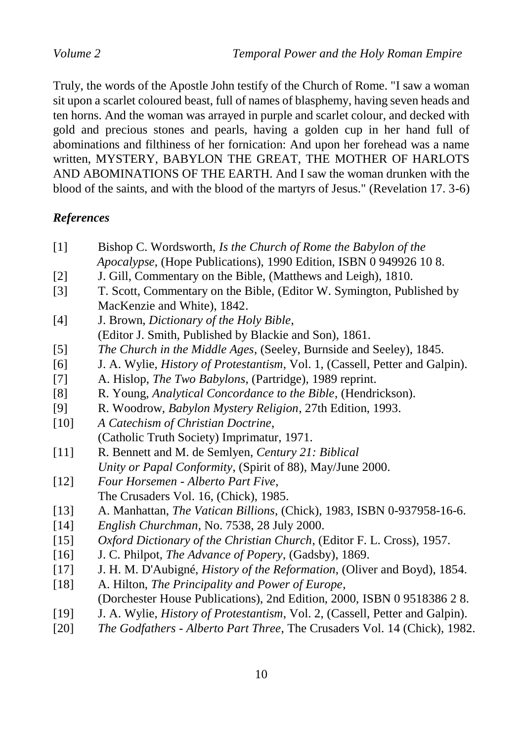Truly, the words of the Apostle John testify of the Church of Rome. "I saw a woman sit upon a scarlet coloured beast, full of names of blasphemy, having seven heads and ten horns. And the woman was arrayed in purple and scarlet colour, and decked with gold and precious stones and pearls, having a golden cup in her hand full of abominations and filthiness of her fornication: And upon her forehead was a name written, MYSTERY, BABYLON THE GREAT, THE MOTHER OF HARLOTS AND ABOMINATIONS OF THE EARTH. And I saw the woman drunken with the blood of the saints, and with the blood of the martyrs of Jesus." (Revelation 17. 3-6)

### *References*

[1] Bishop C. Wordsworth, *Is the Church of Rome the Babylon of the Apocalypse*, (Hope Publications), 1990 Edition, ISBN 0 949926 10 8.

[2] J. Gill, Commentary on the Bible, (Matthews and Leigh), 1810.

[3] T. Scott, Commentary on the Bible, (Editor W. Symington, Published by MacKenzie and White), 1842.

[4] J. Brown, *Dictionary of the Holy Bible*, (Editor J. Smith, Published by Blackie and Son), 1861.

[5] *The Church in the Middle Ages*, (Seeley, Burnside and Seeley), 1845.

[6] J. A. Wylie, *History of Protestantism*, Vol. 1, (Cassell, Petter and Galpin).

[7] A. Hislop, *The Two Babylons*, (Partridge), 1989 reprint.

[8] R. Young, *Analytical Concordance to the Bible*, (Hendrickson).

[9] R. Woodrow, *Babylon Mystery Religion*, 27th Edition, 1993.

[10] *A Catechism of Christian Doctrine*, (Catholic Truth Society) Imprimatur, 1971.

[11] R. Bennett and M. de Semlyen, *Century 21: Biblical Unity or Papal Conformity*, (Spirit of 88), May/June 2000.

[12] *Four Horsemen - Alberto Part Five*, The Crusaders Vol. 16, (Chick), 1985.

[13] A. Manhattan, *The Vatican Billions*, (Chick), 1983, ISBN 0-937958-16-6.

[14] *English Churchman*, No. 7538, 28 July 2000.

[15] *Oxford Dictionary of the Christian Church*, (Editor F. L. Cross), 1957.

[16] J. C. Philpot, *The Advance of Popery*, (Gadsby), 1869.

[17] J. H. M. D'Aubigné, *History of the Reformation*, (Oliver and Boyd), 1854.

[18] A. Hilton, *The Principality and Power of Europe*, (Dorchester House Publications), 2nd Edition, 2000, ISBN 0 9518386 2 8.

[19] J. A. Wylie, *History of Protestantism*, Vol. 2, (Cassell, Petter and Galpin).

[20] *The Godfathers - Alberto Part Three*, The Crusaders Vol. 14 (Chick), 1982.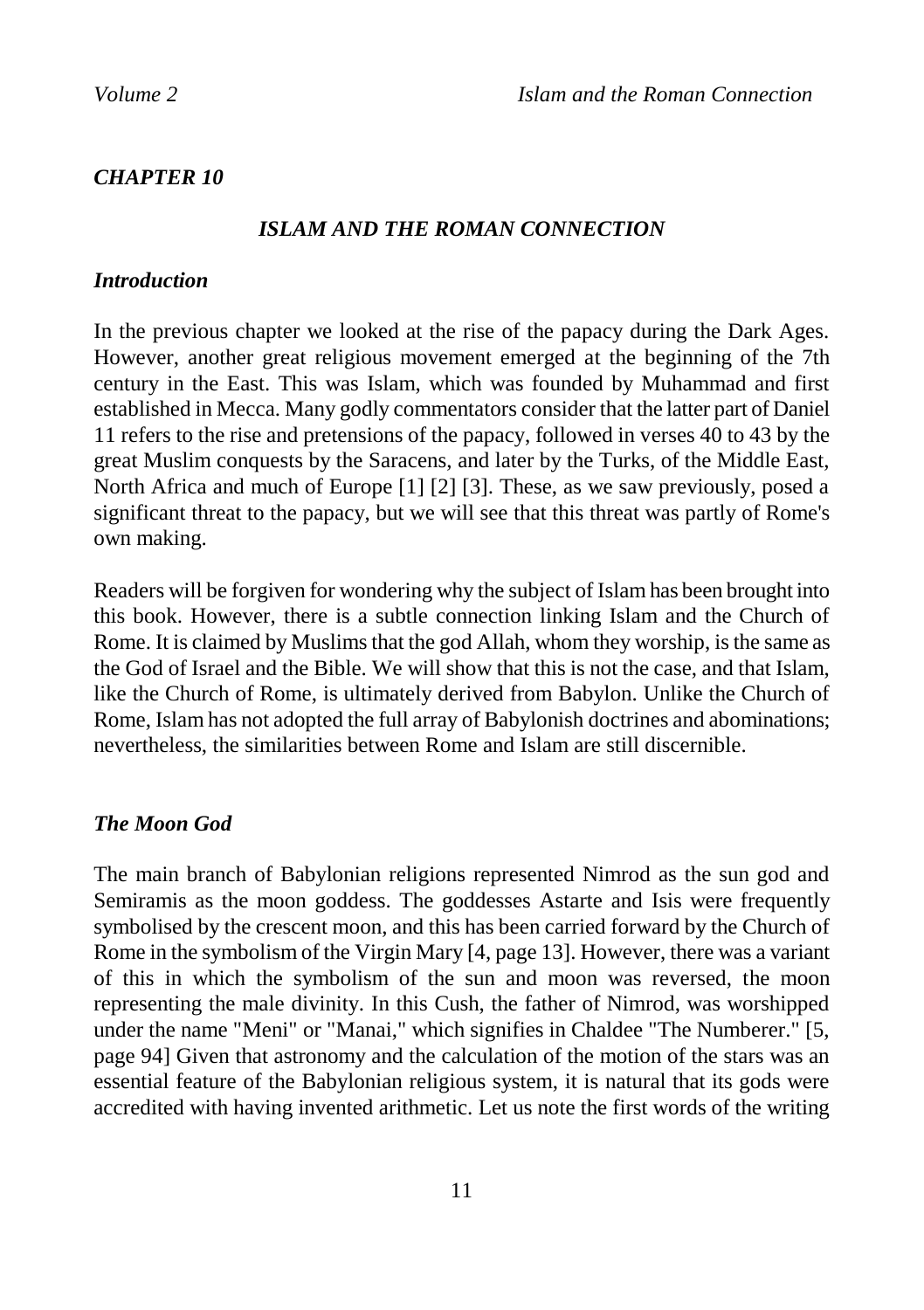## *CHAPTER 10*

### *ISLAM AND THE ROMAN CONNECTION*

#### *Introduction*

In the previous chapter we looked at the rise of the papacy during the Dark Ages. However, another great religious movement emerged at the beginning of the 7th century in the East. This was Islam, which was founded by Muhammad and first established in Mecca. Many godly commentators consider that the latter part of Daniel 11 refers to the rise and pretensions of the papacy, followed in verses 40 to 43 by the great Muslim conquests by the Saracens, and later by the Turks, of the Middle East, North Africa and much of Europe [1] [2] [3]. These, as we saw previously, posed a significant threat to the papacy, but we will see that this threat was partly of Rome's own making.

Readers will be forgiven for wondering why the subject of Islam has been brought into this book. However, there is a subtle connection linking Islam and the Church of Rome. It is claimed by Muslims that the god Allah, whom they worship, is the same as the God of Israel and the Bible. We will show that this is not the case, and that Islam, like the Church of Rome, is ultimately derived from Babylon. Unlike the Church of Rome, Islam has not adopted the full array of Babylonish doctrines and abominations; nevertheless, the similarities between Rome and Islam are still discernible.

#### *The Moon God*

The main branch of Babylonian religions represented Nimrod as the sun god and Semiramis as the moon goddess. The goddesses Astarte and Isis were frequently symbolised by the crescent moon, and this has been carried forward by the Church of Rome in the symbolism of the Virgin Mary [4, page 13]. However, there was a variant of this in which the symbolism of the sun and moon was reversed, the moon representing the male divinity. In this Cush, the father of Nimrod, was worshipped under the name "Meni" or "Manai," which signifies in Chaldee "The Numberer." [5, page 94] Given that astronomy and the calculation of the motion of the stars was an essential feature of the Babylonian religious system, it is natural that its gods were accredited with having invented arithmetic. Let us note the first words of the writing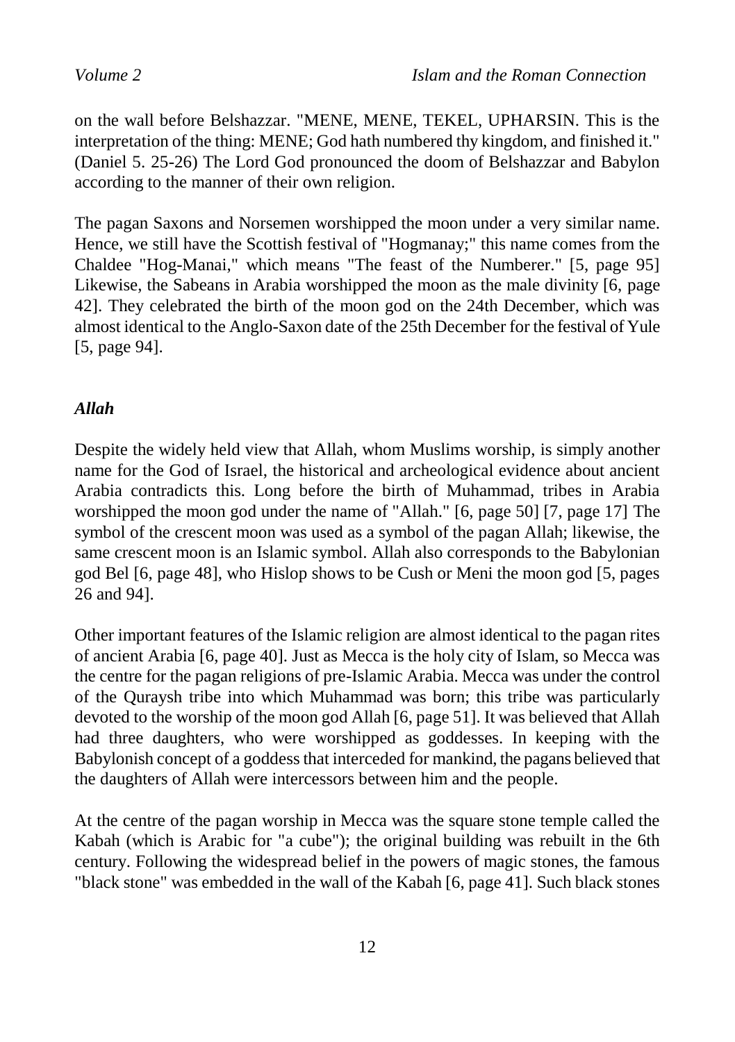on the wall before Belshazzar. "MENE, MENE, TEKEL, UPHARSIN. This is the interpretation of the thing: MENE; God hath numbered thy kingdom, and finished it." (Daniel 5. 25-26) The Lord God pronounced the doom of Belshazzar and Babylon according to the manner of their own religion.

The pagan Saxons and Norsemen worshipped the moon under a very similar name. Hence, we still have the Scottish festival of "Hogmanay;" this name comes from the Chaldee "Hog-Manai," which means "The feast of the Numberer." [5, page 95] Likewise, the Sabeans in Arabia worshipped the moon as the male divinity [6, page 42]. They celebrated the birth of the moon god on the 24th December, which was almost identical to the Anglo-Saxon date of the 25th December for the festival of Yule [5, page 94].

### *Allah*

Despite the widely held view that Allah, whom Muslims worship, is simply another name for the God of Israel, the historical and archeological evidence about ancient Arabia contradicts this. Long before the birth of Muhammad, tribes in Arabia worshipped the moon god under the name of "Allah." [6, page 50] [7, page 17] The symbol of the crescent moon was used as a symbol of the pagan Allah; likewise, the same crescent moon is an Islamic symbol. Allah also corresponds to the Babylonian god Bel [6, page 48], who Hislop shows to be Cush or Meni the moon god [5, pages 26 and 94].

Other important features of the Islamic religion are almost identical to the pagan rites of ancient Arabia [6, page 40]. Just as Mecca is the holy city of Islam, so Mecca was the centre for the pagan religions of pre-Islamic Arabia. Mecca was under the control of the Quraysh tribe into which Muhammad was born; this tribe was particularly devoted to the worship of the moon god Allah [6, page 51]. It was believed that Allah had three daughters, who were worshipped as goddesses. In keeping with the Babylonish concept of a goddess that interceded for mankind, the pagans believed that the daughters of Allah were intercessors between him and the people.

At the centre of the pagan worship in Mecca was the square stone temple called the Kabah (which is Arabic for "a cube"); the original building was rebuilt in the 6th century. Following the widespread belief in the powers of magic stones, the famous "black stone" was embedded in the wall of the Kabah [6, page 41]. Such black stones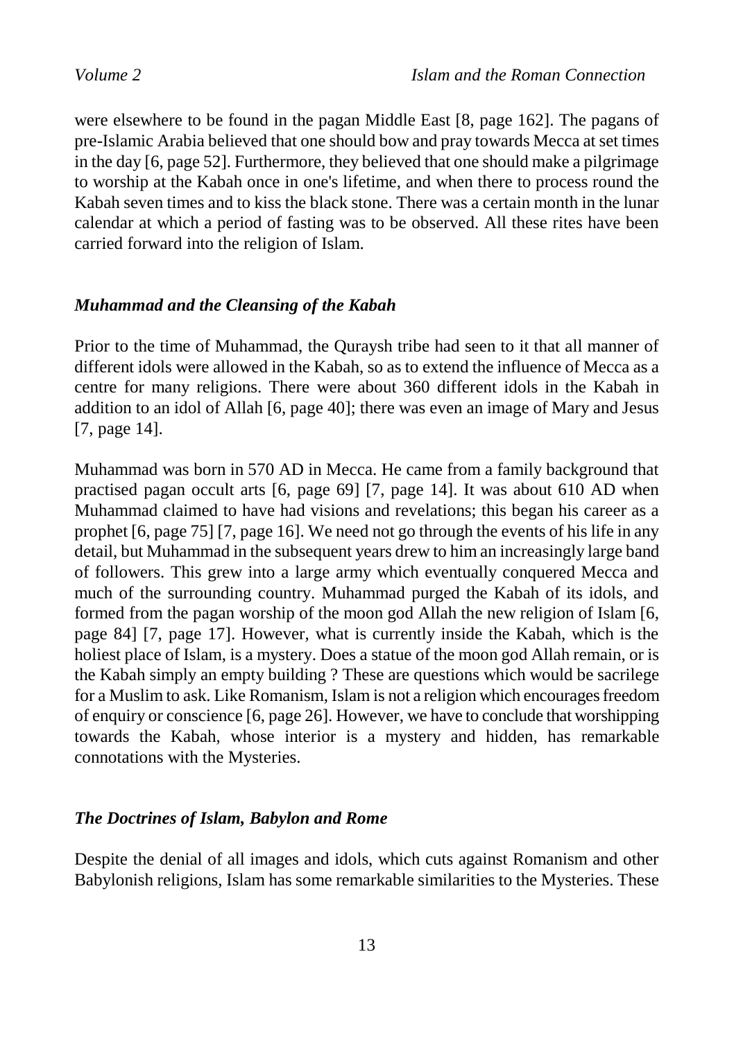were elsewhere to be found in the pagan Middle East [8, page 162]. The pagans of pre-Islamic Arabia believed that one should bow and pray towards Mecca at set times in the day [6, page 52]. Furthermore, they believed that one should make a pilgrimage to worship at the Kabah once in one's lifetime, and when there to process round the Kabah seven times and to kiss the black stone. There was a certain month in the lunar calendar at which a period of fasting was to be observed. All these rites have been carried forward into the religion of Islam.

### *Muhammad and the Cleansing of the Kabah*

Prior to the time of Muhammad, the Quraysh tribe had seen to it that all manner of different idols were allowed in the Kabah, so as to extend the influence of Mecca as a centre for many religions. There were about 360 different idols in the Kabah in addition to an idol of Allah [6, page 40]; there was even an image of Mary and Jesus [7, page 14].

Muhammad was born in 570 AD in Mecca. He came from a family background that practised pagan occult arts [6, page 69] [7, page 14]. It was about 610 AD when Muhammad claimed to have had visions and revelations; this began his career as a prophet [6, page 75] [7, page 16]. We need not go through the events of his life in any detail, but Muhammad in the subsequent years drew to him an increasingly large band of followers. This grew into a large army which eventually conquered Mecca and much of the surrounding country. Muhammad purged the Kabah of its idols, and formed from the pagan worship of the moon god Allah the new religion of Islam [6, page 84] [7, page 17]. However, what is currently inside the Kabah, which is the holiest place of Islam, is a mystery. Does a statue of the moon god Allah remain, or is the Kabah simply an empty building ? These are questions which would be sacrilege for a Muslim to ask. Like Romanism, Islam is not a religion which encourages freedom of enquiry or conscience [6, page 26]. However, we have to conclude that worshipping towards the Kabah, whose interior is a mystery and hidden, has remarkable connotations with the Mysteries.

### *The Doctrines of Islam, Babylon and Rome*

Despite the denial of all images and idols, which cuts against Romanism and other Babylonish religions, Islam has some remarkable similarities to the Mysteries. These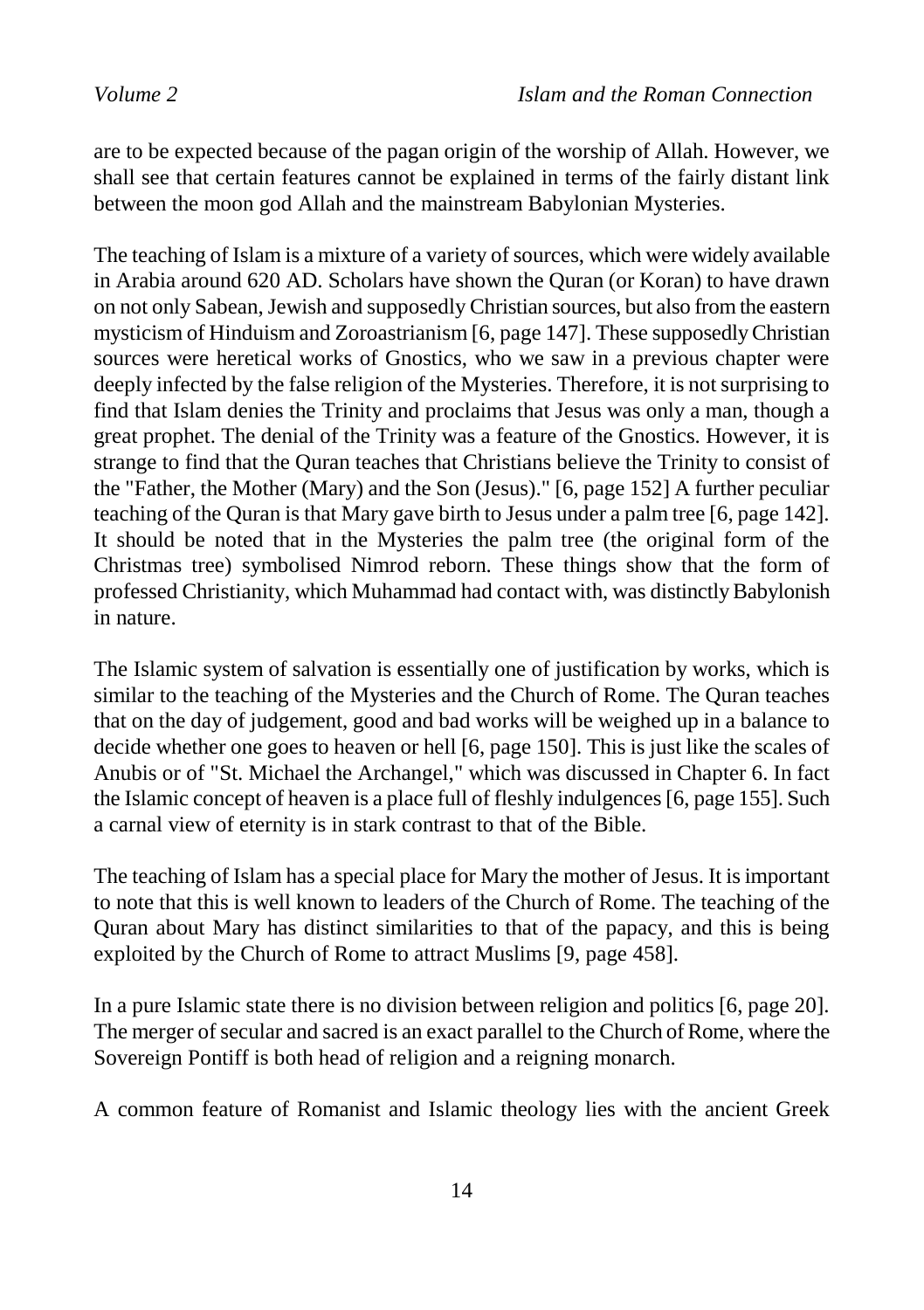are to be expected because of the pagan origin of the worship of Allah. However, we shall see that certain features cannot be explained in terms of the fairly distant link between the moon god Allah and the mainstream Babylonian Mysteries.

The teaching of Islam is a mixture of a variety of sources, which were widely available in Arabia around 620 AD. Scholars have shown the Quran (or Koran) to have drawn on not only Sabean, Jewish and supposedly Christian sources, but also from the eastern mysticism of Hinduism and Zoroastrianism [6, page 147]. These supposedly Christian sources were heretical works of Gnostics, who we saw in a previous chapter were deeply infected by the false religion of the Mysteries. Therefore, it is not surprising to find that Islam denies the Trinity and proclaims that Jesus was only a man, though a great prophet. The denial of the Trinity was a feature of the Gnostics. However, it is strange to find that the Quran teaches that Christians believe the Trinity to consist of the "Father, the Mother (Mary) and the Son (Jesus)." [6, page 152] A further peculiar teaching of the Quran is that Mary gave birth to Jesus under a palm tree [6, page 142]. It should be noted that in the Mysteries the palm tree (the original form of the Christmas tree) symbolised Nimrod reborn. These things show that the form of professed Christianity, which Muhammad had contact with, was distinctly Babylonish in nature.

The Islamic system of salvation is essentially one of justification by works, which is similar to the teaching of the Mysteries and the Church of Rome. The Quran teaches that on the day of judgement, good and bad works will be weighed up in a balance to decide whether one goes to heaven or hell [6, page 150]. This is just like the scales of Anubis or of "St. Michael the Archangel," which was discussed in Chapter 6. In fact the Islamic concept of heaven is a place full of fleshly indulgences [6, page 155]. Such a carnal view of eternity is in stark contrast to that of the Bible.

The teaching of Islam has a special place for Mary the mother of Jesus. It is important to note that this is well known to leaders of the Church of Rome. The teaching of the Quran about Mary has distinct similarities to that of the papacy, and this is being exploited by the Church of Rome to attract Muslims [9, page 458].

In a pure Islamic state there is no division between religion and politics [6, page 20]. The merger of secular and sacred is an exact parallel to the Church of Rome, where the Sovereign Pontiff is both head of religion and a reigning monarch.

A common feature of Romanist and Islamic theology lies with the ancient Greek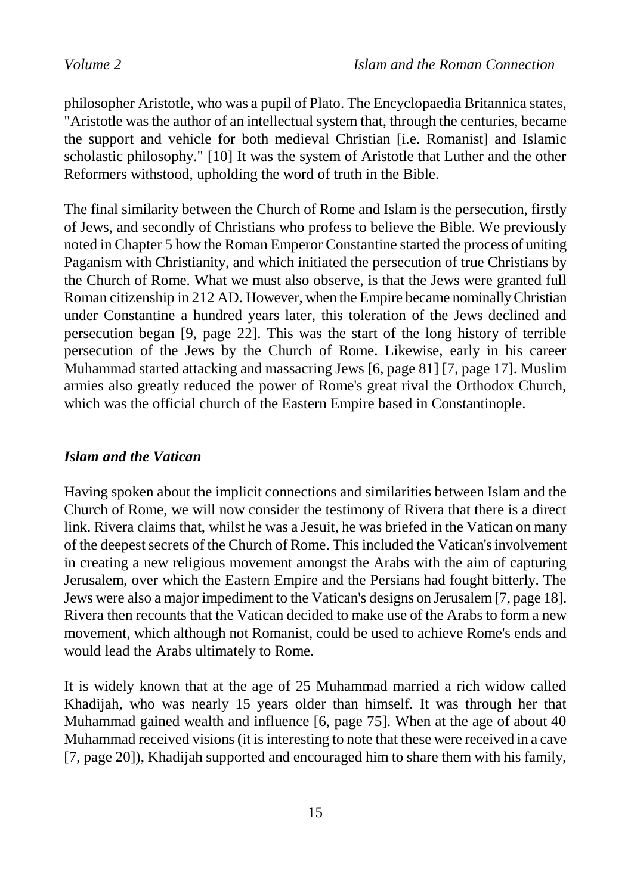philosopher Aristotle, who was a pupil of Plato. The Encyclopaedia Britannica states, "Aristotle was the author of an intellectual system that, through the centuries, became the support and vehicle for both medieval Christian [i.e. Romanist] and Islamic scholastic philosophy." [10] It was the system of Aristotle that Luther and the other Reformers withstood, upholding the word of truth in the Bible.

The final similarity between the Church of Rome and Islam is the persecution, firstly of Jews, and secondly of Christians who profess to believe the Bible. We previously noted in Chapter 5 how the Roman Emperor Constantine started the process of uniting Paganism with Christianity, and which initiated the persecution of true Christians by the Church of Rome. What we must also observe, is that the Jews were granted full Roman citizenship in 212 AD. However, when the Empire became nominally Christian under Constantine a hundred years later, this toleration of the Jews declined and persecution began [9, page 22]. This was the start of the long history of terrible persecution of the Jews by the Church of Rome. Likewise, early in his career Muhammad started attacking and massacring Jews [6, page 81] [7, page 17]. Muslim armies also greatly reduced the power of Rome's great rival the Orthodox Church, which was the official church of the Eastern Empire based in Constantinople.

### *Islam and the Vatican*

Having spoken about the implicit connections and similarities between Islam and the Church of Rome, we will now consider the testimony of Rivera that there is a direct link. Rivera claims that, whilst he was a Jesuit, he was briefed in the Vatican on many of the deepest secrets of the Church of Rome. This included the Vatican's involvement in creating a new religious movement amongst the Arabs with the aim of capturing Jerusalem, over which the Eastern Empire and the Persians had fought bitterly. The Jews were also a major impediment to the Vatican's designs on Jerusalem [7, page 18]. Rivera then recounts that the Vatican decided to make use of the Arabs to form a new movement, which although not Romanist, could be used to achieve Rome's ends and would lead the Arabs ultimately to Rome.

It is widely known that at the age of 25 Muhammad married a rich widow called Khadijah, who was nearly 15 years older than himself. It was through her that Muhammad gained wealth and influence [6, page 75]. When at the age of about 40 Muhammad received visions (it is interesting to note that these were received in a cave [7, page 20]), Khadijah supported and encouraged him to share them with his family,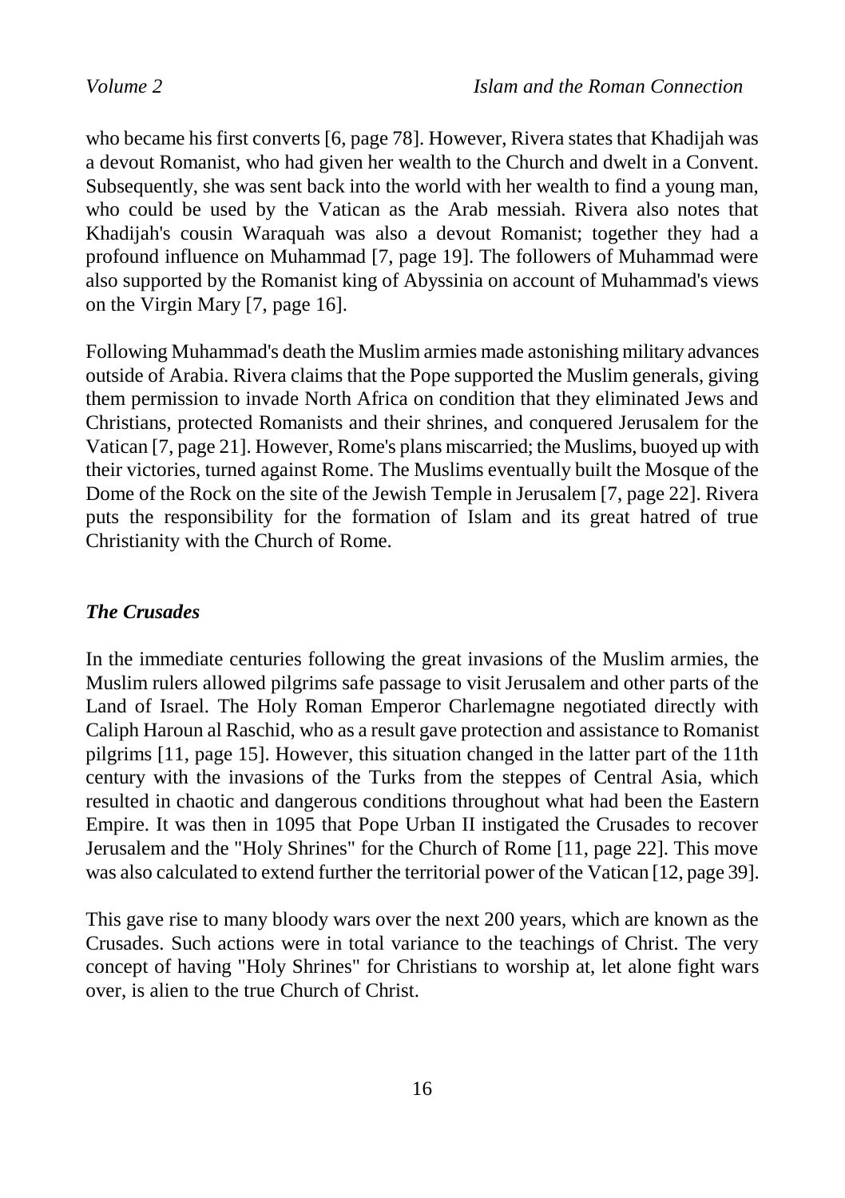who became his first converts [6, page 78]. However, Rivera states that Khadijah was a devout Romanist, who had given her wealth to the Church and dwelt in a Convent. Subsequently, she was sent back into the world with her wealth to find a young man, who could be used by the Vatican as the Arab messiah. Rivera also notes that Khadijah's cousin Waraquah was also a devout Romanist; together they had a profound influence on Muhammad [7, page 19]. The followers of Muhammad were also supported by the Romanist king of Abyssinia on account of Muhammad's views on the Virgin Mary [7, page 16].

Following Muhammad's death the Muslim armies made astonishing military advances outside of Arabia. Rivera claims that the Pope supported the Muslim generals, giving them permission to invade North Africa on condition that they eliminated Jews and Christians, protected Romanists and their shrines, and conquered Jerusalem for the Vatican [7, page 21]. However, Rome's plans miscarried; the Muslims, buoyed up with their victories, turned against Rome. The Muslims eventually built the Mosque of the Dome of the Rock on the site of the Jewish Temple in Jerusalem [7, page 22]. Rivera puts the responsibility for the formation of Islam and its great hatred of true Christianity with the Church of Rome.

### *The Crusades*

In the immediate centuries following the great invasions of the Muslim armies, the Muslim rulers allowed pilgrims safe passage to visit Jerusalem and other parts of the Land of Israel. The Holy Roman Emperor Charlemagne negotiated directly with Caliph Haroun al Raschid, who as a result gave protection and assistance to Romanist pilgrims [11, page 15]. However, this situation changed in the latter part of the 11th century with the invasions of the Turks from the steppes of Central Asia, which resulted in chaotic and dangerous conditions throughout what had been the Eastern Empire. It was then in 1095 that Pope Urban II instigated the Crusades to recover Jerusalem and the "Holy Shrines" for the Church of Rome [11, page 22]. This move was also calculated to extend further the territorial power of the Vatican [12, page 39].

This gave rise to many bloody wars over the next 200 years, which are known as the Crusades. Such actions were in total variance to the teachings of Christ. The very concept of having "Holy Shrines" for Christians to worship at, let alone fight wars over, is alien to the true Church of Christ.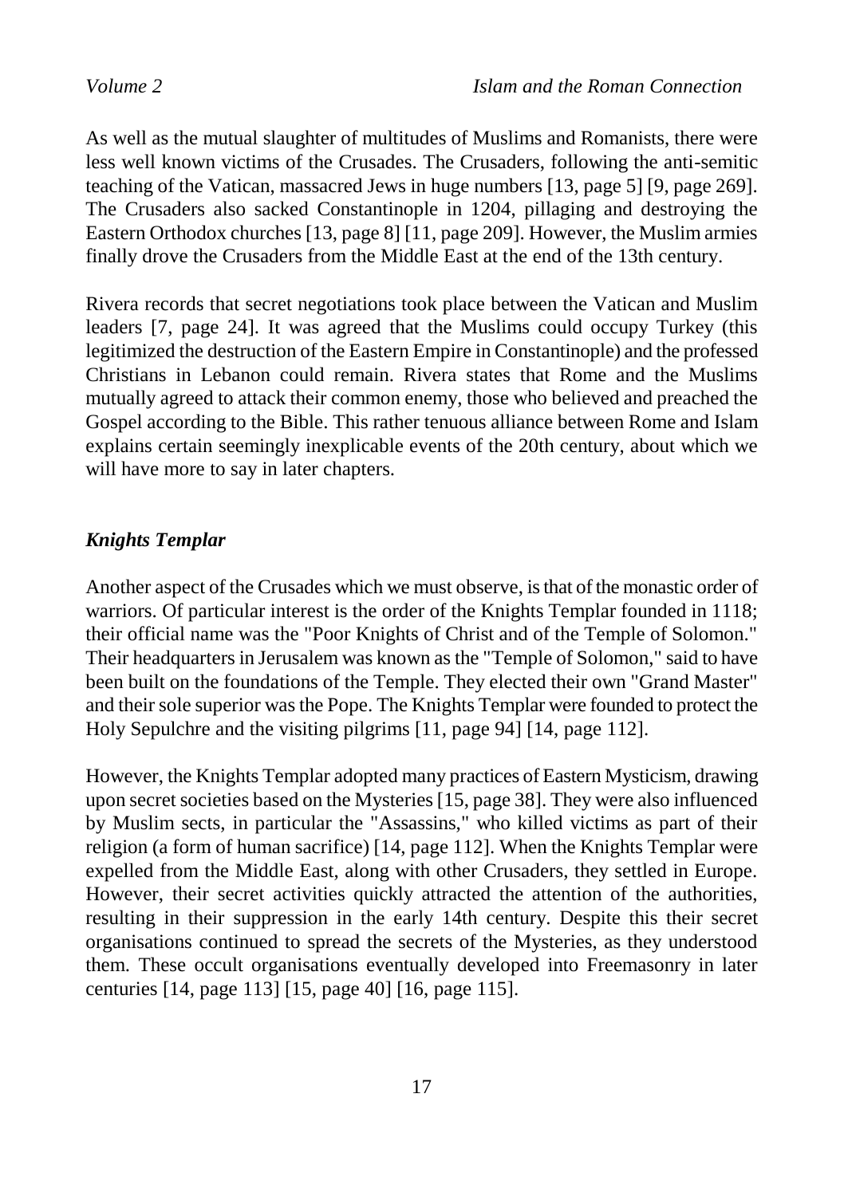As well as the mutual slaughter of multitudes of Muslims and Romanists, there were less well known victims of the Crusades. The Crusaders, following the anti-semitic teaching of the Vatican, massacred Jews in huge numbers [13, page 5] [9, page 269]. The Crusaders also sacked Constantinople in 1204, pillaging and destroying the Eastern Orthodox churches [13, page 8] [11, page 209]. However, the Muslim armies finally drove the Crusaders from the Middle East at the end of the 13th century.

Rivera records that secret negotiations took place between the Vatican and Muslim leaders [7, page 24]. It was agreed that the Muslims could occupy Turkey (this legitimized the destruction of the Eastern Empire in Constantinople) and the professed Christians in Lebanon could remain. Rivera states that Rome and the Muslims mutually agreed to attack their common enemy, those who believed and preached the Gospel according to the Bible. This rather tenuous alliance between Rome and Islam explains certain seemingly inexplicable events of the 20th century, about which we will have more to say in later chapters.

### *Knights Templar*

Another aspect of the Crusades which we must observe, is that of the monastic order of warriors. Of particular interest is the order of the Knights Templar founded in 1118; their official name was the "Poor Knights of Christ and of the Temple of Solomon." Their headquarters in Jerusalem was known as the "Temple of Solomon," said to have been built on the foundations of the Temple. They elected their own "Grand Master" and their sole superior was the Pope. The Knights Templar were founded to protect the Holy Sepulchre and the visiting pilgrims [11, page 94] [14, page 112].

However, the Knights Templar adopted many practices of Eastern Mysticism, drawing upon secret societies based on the Mysteries [15, page 38]. They were also influenced by Muslim sects, in particular the "Assassins," who killed victims as part of their religion (a form of human sacrifice) [14, page 112]. When the Knights Templar were expelled from the Middle East, along with other Crusaders, they settled in Europe. However, their secret activities quickly attracted the attention of the authorities, resulting in their suppression in the early 14th century. Despite this their secret organisations continued to spread the secrets of the Mysteries, as they understood them. These occult organisations eventually developed into Freemasonry in later centuries [14, page 113] [15, page 40] [16, page 115].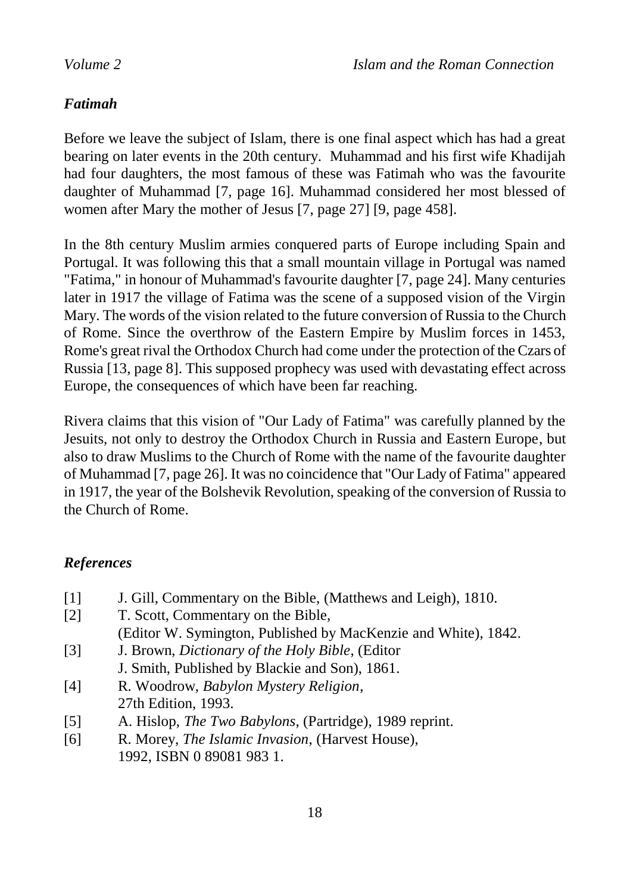### *Fatimah*

Before we leave the subject of Islam, there is one final aspect which has had a great bearing on later events in the 20th century. Muhammad and his first wife Khadijah had four daughters, the most famous of these was Fatimah who was the favourite daughter of Muhammad [7, page 16]. Muhammad considered her most blessed of women after Mary the mother of Jesus [7, page 27] [9, page 458].

In the 8th century Muslim armies conquered parts of Europe including Spain and Portugal. It was following this that a small mountain village in Portugal was named "Fatima," in honour of Muhammad's favourite daughter [7, page 24]. Many centuries later in 1917 the village of Fatima was the scene of a supposed vision of the Virgin Mary. The words of the vision related to the future conversion of Russia to the Church of Rome. Since the overthrow of the Eastern Empire by Muslim forces in 1453, Rome's great rival the Orthodox Church had come under the protection of the Czars of Russia [13, page 8]. This supposed prophecy was used with devastating effect across Europe, the consequences of which have been far reaching.

Rivera claims that this vision of "Our Lady of Fatima" was carefully planned by the Jesuits, not only to destroy the Orthodox Church in Russia and Eastern Europe, but also to draw Muslims to the Church of Rome with the name of the favourite daughter of Muhammad [7, page 26]. It was no coincidence that "Our Lady of Fatima" appeared in 1917, the year of the Bolshevik Revolution, speaking of the conversion of Russia to the Church of Rome.

### *References*

- [1] J. Gill, Commentary on the Bible, (Matthews and Leigh), 1810.
- [2] T. Scott, Commentary on the Bible, (Editor W. Symington, Published by MacKenzie and White), 1842.
- [3] J. Brown, *Dictionary of the Holy Bible*, (Editor J. Smith, Published by Blackie and Son), 1861.
- [4] R. Woodrow, *Babylon Mystery Religion*, 27th Edition, 1993.
- [5] A. Hislop, *The Two Babylons*, (Partridge), 1989 reprint.
- [6] R. Morey, *The Islamic Invasion*, (Harvest House), 1992, ISBN 0 89081 983 1.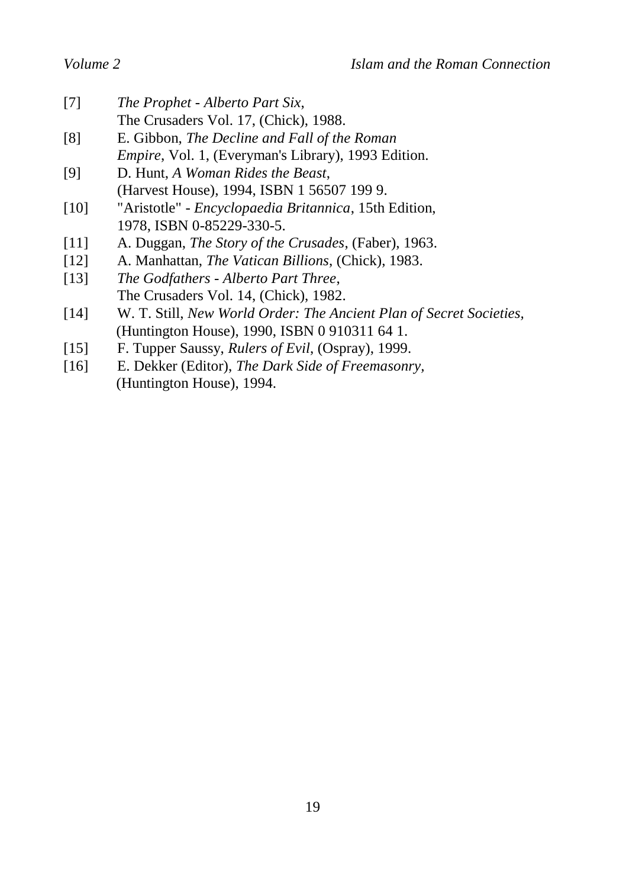[7] *The Prophet - Alberto Part Six*, The Crusaders Vol. 17, (Chick), 1988.

[8] E. Gibbon, *The Decline and Fall of the Roman Empire*, Vol. 1, (Everyman's Library), 1993 Edition.

[9] D. Hunt, *A Woman Rides the Beast*, (Harvest House), 1994, ISBN 1 56507 199 9.

[10] "Aristotle" - *Encyclopaedia Britannica*, 15th Edition, 1978, ISBN 0-85229-330-5.

[11] A. Duggan, *The Story of the Crusades*, (Faber), 1963.

[12] A. Manhattan, *The Vatican Billions*, (Chick), 1983.

[13] *The Godfathers - Alberto Part Three*, The Crusaders Vol. 14, (Chick), 1982.

[14] W. T. Still, *New World Order: The Ancient Plan of Secret Societies*, (Huntington House), 1990, ISBN 0 910311 64 1.

[15] F. Tupper Saussy, *Rulers of Evil*, (Ospray), 1999.

[16] E. Dekker (Editor), *The Dark Side of Freemasonry*, (Huntington House), 1994.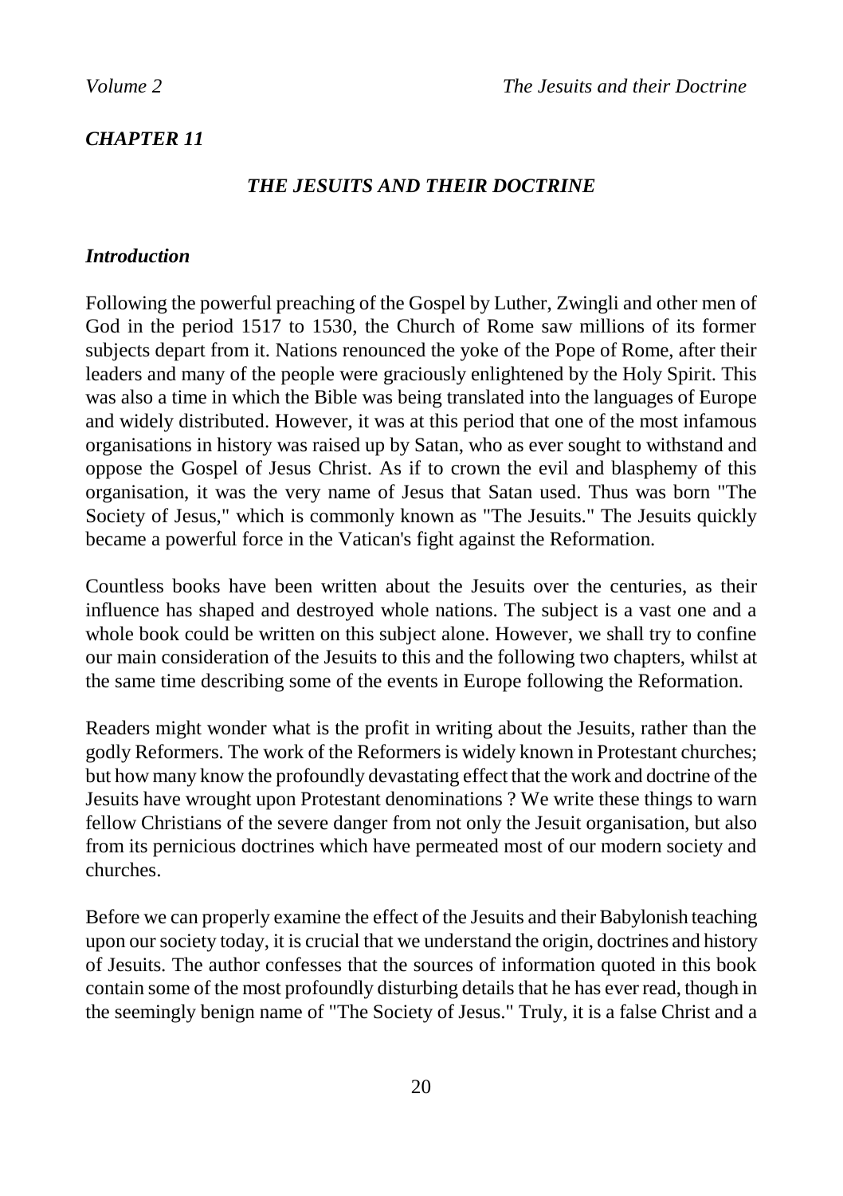## *CHAPTER 11*

### *THE JESUITS AND THEIR DOCTRINE*

#### *Introduction*

Following the powerful preaching of the Gospel by Luther, Zwingli and other men of God in the period 1517 to 1530, the Church of Rome saw millions of its former subjects depart from it. Nations renounced the yoke of the Pope of Rome, after their leaders and many of the people were graciously enlightened by the Holy Spirit. This was also a time in which the Bible was being translated into the languages of Europe and widely distributed. However, it was at this period that one of the most infamous organisations in history was raised up by Satan, who as ever sought to withstand and oppose the Gospel of Jesus Christ. As if to crown the evil and blasphemy of this organisation, it was the very name of Jesus that Satan used. Thus was born "The Society of Jesus," which is commonly known as "The Jesuits." The Jesuits quickly became a powerful force in the Vatican's fight against the Reformation.

Countless books have been written about the Jesuits over the centuries, as their influence has shaped and destroyed whole nations. The subject is a vast one and a whole book could be written on this subject alone. However, we shall try to confine our main consideration of the Jesuits to this and the following two chapters, whilst at the same time describing some of the events in Europe following the Reformation.

Readers might wonder what is the profit in writing about the Jesuits, rather than the godly Reformers. The work of the Reformers is widely known in Protestant churches; but how many know the profoundly devastating effect that the work and doctrine of the Jesuits have wrought upon Protestant denominations ? We write these things to warn fellow Christians of the severe danger from not only the Jesuit organisation, but also from its pernicious doctrines which have permeated most of our modern society and churches.

Before we can properly examine the effect of the Jesuits and their Babylonish teaching upon our society today, it is crucial that we understand the origin, doctrines and history of Jesuits. The author confesses that the sources of information quoted in this book contain some of the most profoundly disturbing details that he has ever read, though in the seemingly benign name of "The Society of Jesus." Truly, it is a false Christ and a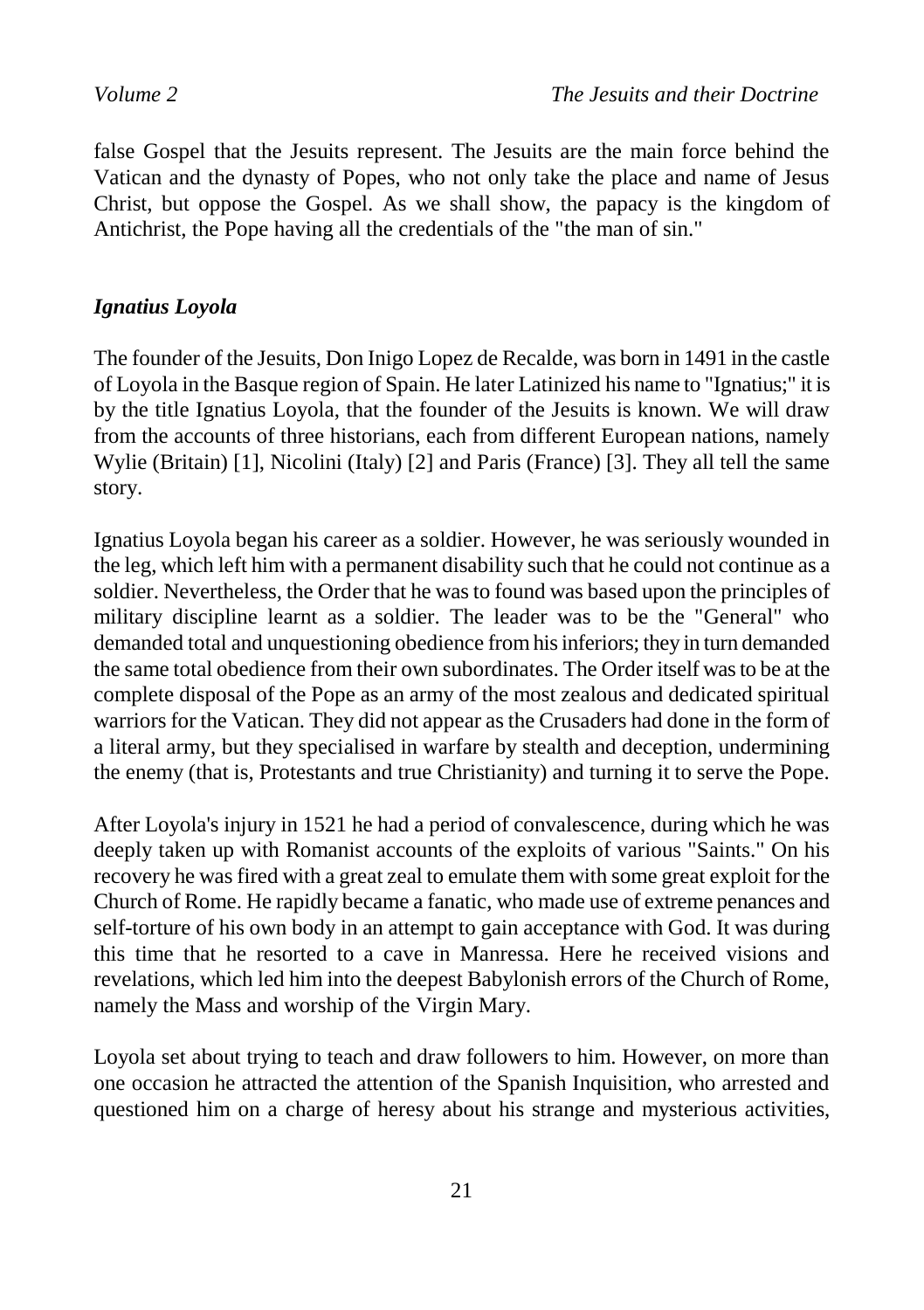false Gospel that the Jesuits represent. The Jesuits are the main force behind the Vatican and the dynasty of Popes, who not only take the place and name of Jesus Christ, but oppose the Gospel. As we shall show, the papacy is the kingdom of Antichrist, the Pope having all the credentials of the "the man of sin."

### *Ignatius Loyola*

The founder of the Jesuits, Don Inigo Lopez de Recalde, was born in 1491 in the castle of Loyola in the Basque region of Spain. He later Latinized his name to "Ignatius;" it is by the title Ignatius Loyola, that the founder of the Jesuits is known. We will draw from the accounts of three historians, each from different European nations, namely Wylie (Britain) [1], Nicolini (Italy) [2] and Paris (France) [3]. They all tell the same story.

Ignatius Loyola began his career as a soldier. However, he was seriously wounded in the leg, which left him with a permanent disability such that he could not continue as a soldier. Nevertheless, the Order that he was to found was based upon the principles of military discipline learnt as a soldier. The leader was to be the "General" who demanded total and unquestioning obedience from his inferiors; they in turn demanded the same total obedience from their own subordinates. The Order itself was to be at the complete disposal of the Pope as an army of the most zealous and dedicated spiritual warriors for the Vatican. They did not appear as the Crusaders had done in the form of a literal army, but they specialised in warfare by stealth and deception, undermining the enemy (that is, Protestants and true Christianity) and turning it to serve the Pope.

After Loyola's injury in 1521 he had a period of convalescence, during which he was deeply taken up with Romanist accounts of the exploits of various "Saints." On his recovery he was fired with a great zeal to emulate them with some great exploit for the Church of Rome. He rapidly became a fanatic, who made use of extreme penances and self-torture of his own body in an attempt to gain acceptance with God. It was during this time that he resorted to a cave in Manressa. Here he received visions and revelations, which led him into the deepest Babylonish errors of the Church of Rome, namely the Mass and worship of the Virgin Mary.

Loyola set about trying to teach and draw followers to him. However, on more than one occasion he attracted the attention of the Spanish Inquisition, who arrested and questioned him on a charge of heresy about his strange and mysterious activities,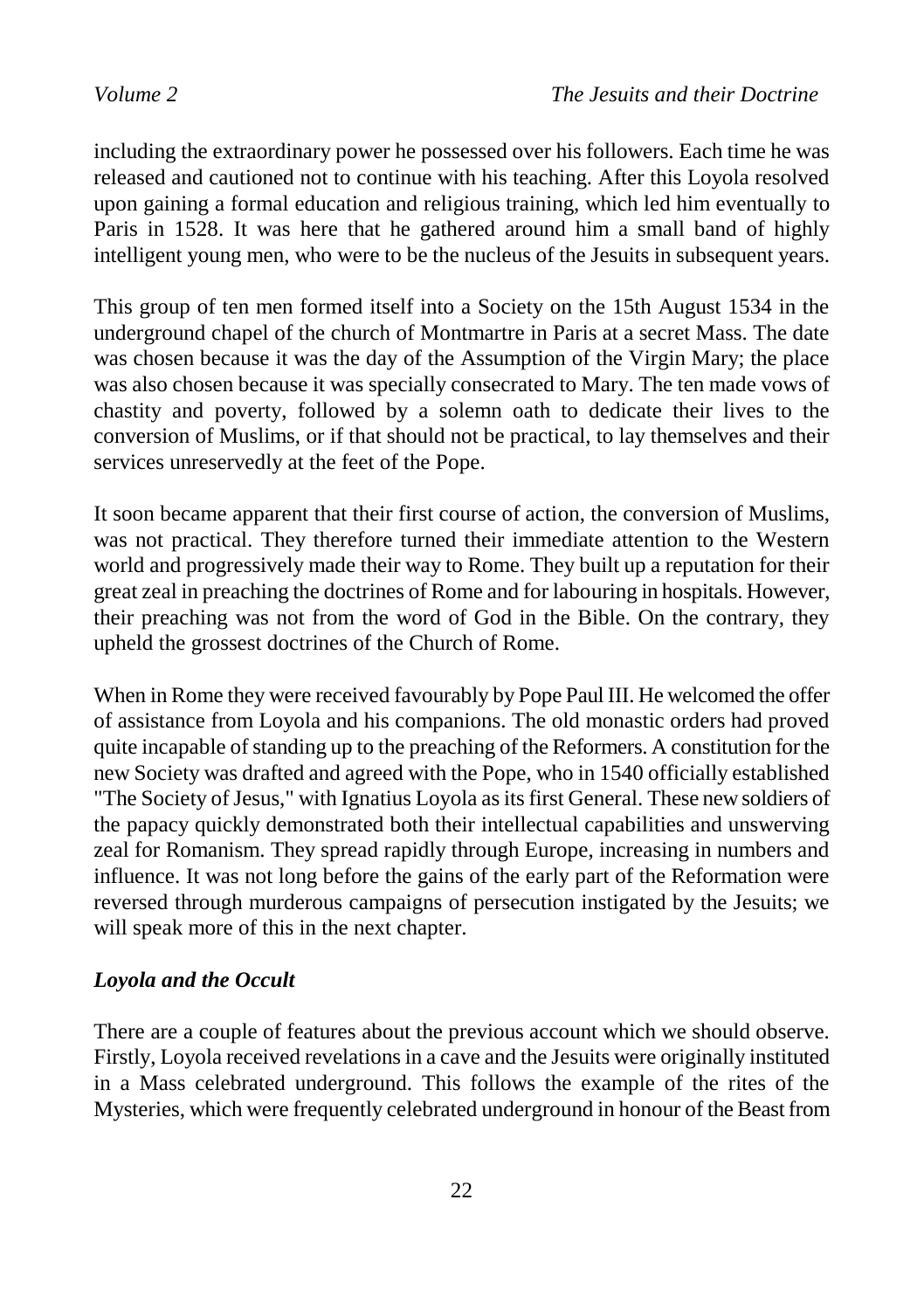including the extraordinary power he possessed over his followers. Each time he was released and cautioned not to continue with his teaching. After this Loyola resolved upon gaining a formal education and religious training, which led him eventually to Paris in 1528. It was here that he gathered around him a small band of highly intelligent young men, who were to be the nucleus of the Jesuits in subsequent years.

This group of ten men formed itself into a Society on the 15th August 1534 in the underground chapel of the church of Montmartre in Paris at a secret Mass. The date was chosen because it was the day of the Assumption of the Virgin Mary; the place was also chosen because it was specially consecrated to Mary. The ten made vows of chastity and poverty, followed by a solemn oath to dedicate their lives to the conversion of Muslims, or if that should not be practical, to lay themselves and their services unreservedly at the feet of the Pope.

It soon became apparent that their first course of action, the conversion of Muslims, was not practical. They therefore turned their immediate attention to the Western world and progressively made their way to Rome. They built up a reputation for their great zeal in preaching the doctrines of Rome and for labouring in hospitals. However, their preaching was not from the word of God in the Bible. On the contrary, they upheld the grossest doctrines of the Church of Rome.

When in Rome they were received favourably by Pope Paul III. He welcomed the offer of assistance from Loyola and his companions. The old monastic orders had proved quite incapable of standing up to the preaching of the Reformers. A constitution for the new Society was drafted and agreed with the Pope, who in 1540 officially established "The Society of Jesus," with Ignatius Loyola as its first General. These new soldiers of the papacy quickly demonstrated both their intellectual capabilities and unswerving zeal for Romanism. They spread rapidly through Europe, increasing in numbers and influence. It was not long before the gains of the early part of the Reformation were reversed through murderous campaigns of persecution instigated by the Jesuits; we will speak more of this in the next chapter.

### *Loyola and the Occult*

There are a couple of features about the previous account which we should observe. Firstly, Loyola received revelations in a cave and the Jesuits were originally instituted in a Mass celebrated underground. This follows the example of the rites of the Mysteries, which were frequently celebrated underground in honour of the Beast from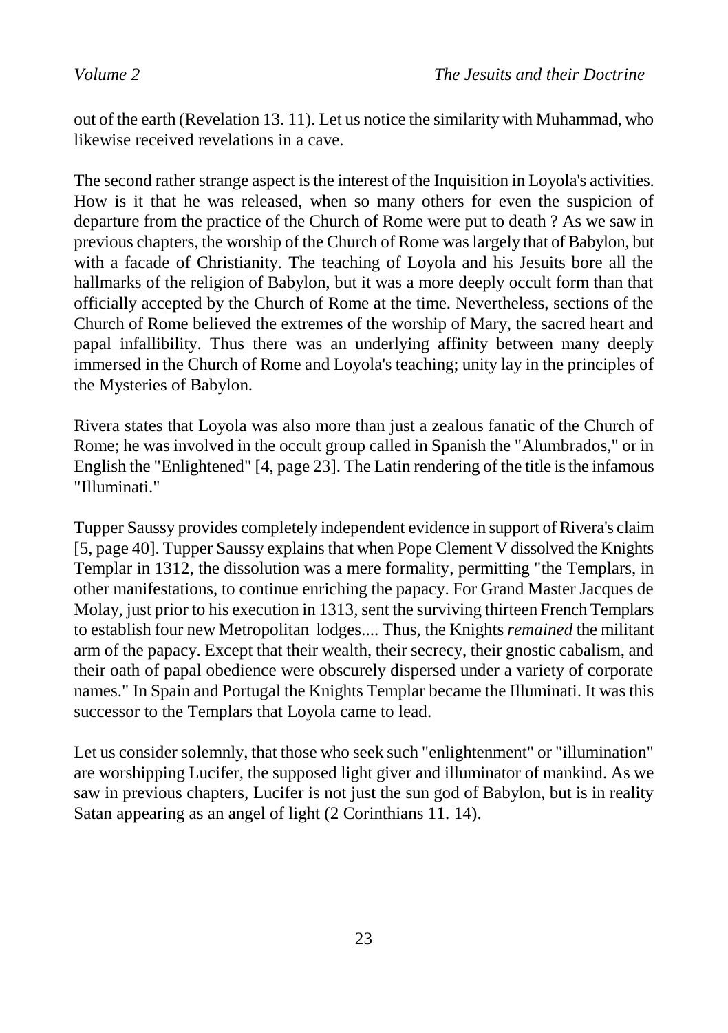out of the earth (Revelation 13. 11). Let us notice the similarity with Muhammad, who likewise received revelations in a cave.

The second rather strange aspect is the interest of the Inquisition in Loyola's activities. How is it that he was released, when so many others for even the suspicion of departure from the practice of the Church of Rome were put to death ? As we saw in previous chapters, the worship of the Church of Rome was largely that of Babylon, but with a facade of Christianity. The teaching of Loyola and his Jesuits bore all the hallmarks of the religion of Babylon, but it was a more deeply occult form than that officially accepted by the Church of Rome at the time. Nevertheless, sections of the Church of Rome believed the extremes of the worship of Mary, the sacred heart and papal infallibility. Thus there was an underlying affinity between many deeply immersed in the Church of Rome and Loyola's teaching; unity lay in the principles of the Mysteries of Babylon.

Rivera states that Loyola was also more than just a zealous fanatic of the Church of Rome; he was involved in the occult group called in Spanish the "Alumbrados," or in English the "Enlightened" [4, page 23]. The Latin rendering of the title is the infamous "Illuminati."

Tupper Saussy provides completely independent evidence in support of Rivera's claim [5, page 40]. Tupper Saussy explains that when Pope Clement V dissolved the Knights Templar in 1312, the dissolution was a mere formality, permitting "the Templars, in other manifestations, to continue enriching the papacy. For Grand Master Jacques de Molay, just prior to his execution in 1313, sent the surviving thirteen French Templars to establish four new Metropolitan lodges.... Thus, the Knights *remained* the militant arm of the papacy. Except that their wealth, their secrecy, their gnostic cabalism, and their oath of papal obedience were obscurely dispersed under a variety of corporate names." In Spain and Portugal the Knights Templar became the Illuminati. It was this successor to the Templars that Loyola came to lead.

Let us consider solemnly, that those who seek such "enlightenment" or "illumination" are worshipping Lucifer, the supposed light giver and illuminator of mankind. As we saw in previous chapters, Lucifer is not just the sun god of Babylon, but is in reality Satan appearing as an angel of light (2 Corinthians 11. 14).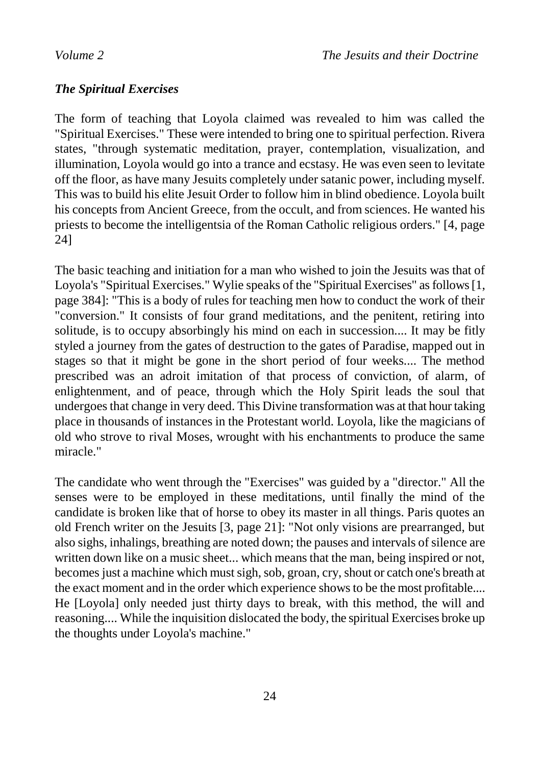### *The Spiritual Exercises*

The form of teaching that Loyola claimed was revealed to him was called the "Spiritual Exercises." These were intended to bring one to spiritual perfection. Rivera states, "through systematic meditation, prayer, contemplation, visualization, and illumination, Loyola would go into a trance and ecstasy. He was even seen to levitate off the floor, as have many Jesuits completely under satanic power, including myself. This was to build his elite Jesuit Order to follow him in blind obedience. Loyola built his concepts from Ancient Greece, from the occult, and from sciences. He wanted his priests to become the intelligentsia of the Roman Catholic religious orders." [4, page 24]

The basic teaching and initiation for a man who wished to join the Jesuits was that of Loyola's "Spiritual Exercises." Wylie speaks of the "Spiritual Exercises" as follows [1, page 384]: "This is a body of rules for teaching men how to conduct the work of their "conversion." It consists of four grand meditations, and the penitent, retiring into solitude, is to occupy absorbingly his mind on each in succession.... It may be fitly styled a journey from the gates of destruction to the gates of Paradise, mapped out in stages so that it might be gone in the short period of four weeks.... The method prescribed was an adroit imitation of that process of conviction, of alarm, of enlightenment, and of peace, through which the Holy Spirit leads the soul that undergoes that change in very deed. This Divine transformation was at that hour taking place in thousands of instances in the Protestant world. Loyola, like the magicians of old who strove to rival Moses, wrought with his enchantments to produce the same miracle."

The candidate who went through the "Exercises" was guided by a "director." All the senses were to be employed in these meditations, until finally the mind of the candidate is broken like that of horse to obey its master in all things. Paris quotes an old French writer on the Jesuits [3, page 21]: "Not only visions are prearranged, but also sighs, inhalings, breathing are noted down; the pauses and intervals of silence are written down like on a music sheet... which means that the man, being inspired or not, becomes just a machine which must sigh, sob, groan, cry, shout or catch one's breath at the exact moment and in the order which experience shows to be the most profitable.... He [Loyola] only needed just thirty days to break, with this method, the will and reasoning.... While the inquisition dislocated the body, the spiritual Exercises broke up the thoughts under Loyola's machine."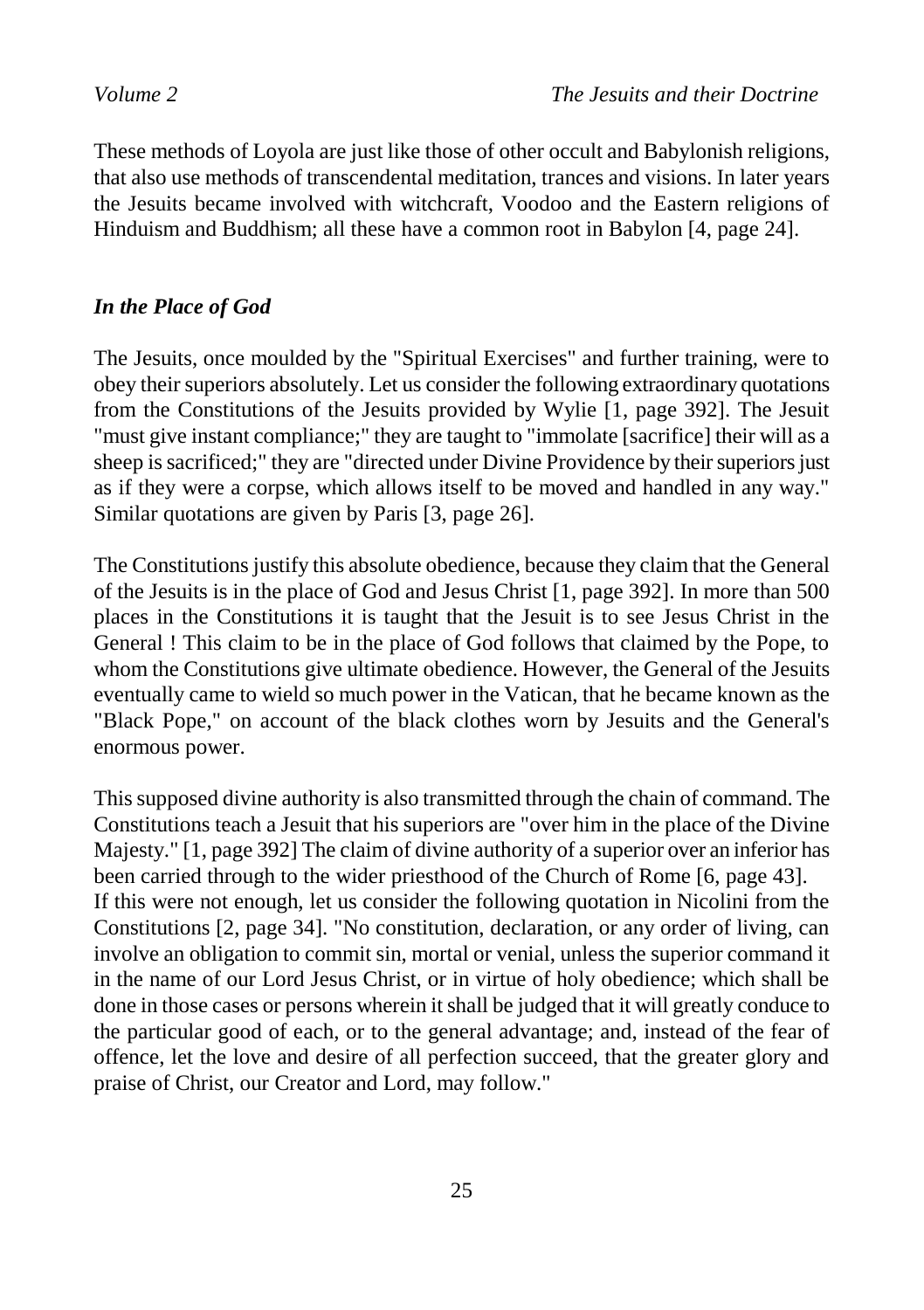These methods of Loyola are just like those of other occult and Babylonish religions, that also use methods of transcendental meditation, trances and visions. In later years the Jesuits became involved with witchcraft, Voodoo and the Eastern religions of Hinduism and Buddhism; all these have a common root in Babylon [4, page 24].

### *In the Place of God*

The Jesuits, once moulded by the "Spiritual Exercises" and further training, were to obey their superiors absolutely. Let us consider the following extraordinary quotations from the Constitutions of the Jesuits provided by Wylie [1, page 392]. The Jesuit "must give instant compliance;" they are taught to "immolate [sacrifice] their will as a sheep is sacrificed;" they are "directed under Divine Providence by their superiors just as if they were a corpse, which allows itself to be moved and handled in any way." Similar quotations are given by Paris [3, page 26].

The Constitutions justify this absolute obedience, because they claim that the General of the Jesuits is in the place of God and Jesus Christ [1, page 392]. In more than 500 places in the Constitutions it is taught that the Jesuit is to see Jesus Christ in the General ! This claim to be in the place of God follows that claimed by the Pope, to whom the Constitutions give ultimate obedience. However, the General of the Jesuits eventually came to wield so much power in the Vatican, that he became known as the "Black Pope," on account of the black clothes worn by Jesuits and the General's enormous power.

This supposed divine authority is also transmitted through the chain of command. The Constitutions teach a Jesuit that his superiors are "over him in the place of the Divine Majesty." [1, page 392] The claim of divine authority of a superior over an inferior has been carried through to the wider priesthood of the Church of Rome [6, page 43].
If this were not enough, let us consider the following quotation in Nicolini from the Constitutions [2, page 34]. "No constitution, declaration, or any order of living, can involve an obligation to commit sin, mortal or venial, unless the superior command it in the name of our Lord Jesus Christ, or in virtue of holy obedience; which shall be done in those cases or persons wherein it shall be judged that it will greatly conduce to the particular good of each, or to the general advantage; and, instead of the fear of offence, let the love and desire of all perfection succeed, that the greater glory and praise of Christ, our Creator and Lord, may follow."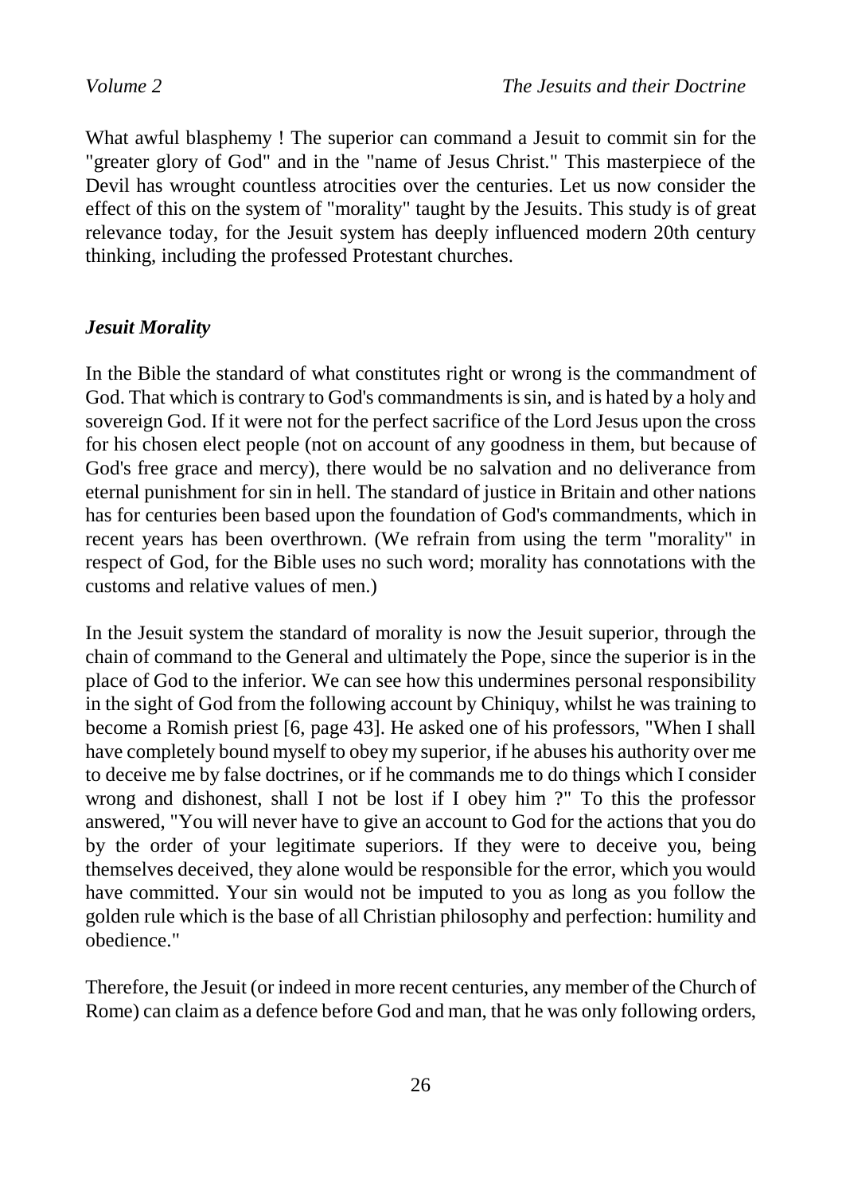What awful blasphemy ! The superior can command a Jesuit to commit sin for the "greater glory of God" and in the "name of Jesus Christ." This masterpiece of the Devil has wrought countless atrocities over the centuries. Let us now consider the effect of this on the system of "morality" taught by the Jesuits. This study is of great relevance today, for the Jesuit system has deeply influenced modern 20th century thinking, including the professed Protestant churches.

### *Jesuit Morality*

In the Bible the standard of what constitutes right or wrong is the commandment of God. That which is contrary to God's commandments is sin, and is hated by a holy and sovereign God. If it were not for the perfect sacrifice of the Lord Jesus upon the cross for his chosen elect people (not on account of any goodness in them, but because of God's free grace and mercy), there would be no salvation and no deliverance from eternal punishment for sin in hell. The standard of justice in Britain and other nations has for centuries been based upon the foundation of God's commandments, which in recent years has been overthrown. (We refrain from using the term "morality" in respect of God, for the Bible uses no such word; morality has connotations with the customs and relative values of men.)

In the Jesuit system the standard of morality is now the Jesuit superior, through the chain of command to the General and ultimately the Pope, since the superior is in the place of God to the inferior. We can see how this undermines personal responsibility in the sight of God from the following account by Chiniquy, whilst he was training to become a Romish priest [6, page 43]. He asked one of his professors, "When I shall have completely bound myself to obey my superior, if he abuses his authority over me to deceive me by false doctrines, or if he commands me to do things which I consider wrong and dishonest, shall I not be lost if I obey him ?" To this the professor answered, "You will never have to give an account to God for the actions that you do by the order of your legitimate superiors. If they were to deceive you, being themselves deceived, they alone would be responsible for the error, which you would have committed. Your sin would not be imputed to you as long as you follow the golden rule which is the base of all Christian philosophy and perfection: humility and obedience."

Therefore, the Jesuit (or indeed in more recent centuries, any member of the Church of Rome) can claim as a defence before God and man, that he was only following orders,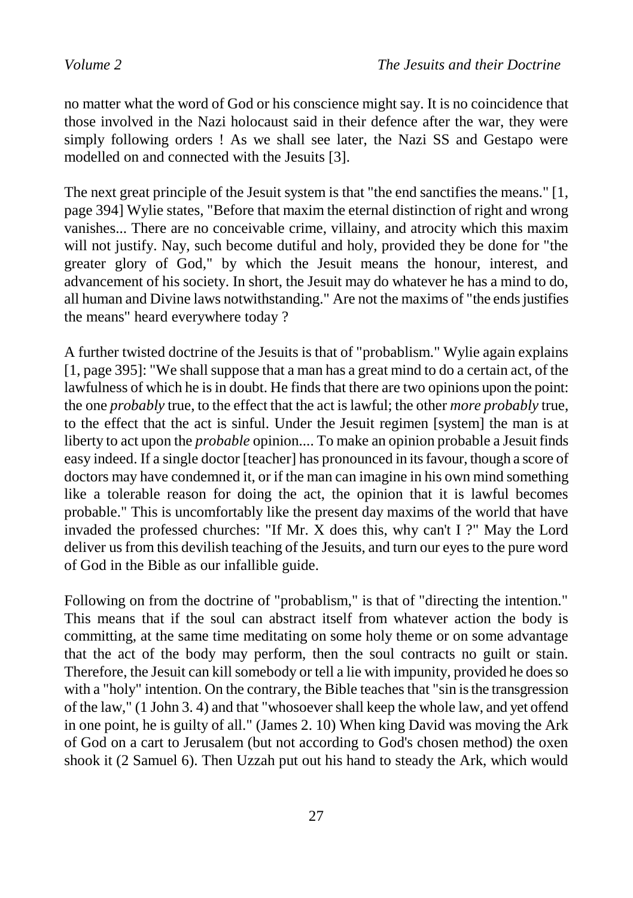no matter what the word of God or his conscience might say. It is no coincidence that those involved in the Nazi holocaust said in their defence after the war, they were simply following orders ! As we shall see later, the Nazi SS and Gestapo were modelled on and connected with the Jesuits [3].

The next great principle of the Jesuit system is that "the end sanctifies the means." [1, page 394] Wylie states, "Before that maxim the eternal distinction of right and wrong vanishes... There are no conceivable crime, villainy, and atrocity which this maxim will not justify. Nay, such become dutiful and holy, provided they be done for "the greater glory of God," by which the Jesuit means the honour, interest, and advancement of his society. In short, the Jesuit may do whatever he has a mind to do, all human and Divine laws notwithstanding." Are not the maxims of "the ends justifies the means" heard everywhere today ?

A further twisted doctrine of the Jesuits is that of "probablism." Wylie again explains [1, page 395]: "We shall suppose that a man has a great mind to do a certain act, of the lawfulness of which he is in doubt. He finds that there are two opinions upon the point: the one *probably* true, to the effect that the act is lawful; the other *more probably* true, to the effect that the act is sinful. Under the Jesuit regimen [system] the man is at liberty to act upon the *probable* opinion.... To make an opinion probable a Jesuit finds easy indeed. If a single doctor [teacher] has pronounced in its favour, though a score of doctors may have condemned it, or if the man can imagine in his own mind something like a tolerable reason for doing the act, the opinion that it is lawful becomes probable." This is uncomfortably like the present day maxims of the world that have invaded the professed churches: "If Mr. X does this, why can't I ?" May the Lord deliver us from this devilish teaching of the Jesuits, and turn our eyes to the pure word of God in the Bible as our infallible guide.

Following on from the doctrine of "probablism," is that of "directing the intention." This means that if the soul can abstract itself from whatever action the body is committing, at the same time meditating on some holy theme or on some advantage that the act of the body may perform, then the soul contracts no guilt or stain. Therefore, the Jesuit can kill somebody or tell a lie with impunity, provided he does so with a "holy" intention. On the contrary, the Bible teaches that "sin is the transgression of the law," (1 John 3. 4) and that "whosoever shall keep the whole law, and yet offend in one point, he is guilty of all." (James 2. 10) When king David was moving the Ark of God on a cart to Jerusalem (but not according to God's chosen method) the oxen shook it (2 Samuel 6). Then Uzzah put out his hand to steady the Ark, which would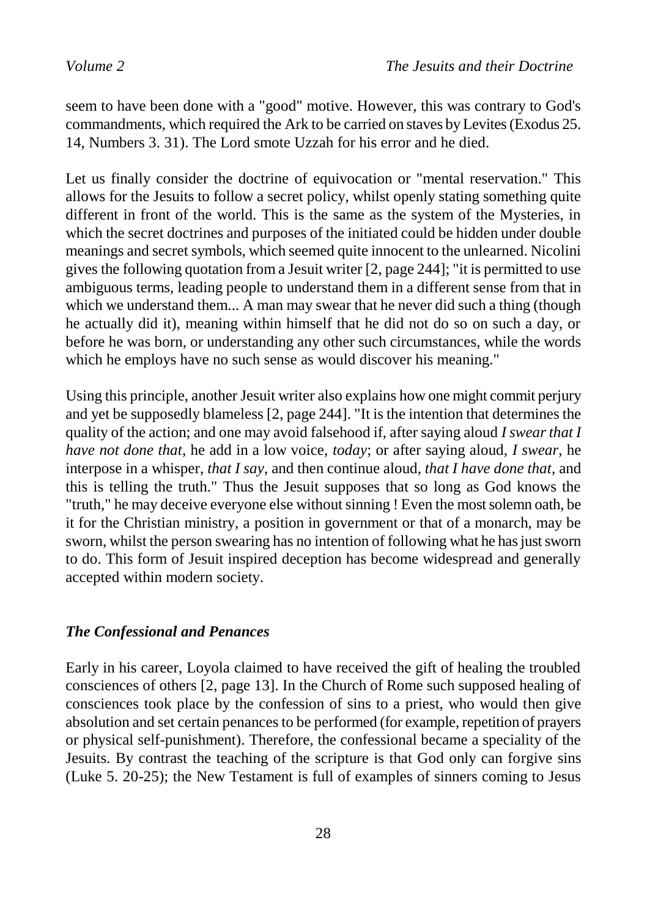seem to have been done with a "good" motive. However, this was contrary to God's commandments, which required the Ark to be carried on staves by Levites (Exodus 25. 14, Numbers 3. 31). The Lord smote Uzzah for his error and he died.

Let us finally consider the doctrine of equivocation or "mental reservation." This allows for the Jesuits to follow a secret policy, whilst openly stating something quite different in front of the world. This is the same as the system of the Mysteries, in which the secret doctrines and purposes of the initiated could be hidden under double meanings and secret symbols, which seemed quite innocent to the unlearned. Nicolini gives the following quotation from a Jesuit writer [2, page 244]; "it is permitted to use ambiguous terms, leading people to understand them in a different sense from that in which we understand them... A man may swear that he never did such a thing (though he actually did it), meaning within himself that he did not do so on such a day, or before he was born, or understanding any other such circumstances, while the words which he employs have no such sense as would discover his meaning."

Using this principle, another Jesuit writer also explains how one might commit perjury and yet be supposedly blameless [2, page 244]. "It is the intention that determines the quality of the action; and one may avoid falsehood if, after saying aloud *I swear that I have not done that*, he add in a low voice, *today*; or after saying aloud, *I swear*, he interpose in a whisper, *that I say*, and then continue aloud, *that I have done that*, and this is telling the truth." Thus the Jesuit supposes that so long as God knows the "truth," he may deceive everyone else without sinning ! Even the most solemn oath, be it for the Christian ministry, a position in government or that of a monarch, may be sworn, whilst the person swearing has no intention of following what he has just sworn to do. This form of Jesuit inspired deception has become widespread and generally accepted within modern society.

### *The Confessional and Penances*

Early in his career, Loyola claimed to have received the gift of healing the troubled consciences of others [2, page 13]. In the Church of Rome such supposed healing of consciences took place by the confession of sins to a priest, who would then give absolution and set certain penances to be performed (for example, repetition of prayers or physical self-punishment). Therefore, the confessional became a speciality of the Jesuits. By contrast the teaching of the scripture is that God only can forgive sins (Luke 5. 20-25); the New Testament is full of examples of sinners coming to Jesus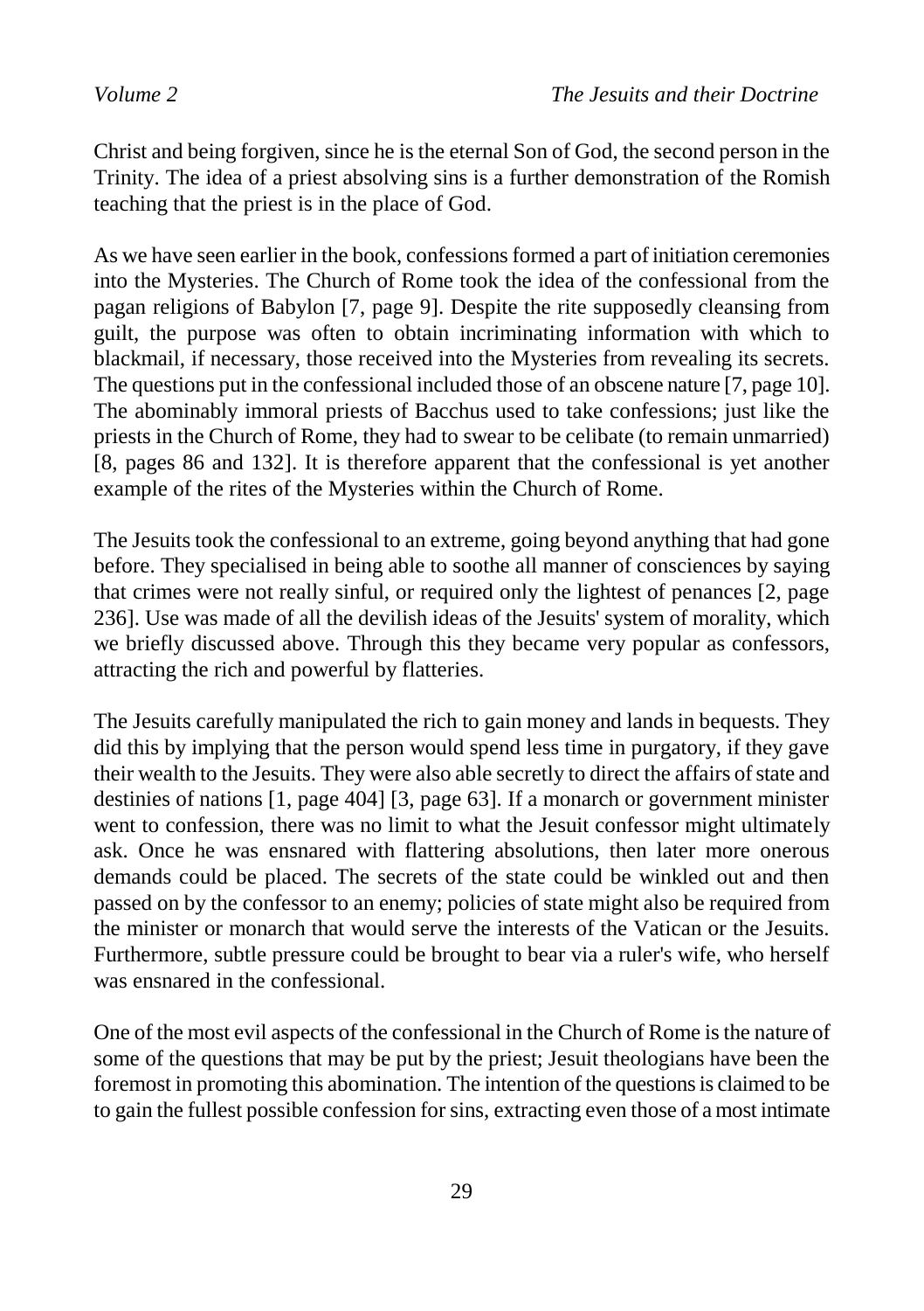Christ and being forgiven, since he is the eternal Son of God, the second person in the Trinity. The idea of a priest absolving sins is a further demonstration of the Romish teaching that the priest is in the place of God.

As we have seen earlier in the book, confessions formed a part of initiation ceremonies into the Mysteries. The Church of Rome took the idea of the confessional from the pagan religions of Babylon [7, page 9]. Despite the rite supposedly cleansing from guilt, the purpose was often to obtain incriminating information with which to blackmail, if necessary, those received into the Mysteries from revealing its secrets. The questions put in the confessional included those of an obscene nature [7, page 10]. The abominably immoral priests of Bacchus used to take confessions; just like the priests in the Church of Rome, they had to swear to be celibate (to remain unmarried) [8, pages 86 and 132]. It is therefore apparent that the confessional is yet another example of the rites of the Mysteries within the Church of Rome.

The Jesuits took the confessional to an extreme, going beyond anything that had gone before. They specialised in being able to soothe all manner of consciences by saying that crimes were not really sinful, or required only the lightest of penances [2, page 236]. Use was made of all the devilish ideas of the Jesuits' system of morality, which we briefly discussed above. Through this they became very popular as confessors, attracting the rich and powerful by flatteries.

The Jesuits carefully manipulated the rich to gain money and lands in bequests. They did this by implying that the person would spend less time in purgatory, if they gave their wealth to the Jesuits. They were also able secretly to direct the affairs of state and destinies of nations [1, page 404] [3, page 63]. If a monarch or government minister went to confession, there was no limit to what the Jesuit confessor might ultimately ask. Once he was ensnared with flattering absolutions, then later more onerous demands could be placed. The secrets of the state could be winkled out and then passed on by the confessor to an enemy; policies of state might also be required from the minister or monarch that would serve the interests of the Vatican or the Jesuits. Furthermore, subtle pressure could be brought to bear via a ruler's wife, who herself was ensnared in the confessional.

One of the most evil aspects of the confessional in the Church of Rome is the nature of some of the questions that may be put by the priest; Jesuit theologians have been the foremost in promoting this abomination. The intention of the questions is claimed to be to gain the fullest possible confession for sins, extracting even those of a most intimate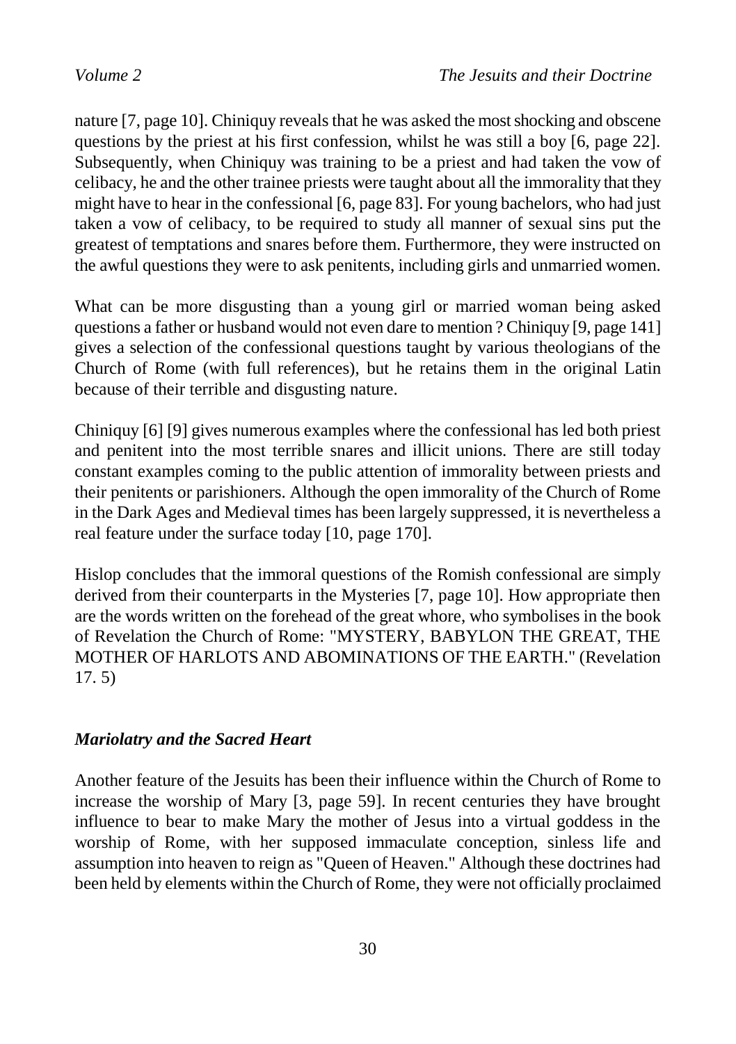nature [7, page 10]. Chiniquy reveals that he was asked the most shocking and obscene questions by the priest at his first confession, whilst he was still a boy [6, page 22]. Subsequently, when Chiniquy was training to be a priest and had taken the vow of celibacy, he and the other trainee priests were taught about all the immorality that they might have to hear in the confessional [6, page 83]. For young bachelors, who had just taken a vow of celibacy, to be required to study all manner of sexual sins put the greatest of temptations and snares before them. Furthermore, they were instructed on the awful questions they were to ask penitents, including girls and unmarried women.

What can be more disgusting than a young girl or married woman being asked questions a father or husband would not even dare to mention ? Chiniquy [9, page 141] gives a selection of the confessional questions taught by various theologians of the Church of Rome (with full references), but he retains them in the original Latin because of their terrible and disgusting nature.

Chiniquy [6] [9] gives numerous examples where the confessional has led both priest and penitent into the most terrible snares and illicit unions. There are still today constant examples coming to the public attention of immorality between priests and their penitents or parishioners. Although the open immorality of the Church of Rome in the Dark Ages and Medieval times has been largely suppressed, it is nevertheless a real feature under the surface today [10, page 170].

Hislop concludes that the immoral questions of the Romish confessional are simply derived from their counterparts in the Mysteries [7, page 10]. How appropriate then are the words written on the forehead of the great whore, who symbolises in the book of Revelation the Church of Rome: "MYSTERY, BABYLON THE GREAT, THE MOTHER OF HARLOTS AND ABOMINATIONS OF THE EARTH." (Revelation 17. 5)

### *Mariolatry and the Sacred Heart*

Another feature of the Jesuits has been their influence within the Church of Rome to increase the worship of Mary [3, page 59]. In recent centuries they have brought influence to bear to make Mary the mother of Jesus into a virtual goddess in the worship of Rome, with her supposed immaculate conception, sinless life and assumption into heaven to reign as "Queen of Heaven." Although these doctrines had been held by elements within the Church of Rome, they were not officially proclaimed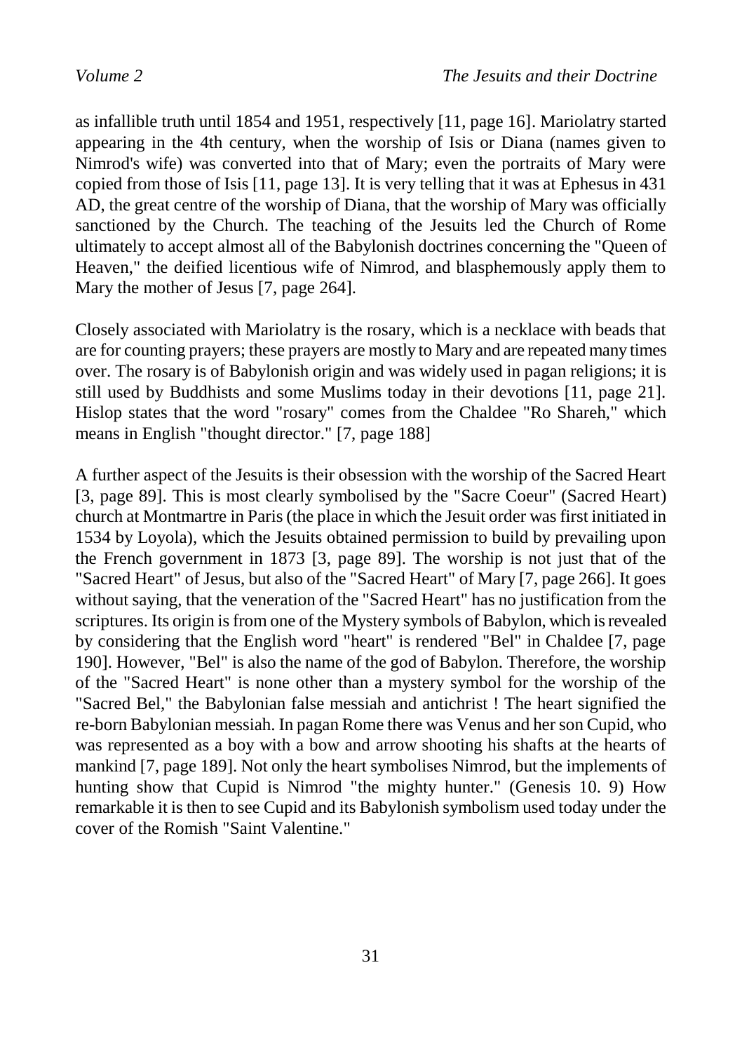as infallible truth until 1854 and 1951, respectively [11, page 16]. Mariolatry started appearing in the 4th century, when the worship of Isis or Diana (names given to Nimrod's wife) was converted into that of Mary; even the portraits of Mary were copied from those of Isis [11, page 13]. It is very telling that it was at Ephesus in 431 AD, the great centre of the worship of Diana, that the worship of Mary was officially sanctioned by the Church. The teaching of the Jesuits led the Church of Rome ultimately to accept almost all of the Babylonish doctrines concerning the "Queen of Heaven," the deified licentious wife of Nimrod, and blasphemously apply them to Mary the mother of Jesus [7, page 264].

Closely associated with Mariolatry is the rosary, which is a necklace with beads that are for counting prayers; these prayers are mostly to Mary and are repeated many times over. The rosary is of Babylonish origin and was widely used in pagan religions; it is still used by Buddhists and some Muslims today in their devotions [11, page 21]. Hislop states that the word "rosary" comes from the Chaldee "Ro Shareh," which means in English "thought director." [7, page 188]

A further aspect of the Jesuits is their obsession with the worship of the Sacred Heart [3, page 89]. This is most clearly symbolised by the "Sacre Coeur" (Sacred Heart) church at Montmartre in Paris (the place in which the Jesuit order was first initiated in 1534 by Loyola), which the Jesuits obtained permission to build by prevailing upon the French government in 1873 [3, page 89]. The worship is not just that of the "Sacred Heart" of Jesus, but also of the "Sacred Heart" of Mary [7, page 266]. It goes without saying, that the veneration of the "Sacred Heart" has no justification from the scriptures. Its origin is from one of the Mystery symbols of Babylon, which is revealed by considering that the English word "heart" is rendered "Bel" in Chaldee [7, page 190]. However, "Bel" is also the name of the god of Babylon. Therefore, the worship of the "Sacred Heart" is none other than a mystery symbol for the worship of the "Sacred Bel," the Babylonian false messiah and antichrist ! The heart signified the re-born Babylonian messiah. In pagan Rome there was Venus and her son Cupid, who was represented as a boy with a bow and arrow shooting his shafts at the hearts of mankind [7, page 189]. Not only the heart symbolises Nimrod, but the implements of hunting show that Cupid is Nimrod "the mighty hunter." (Genesis 10. 9) How remarkable it is then to see Cupid and its Babylonish symbolism used today under the cover of the Romish "Saint Valentine."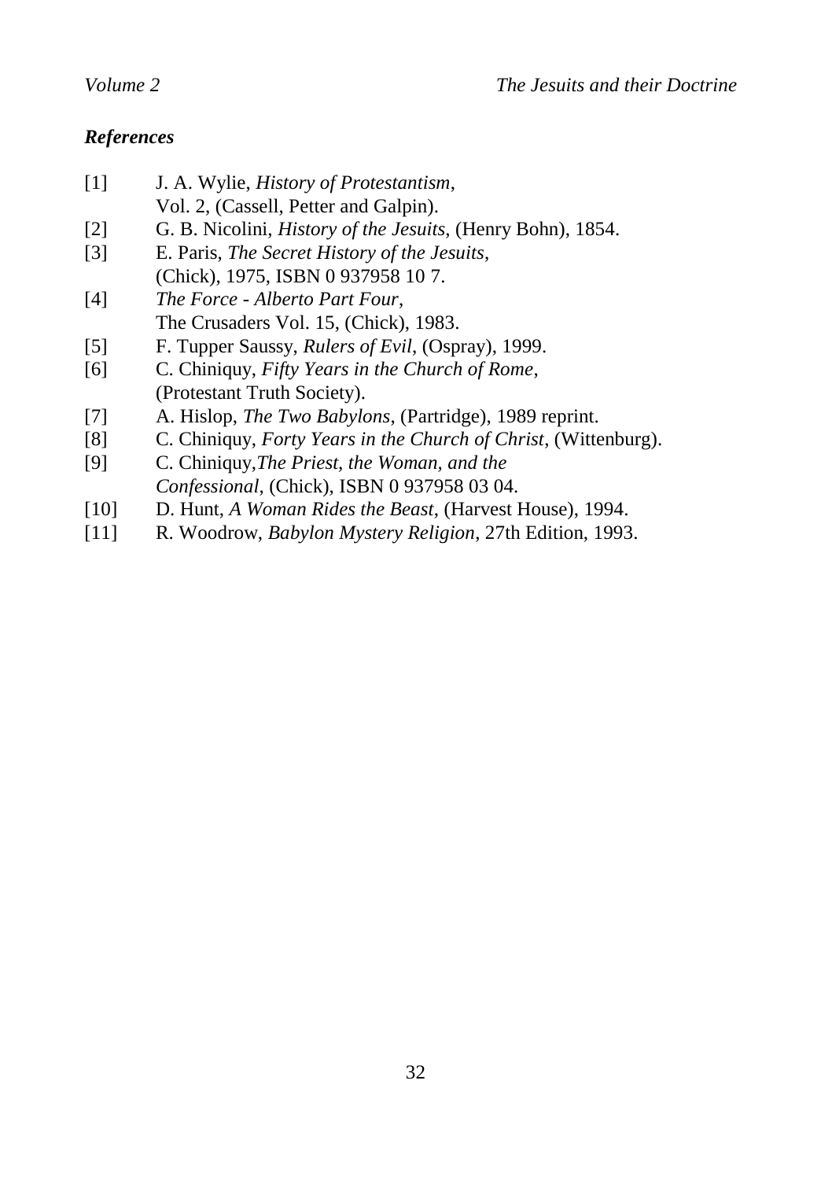### *References*

[1] J. A. Wylie, *History of Protestantism*, Vol. 2, (Cassell, Petter and Galpin).

[2] G. B. Nicolini, *History of the Jesuits*, (Henry Bohn), 1854.

[3] E. Paris, *The Secret History of the Jesuits*, (Chick), 1975, ISBN 0 937958 10 7.

[4] *The Force - Alberto Part Four*, The Crusaders Vol. 15, (Chick), 1983.

[5] F. Tupper Saussy, *Rulers of Evil*, (Ospray), 1999.

[6] C. Chiniquy, *Fifty Years in the Church of Rome*, (Protestant Truth Society).

[7] A. Hislop, *The Two Babylons*, (Partridge), 1989 reprint.

[8] C. Chiniquy, *Forty Years in the Church of Christ*, (Wittenburg).

[9] C. Chiniquy,*The Priest, the Woman, and the Confessional*, (Chick), ISBN 0 937958 03 04.

[10] D. Hunt, *A Woman Rides the Beast*, (Harvest House), 1994.

[11] R. Woodrow, *Babylon Mystery Religion*, 27th Edition, 1993.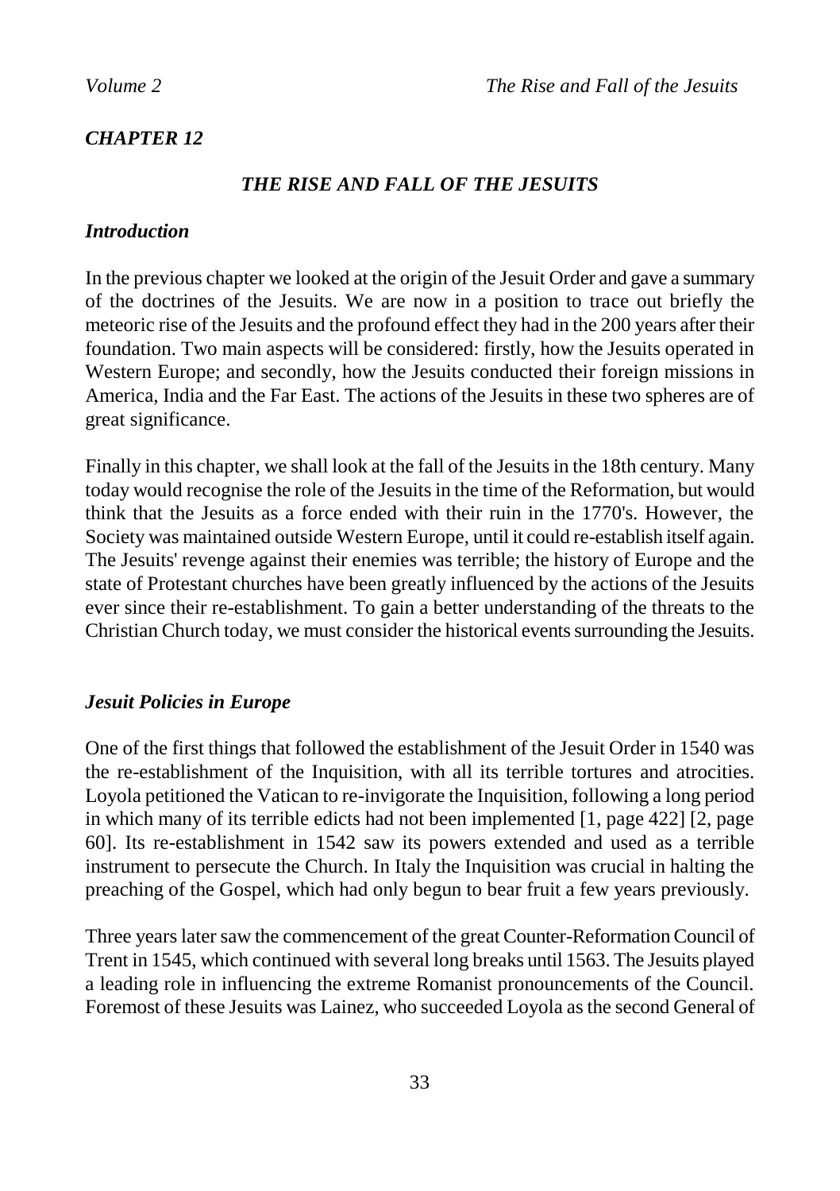## *CHAPTER 12*

### *THE RISE AND FALL OF THE JESUITS*

#### *Introduction*

In the previous chapter we looked at the origin of the Jesuit Order and gave a summary of the doctrines of the Jesuits. We are now in a position to trace out briefly the meteoric rise of the Jesuits and the profound effect they had in the 200 years after their foundation. Two main aspects will be considered: firstly, how the Jesuits operated in Western Europe; and secondly, how the Jesuits conducted their foreign missions in America, India and the Far East. The actions of the Jesuits in these two spheres are of great significance.

Finally in this chapter, we shall look at the fall of the Jesuits in the 18th century. Many today would recognise the role of the Jesuits in the time of the Reformation, but would think that the Jesuits as a force ended with their ruin in the 1770's. However, the Society was maintained outside Western Europe, until it could re-establish itself again. The Jesuits' revenge against their enemies was terrible; the history of Europe and the state of Protestant churches have been greatly influenced by the actions of the Jesuits ever since their re-establishment. To gain a better understanding of the threats to the Christian Church today, we must consider the historical events surrounding the Jesuits.

#### *Jesuit Policies in Europe*

One of the first things that followed the establishment of the Jesuit Order in 1540 was the re-establishment of the Inquisition, with all its terrible tortures and atrocities. Loyola petitioned the Vatican to re-invigorate the Inquisition, following a long period in which many of its terrible edicts had not been implemented [1, page 422] [2, page 60]. Its re-establishment in 1542 saw its powers extended and used as a terrible instrument to persecute the Church. In Italy the Inquisition was crucial in halting the preaching of the Gospel, which had only begun to bear fruit a few years previously.

Three years later saw the commencement of the great Counter-Reformation Council of Trent in 1545, which continued with several long breaks until 1563. The Jesuits played a leading role in influencing the extreme Romanist pronouncements of the Council. Foremost of these Jesuits was Lainez, who succeeded Loyola as the second General of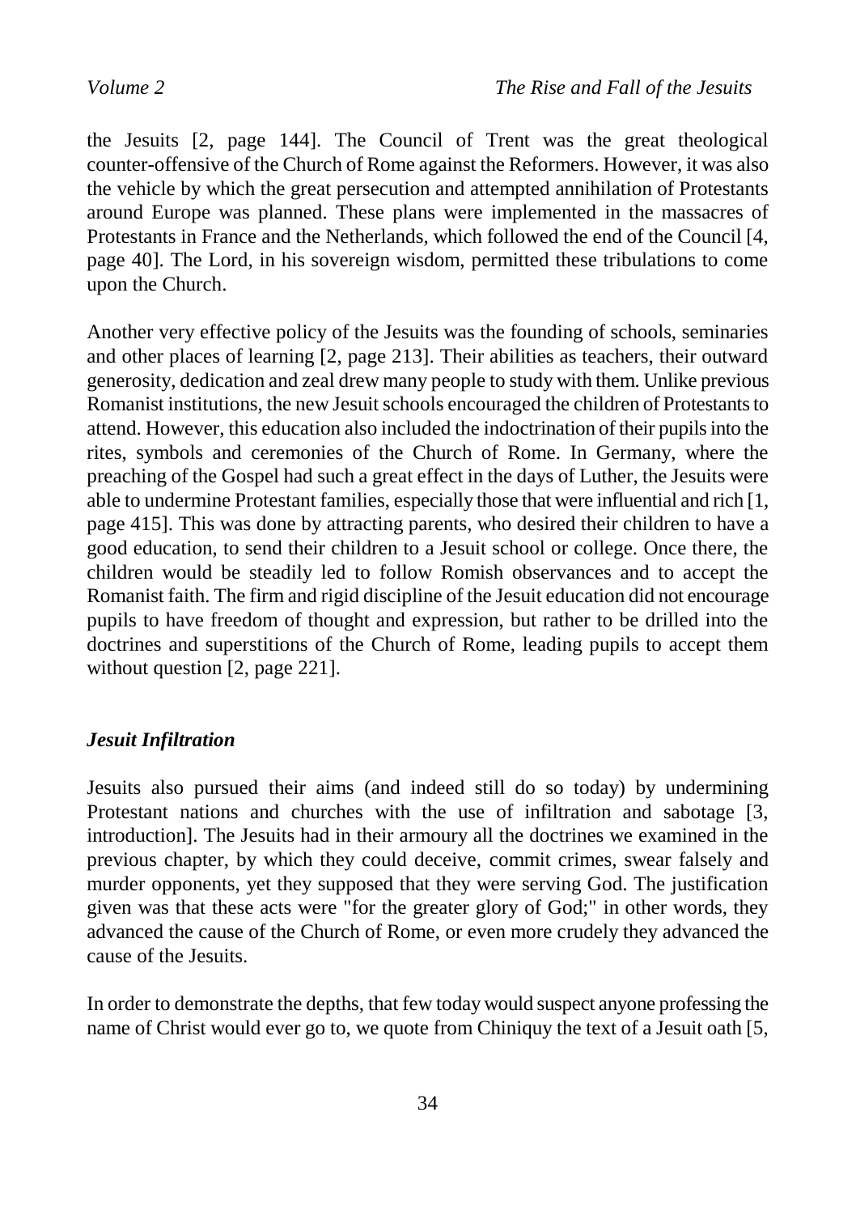the Jesuits [2, page 144]. The Council of Trent was the great theological counter-offensive of the Church of Rome against the Reformers. However, it was also the vehicle by which the great persecution and attempted annihilation of Protestants around Europe was planned. These plans were implemented in the massacres of Protestants in France and the Netherlands, which followed the end of the Council [4, page 40]. The Lord, in his sovereign wisdom, permitted these tribulations to come upon the Church.

Another very effective policy of the Jesuits was the founding of schools, seminaries and other places of learning [2, page 213]. Their abilities as teachers, their outward generosity, dedication and zeal drew many people to study with them. Unlike previous Romanist institutions, the new Jesuit schools encouraged the children of Protestants to attend. However, this education also included the indoctrination of their pupils into the rites, symbols and ceremonies of the Church of Rome. In Germany, where the preaching of the Gospel had such a great effect in the days of Luther, the Jesuits were able to undermine Protestant families, especially those that were influential and rich [1, page 415]. This was done by attracting parents, who desired their children to have a good education, to send their children to a Jesuit school or college. Once there, the children would be steadily led to follow Romish observances and to accept the Romanist faith. The firm and rigid discipline of the Jesuit education did not encourage pupils to have freedom of thought and expression, but rather to be drilled into the doctrines and superstitions of the Church of Rome, leading pupils to accept them without question [2, page 221].

### *Jesuit Infiltration*

Jesuits also pursued their aims (and indeed still do so today) by undermining Protestant nations and churches with the use of infiltration and sabotage [3, introduction]. The Jesuits had in their armoury all the doctrines we examined in the previous chapter, by which they could deceive, commit crimes, swear falsely and murder opponents, yet they supposed that they were serving God. The justification given was that these acts were "for the greater glory of God;" in other words, they advanced the cause of the Church of Rome, or even more crudely they advanced the cause of the Jesuits.

In order to demonstrate the depths, that few today would suspect anyone professing the name of Christ would ever go to, we quote from Chiniquy the text of a Jesuit oath [5,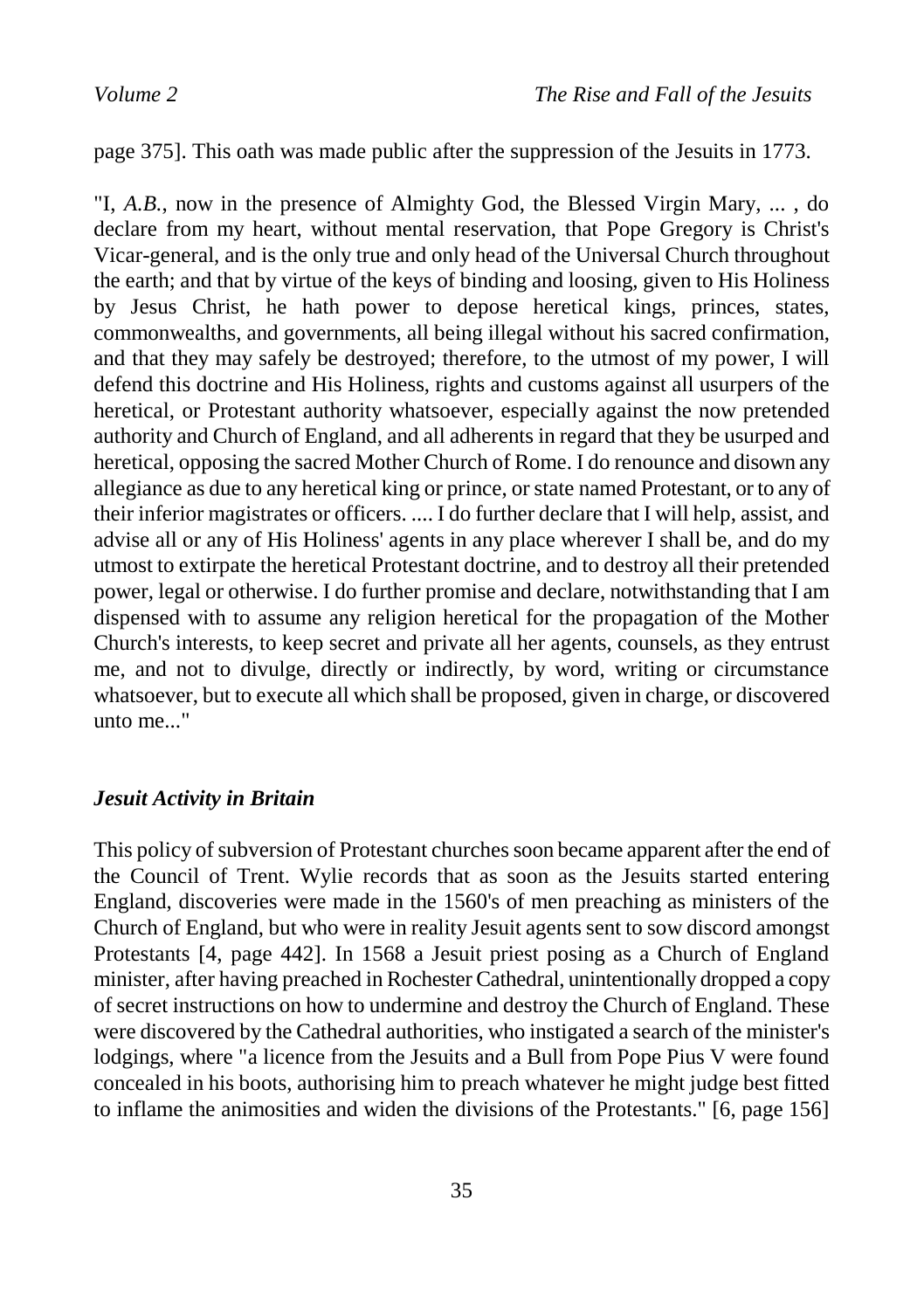page 375]. This oath was made public after the suppression of the Jesuits in 1773.

"I, *A.B.*, now in the presence of Almighty God, the Blessed Virgin Mary, ... , do declare from my heart, without mental reservation, that Pope Gregory is Christ's Vicar-general, and is the only true and only head of the Universal Church throughout the earth; and that by virtue of the keys of binding and loosing, given to His Holiness by Jesus Christ, he hath power to depose heretical kings, princes, states, commonwealths, and governments, all being illegal without his sacred confirmation, and that they may safely be destroyed; therefore, to the utmost of my power, I will defend this doctrine and His Holiness, rights and customs against all usurpers of the heretical, or Protestant authority whatsoever, especially against the now pretended authority and Church of England, and all adherents in regard that they be usurped and heretical, opposing the sacred Mother Church of Rome. I do renounce and disown any allegiance as due to any heretical king or prince, or state named Protestant, or to any of their inferior magistrates or officers. .... I do further declare that I will help, assist, and advise all or any of His Holiness' agents in any place wherever I shall be, and do my utmost to extirpate the heretical Protestant doctrine, and to destroy all their pretended power, legal or otherwise. I do further promise and declare, notwithstanding that I am dispensed with to assume any religion heretical for the propagation of the Mother Church's interests, to keep secret and private all her agents, counsels, as they entrust me, and not to divulge, directly or indirectly, by word, writing or circumstance whatsoever, but to execute all which shall be proposed, given in charge, or discovered unto me..."

### *Jesuit Activity in Britain*

This policy of subversion of Protestant churches soon became apparent after the end of the Council of Trent. Wylie records that as soon as the Jesuits started entering England, discoveries were made in the 1560's of men preaching as ministers of the Church of England, but who were in reality Jesuit agents sent to sow discord amongst Protestants [4, page 442]. In 1568 a Jesuit priest posing as a Church of England minister, after having preached in Rochester Cathedral, unintentionally dropped a copy of secret instructions on how to undermine and destroy the Church of England. These were discovered by the Cathedral authorities, who instigated a search of the minister's lodgings, where "a licence from the Jesuits and a Bull from Pope Pius V were found concealed in his boots, authorising him to preach whatever he might judge best fitted to inflame the animosities and widen the divisions of the Protestants." [6, page 156]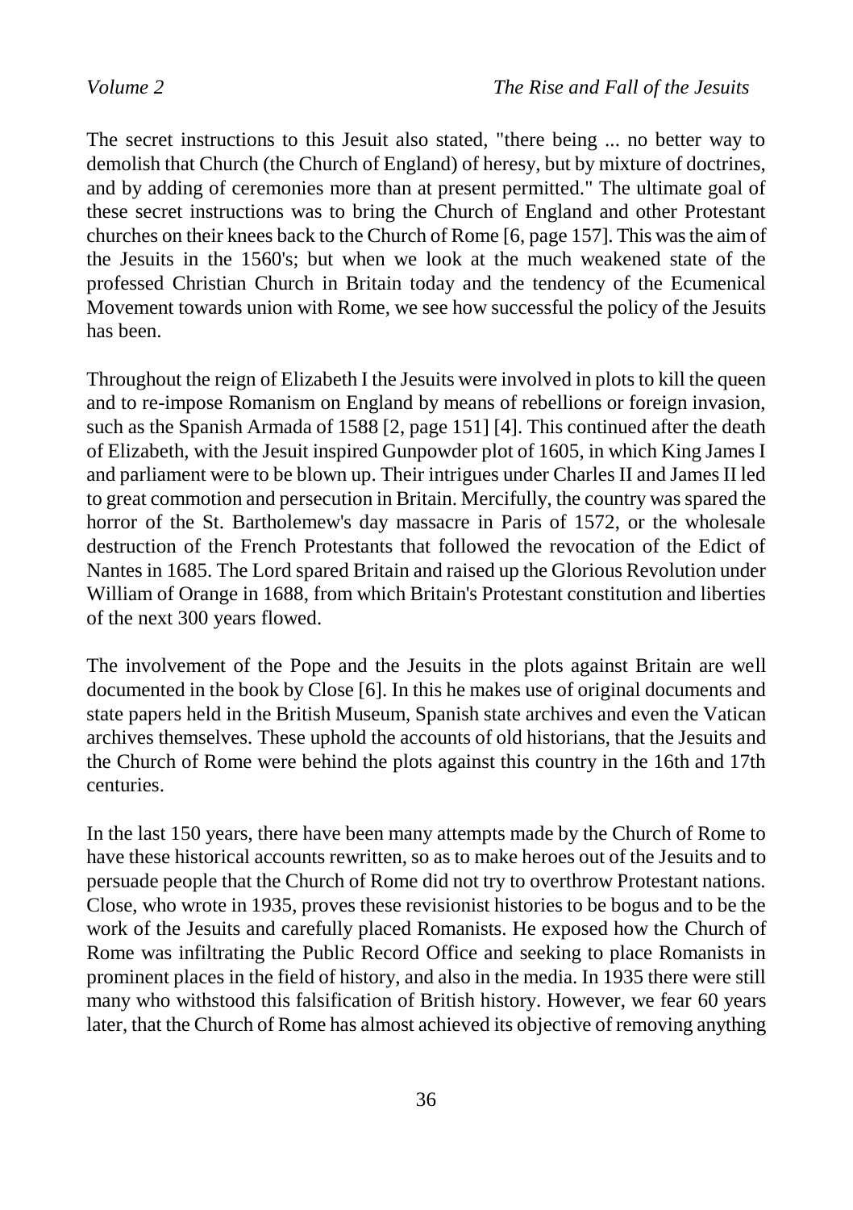The secret instructions to this Jesuit also stated, "there being ... no better way to demolish that Church (the Church of England) of heresy, but by mixture of doctrines, and by adding of ceremonies more than at present permitted." The ultimate goal of these secret instructions was to bring the Church of England and other Protestant churches on their knees back to the Church of Rome [6, page 157]. This was the aim of the Jesuits in the 1560's; but when we look at the much weakened state of the professed Christian Church in Britain today and the tendency of the Ecumenical Movement towards union with Rome, we see how successful the policy of the Jesuits has been.

Throughout the reign of Elizabeth I the Jesuits were involved in plots to kill the queen and to re-impose Romanism on England by means of rebellions or foreign invasion, such as the Spanish Armada of 1588 [2, page 151] [4]. This continued after the death of Elizabeth, with the Jesuit inspired Gunpowder plot of 1605, in which King James I and parliament were to be blown up. Their intrigues under Charles II and James II led to great commotion and persecution in Britain. Mercifully, the country was spared the horror of the St. Bartholemew's day massacre in Paris of 1572, or the wholesale destruction of the French Protestants that followed the revocation of the Edict of Nantes in 1685. The Lord spared Britain and raised up the Glorious Revolution under William of Orange in 1688, from which Britain's Protestant constitution and liberties of the next 300 years flowed.

The involvement of the Pope and the Jesuits in the plots against Britain are well documented in the book by Close [6]. In this he makes use of original documents and state papers held in the British Museum, Spanish state archives and even the Vatican archives themselves. These uphold the accounts of old historians, that the Jesuits and the Church of Rome were behind the plots against this country in the 16th and 17th centuries.

In the last 150 years, there have been many attempts made by the Church of Rome to have these historical accounts rewritten, so as to make heroes out of the Jesuits and to persuade people that the Church of Rome did not try to overthrow Protestant nations. Close, who wrote in 1935, proves these revisionist histories to be bogus and to be the work of the Jesuits and carefully placed Romanists. He exposed how the Church of Rome was infiltrating the Public Record Office and seeking to place Romanists in prominent places in the field of history, and also in the media. In 1935 there were still many who withstood this falsification of British history. However, we fear 60 years later, that the Church of Rome has almost achieved its objective of removing anything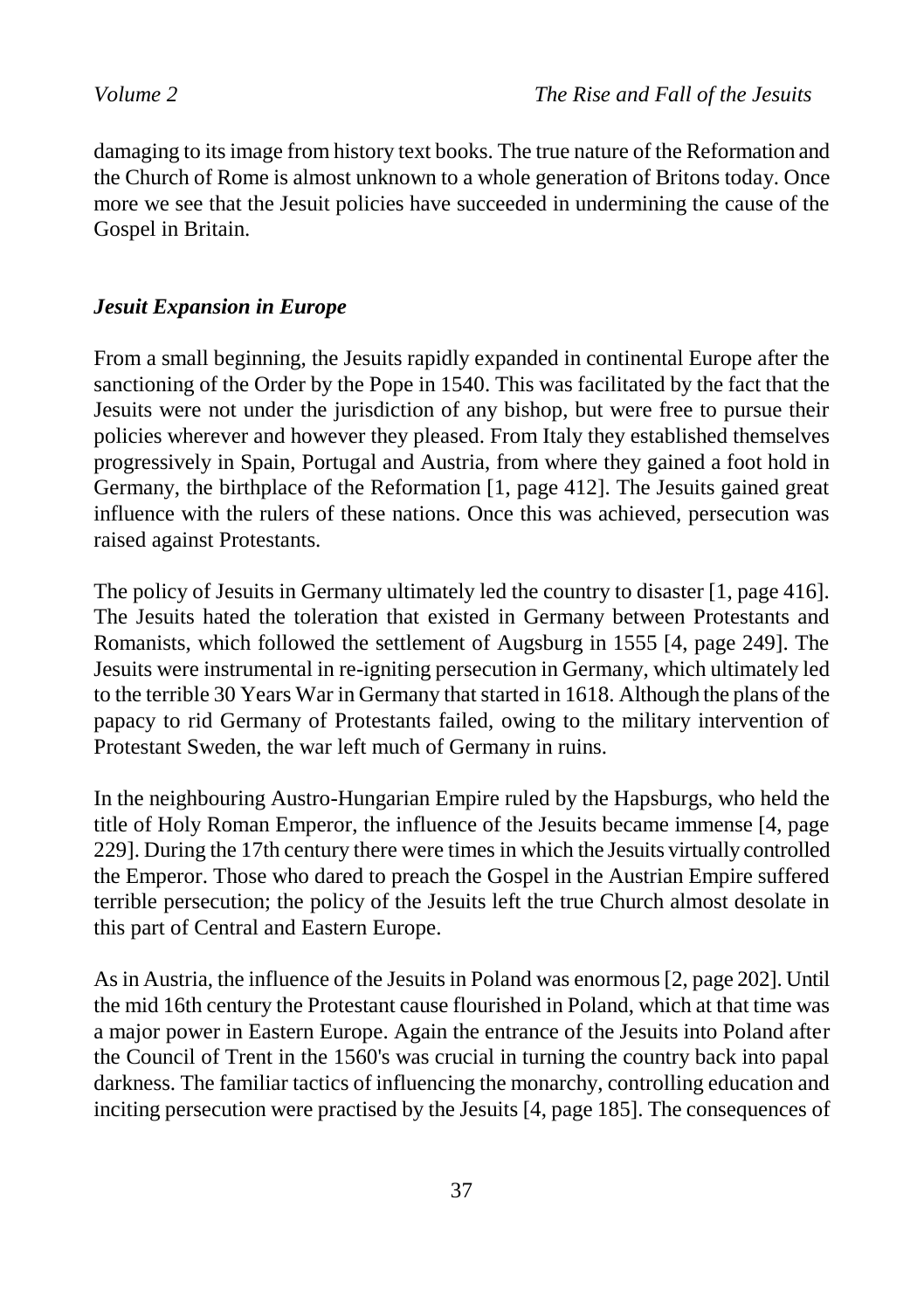damaging to its image from history text books. The true nature of the Reformation and the Church of Rome is almost unknown to a whole generation of Britons today. Once more we see that the Jesuit policies have succeeded in undermining the cause of the Gospel in Britain.

### *Jesuit Expansion in Europe*

From a small beginning, the Jesuits rapidly expanded in continental Europe after the sanctioning of the Order by the Pope in 1540. This was facilitated by the fact that the Jesuits were not under the jurisdiction of any bishop, but were free to pursue their policies wherever and however they pleased. From Italy they established themselves progressively in Spain, Portugal and Austria, from where they gained a foot hold in Germany, the birthplace of the Reformation [1, page 412]. The Jesuits gained great influence with the rulers of these nations. Once this was achieved, persecution was raised against Protestants.

The policy of Jesuits in Germany ultimately led the country to disaster [1, page 416]. The Jesuits hated the toleration that existed in Germany between Protestants and Romanists, which followed the settlement of Augsburg in 1555 [4, page 249]. The Jesuits were instrumental in re-igniting persecution in Germany, which ultimately led to the terrible 30 Years War in Germany that started in 1618. Although the plans of the papacy to rid Germany of Protestants failed, owing to the military intervention of Protestant Sweden, the war left much of Germany in ruins.

In the neighbouring Austro-Hungarian Empire ruled by the Hapsburgs, who held the title of Holy Roman Emperor, the influence of the Jesuits became immense [4, page 229]. During the 17th century there were times in which the Jesuits virtually controlled the Emperor. Those who dared to preach the Gospel in the Austrian Empire suffered terrible persecution; the policy of the Jesuits left the true Church almost desolate in this part of Central and Eastern Europe.

As in Austria, the influence of the Jesuits in Poland was enormous [2, page 202]. Until the mid 16th century the Protestant cause flourished in Poland, which at that time was a major power in Eastern Europe. Again the entrance of the Jesuits into Poland after the Council of Trent in the 1560's was crucial in turning the country back into papal darkness. The familiar tactics of influencing the monarchy, controlling education and inciting persecution were practised by the Jesuits [4, page 185]. The consequences of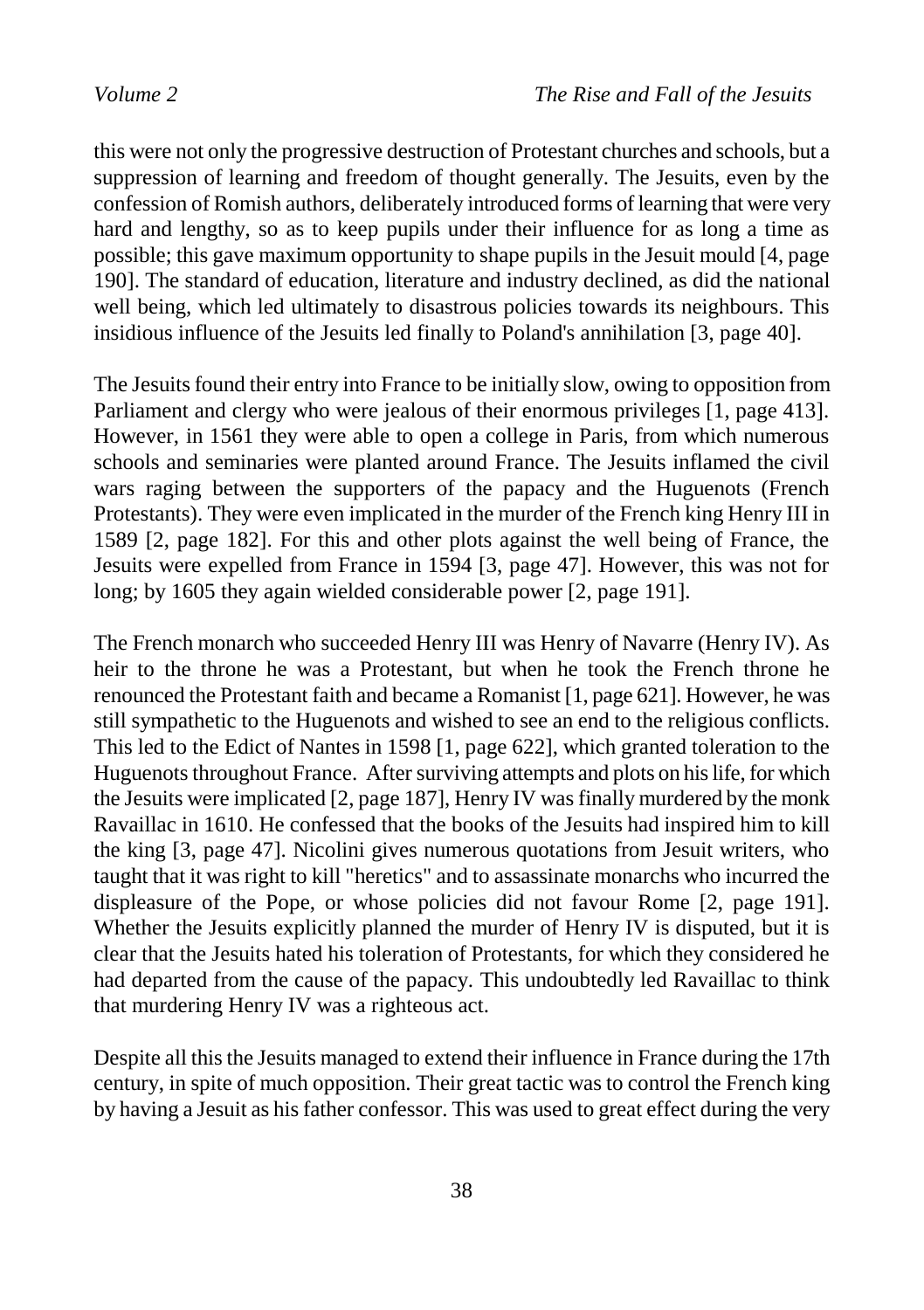this were not only the progressive destruction of Protestant churches and schools, but a suppression of learning and freedom of thought generally. The Jesuits, even by the confession of Romish authors, deliberately introduced forms of learning that were very hard and lengthy, so as to keep pupils under their influence for as long a time as possible; this gave maximum opportunity to shape pupils in the Jesuit mould [4, page 190]. The standard of education, literature and industry declined, as did the national well being, which led ultimately to disastrous policies towards its neighbours. This insidious influence of the Jesuits led finally to Poland's annihilation [3, page 40].

The Jesuits found their entry into France to be initially slow, owing to opposition from Parliament and clergy who were jealous of their enormous privileges [1, page 413]. However, in 1561 they were able to open a college in Paris, from which numerous schools and seminaries were planted around France. The Jesuits inflamed the civil wars raging between the supporters of the papacy and the Huguenots (French Protestants). They were even implicated in the murder of the French king Henry III in 1589 [2, page 182]. For this and other plots against the well being of France, the Jesuits were expelled from France in 1594 [3, page 47]. However, this was not for long; by 1605 they again wielded considerable power [2, page 191].

The French monarch who succeeded Henry III was Henry of Navarre (Henry IV). As heir to the throne he was a Protestant, but when he took the French throne he renounced the Protestant faith and became a Romanist [1, page 621]. However, he was still sympathetic to the Huguenots and wished to see an end to the religious conflicts. This led to the Edict of Nantes in 1598 [1, page 622], which granted toleration to the Huguenots throughout France. After surviving attempts and plots on his life, for which the Jesuits were implicated [2, page 187], Henry IV was finally murdered by the monk Ravaillac in 1610. He confessed that the books of the Jesuits had inspired him to kill the king [3, page 47]. Nicolini gives numerous quotations from Jesuit writers, who taught that it was right to kill "heretics" and to assassinate monarchs who incurred the displeasure of the Pope, or whose policies did not favour Rome [2, page 191]. Whether the Jesuits explicitly planned the murder of Henry IV is disputed, but it is clear that the Jesuits hated his toleration of Protestants, for which they considered he had departed from the cause of the papacy. This undoubtedly led Ravaillac to think that murdering Henry IV was a righteous act.

Despite all this the Jesuits managed to extend their influence in France during the 17th century, in spite of much opposition. Their great tactic was to control the French king by having a Jesuit as his father confessor. This was used to great effect during the very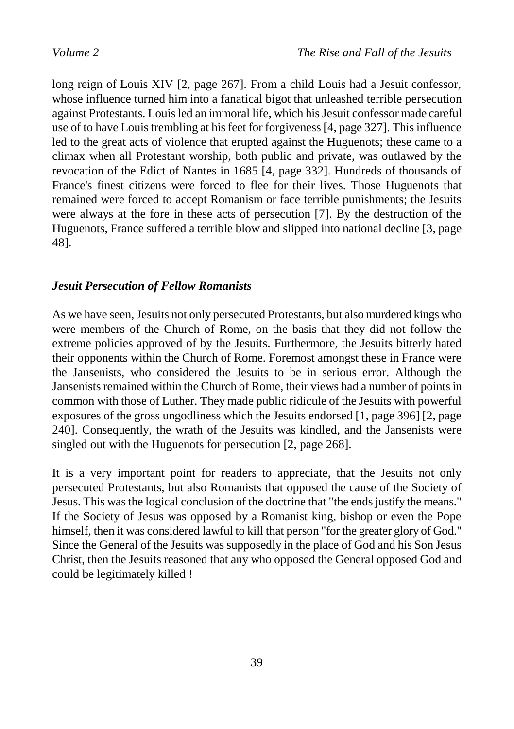long reign of Louis XIV [2, page 267]. From a child Louis had a Jesuit confessor, whose influence turned him into a fanatical bigot that unleashed terrible persecution against Protestants. Louis led an immoral life, which his Jesuit confessor made careful use of to have Louis trembling at his feet for forgiveness [4, page 327]. This influence led to the great acts of violence that erupted against the Huguenots; these came to a climax when all Protestant worship, both public and private, was outlawed by the revocation of the Edict of Nantes in 1685 [4, page 332]. Hundreds of thousands of France's finest citizens were forced to flee for their lives. Those Huguenots that remained were forced to accept Romanism or face terrible punishments; the Jesuits were always at the fore in these acts of persecution [7]. By the destruction of the Huguenots, France suffered a terrible blow and slipped into national decline [3, page 48].

### *Jesuit Persecution of Fellow Romanists*

As we have seen, Jesuits not only persecuted Protestants, but also murdered kings who were members of the Church of Rome, on the basis that they did not follow the extreme policies approved of by the Jesuits. Furthermore, the Jesuits bitterly hated their opponents within the Church of Rome. Foremost amongst these in France were the Jansenists, who considered the Jesuits to be in serious error. Although the Jansenists remained within the Church of Rome, their views had a number of points in common with those of Luther. They made public ridicule of the Jesuits with powerful exposures of the gross ungodliness which the Jesuits endorsed [1, page 396] [2, page 240]. Consequently, the wrath of the Jesuits was kindled, and the Jansenists were singled out with the Huguenots for persecution [2, page 268].

It is a very important point for readers to appreciate, that the Jesuits not only persecuted Protestants, but also Romanists that opposed the cause of the Society of Jesus. This was the logical conclusion of the doctrine that "the ends justify the means." If the Society of Jesus was opposed by a Romanist king, bishop or even the Pope himself, then it was considered lawful to kill that person "for the greater glory of God." Since the General of the Jesuits was supposedly in the place of God and his Son Jesus Christ, then the Jesuits reasoned that any who opposed the General opposed God and could be legitimately killed !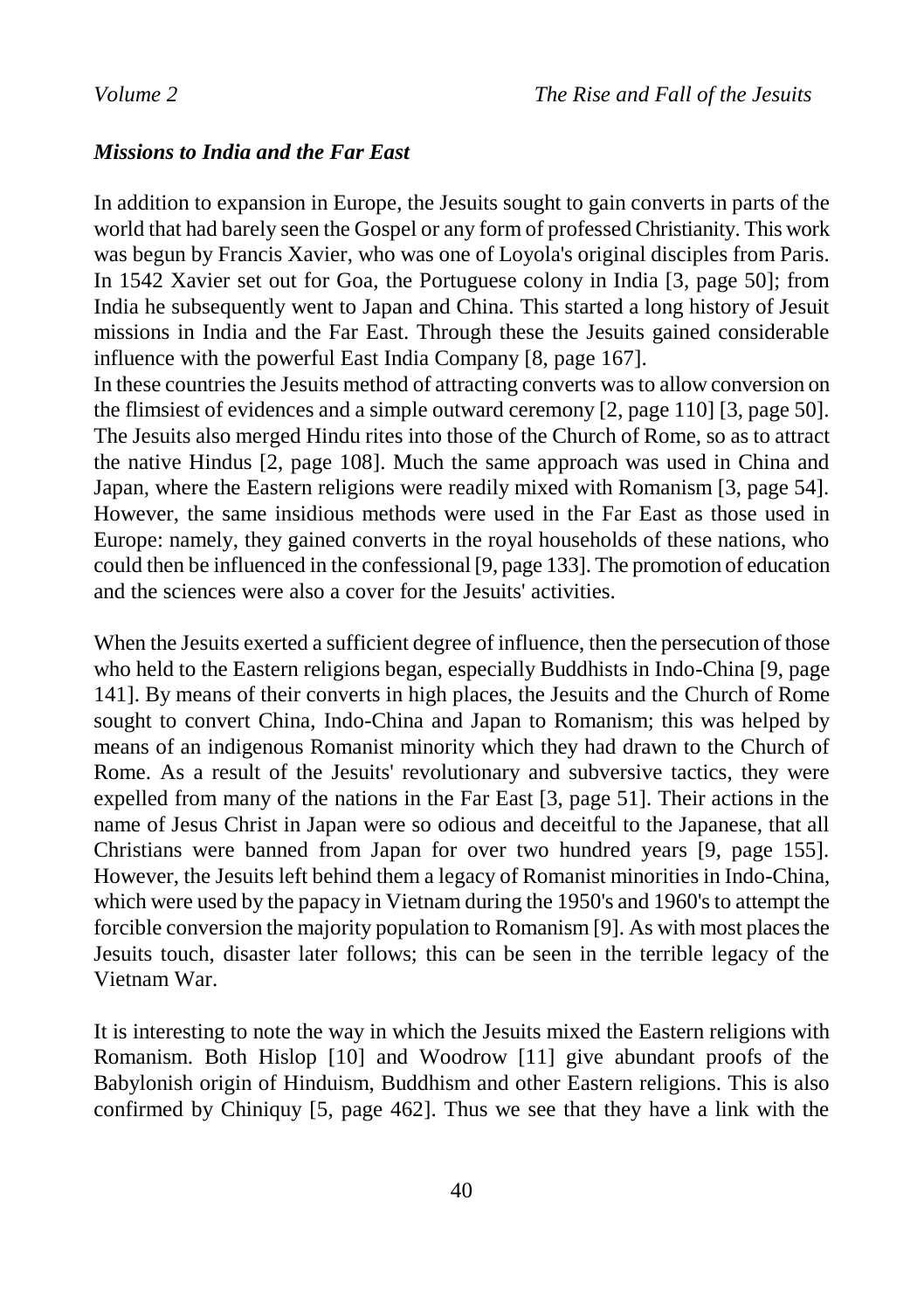### *Missions to India and the Far East*

In addition to expansion in Europe, the Jesuits sought to gain converts in parts of the world that had barely seen the Gospel or any form of professed Christianity. This work was begun by Francis Xavier, who was one of Loyola's original disciples from Paris. In 1542 Xavier set out for Goa, the Portuguese colony in India [3, page 50]; from India he subsequently went to Japan and China. This started a long history of Jesuit missions in India and the Far East. Through these the Jesuits gained considerable influence with the powerful East India Company [8, page 167].

In these countries the Jesuits method of attracting converts was to allow conversion on the flimsiest of evidences and a simple outward ceremony [2, page 110] [3, page 50]. The Jesuits also merged Hindu rites into those of the Church of Rome, so as to attract the native Hindus [2, page 108]. Much the same approach was used in China and Japan, where the Eastern religions were readily mixed with Romanism [3, page 54]. However, the same insidious methods were used in the Far East as those used in Europe: namely, they gained converts in the royal households of these nations, who could then be influenced in the confessional [9, page 133]. The promotion of education and the sciences were also a cover for the Jesuits' activities.

When the Jesuits exerted a sufficient degree of influence, then the persecution of those who held to the Eastern religions began, especially Buddhists in Indo-China [9, page 141]. By means of their converts in high places, the Jesuits and the Church of Rome sought to convert China, Indo-China and Japan to Romanism; this was helped by means of an indigenous Romanist minority which they had drawn to the Church of Rome. As a result of the Jesuits' revolutionary and subversive tactics, they were expelled from many of the nations in the Far East [3, page 51]. Their actions in the name of Jesus Christ in Japan were so odious and deceitful to the Japanese, that all Christians were banned from Japan for over two hundred years [9, page 155]. However, the Jesuits left behind them a legacy of Romanist minorities in Indo-China, which were used by the papacy in Vietnam during the 1950's and 1960's to attempt the forcible conversion the majority population to Romanism [9]. As with most places the Jesuits touch, disaster later follows; this can be seen in the terrible legacy of the Vietnam War.

It is interesting to note the way in which the Jesuits mixed the Eastern religions with Romanism. Both Hislop [10] and Woodrow [11] give abundant proofs of the Babylonish origin of Hinduism, Buddhism and other Eastern religions. This is also confirmed by Chiniquy [5, page 462]. Thus we see that they have a link with the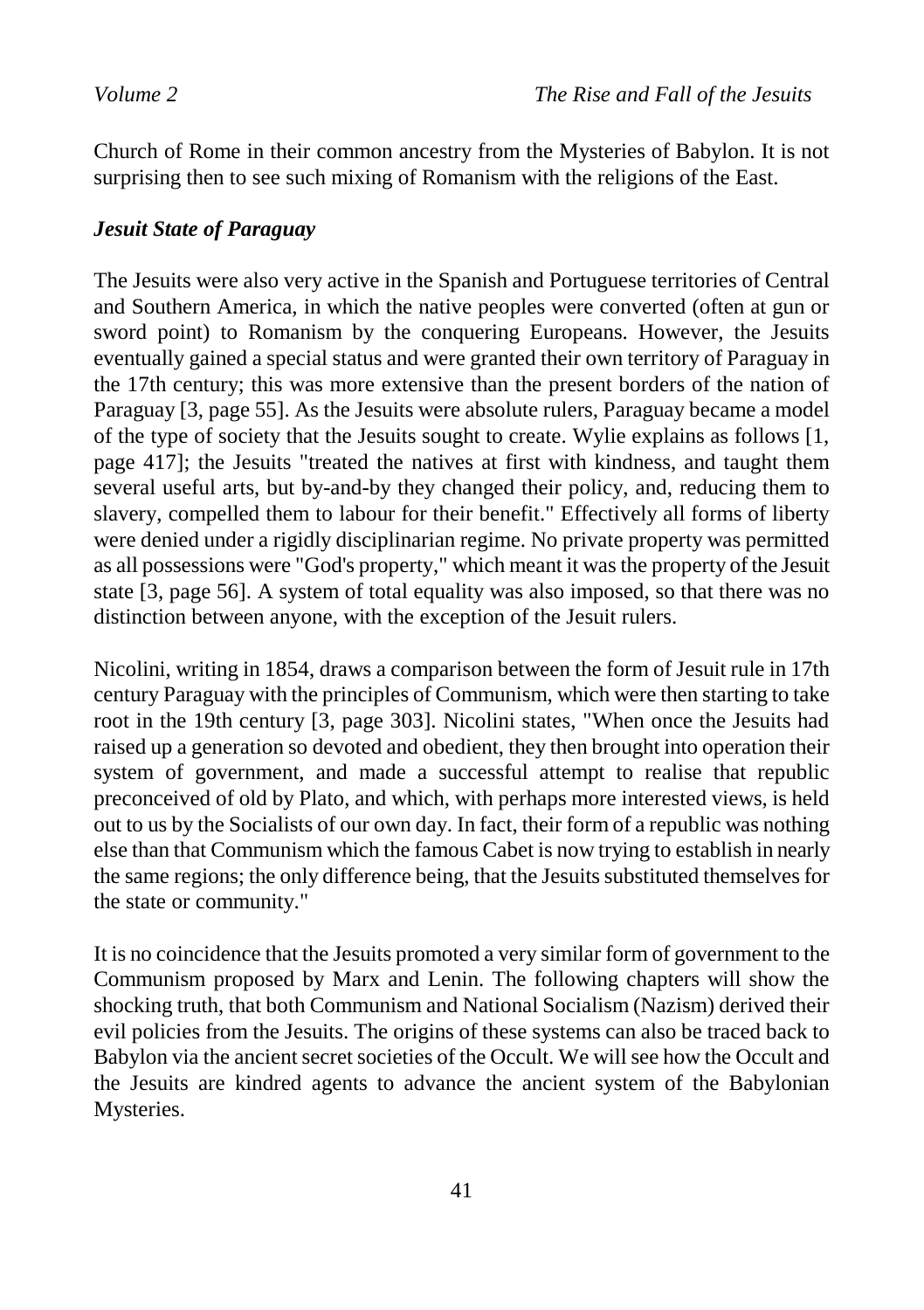Church of Rome in their common ancestry from the Mysteries of Babylon. It is not surprising then to see such mixing of Romanism with the religions of the East.

### *Jesuit State of Paraguay*

The Jesuits were also very active in the Spanish and Portuguese territories of Central and Southern America, in which the native peoples were converted (often at gun or sword point) to Romanism by the conquering Europeans. However, the Jesuits eventually gained a special status and were granted their own territory of Paraguay in the 17th century; this was more extensive than the present borders of the nation of Paraguay [3, page 55]. As the Jesuits were absolute rulers, Paraguay became a model of the type of society that the Jesuits sought to create. Wylie explains as follows [1, page 417]; the Jesuits "treated the natives at first with kindness, and taught them several useful arts, but by-and-by they changed their policy, and, reducing them to slavery, compelled them to labour for their benefit." Effectively all forms of liberty were denied under a rigidly disciplinarian regime. No private property was permitted as all possessions were "God's property," which meant it was the property of the Jesuit state [3, page 56]. A system of total equality was also imposed, so that there was no distinction between anyone, with the exception of the Jesuit rulers.

Nicolini, writing in 1854, draws a comparison between the form of Jesuit rule in 17th century Paraguay with the principles of Communism, which were then starting to take root in the 19th century [3, page 303]. Nicolini states, "When once the Jesuits had raised up a generation so devoted and obedient, they then brought into operation their system of government, and made a successful attempt to realise that republic preconceived of old by Plato, and which, with perhaps more interested views, is held out to us by the Socialists of our own day. In fact, their form of a republic was nothing else than that Communism which the famous Cabet is now trying to establish in nearly the same regions; the only difference being, that the Jesuits substituted themselves for the state or community."

It is no coincidence that the Jesuits promoted a very similar form of government to the Communism proposed by Marx and Lenin. The following chapters will show the shocking truth, that both Communism and National Socialism (Nazism) derived their evil policies from the Jesuits. The origins of these systems can also be traced back to Babylon via the ancient secret societies of the Occult. We will see how the Occult and the Jesuits are kindred agents to advance the ancient system of the Babylonian Mysteries.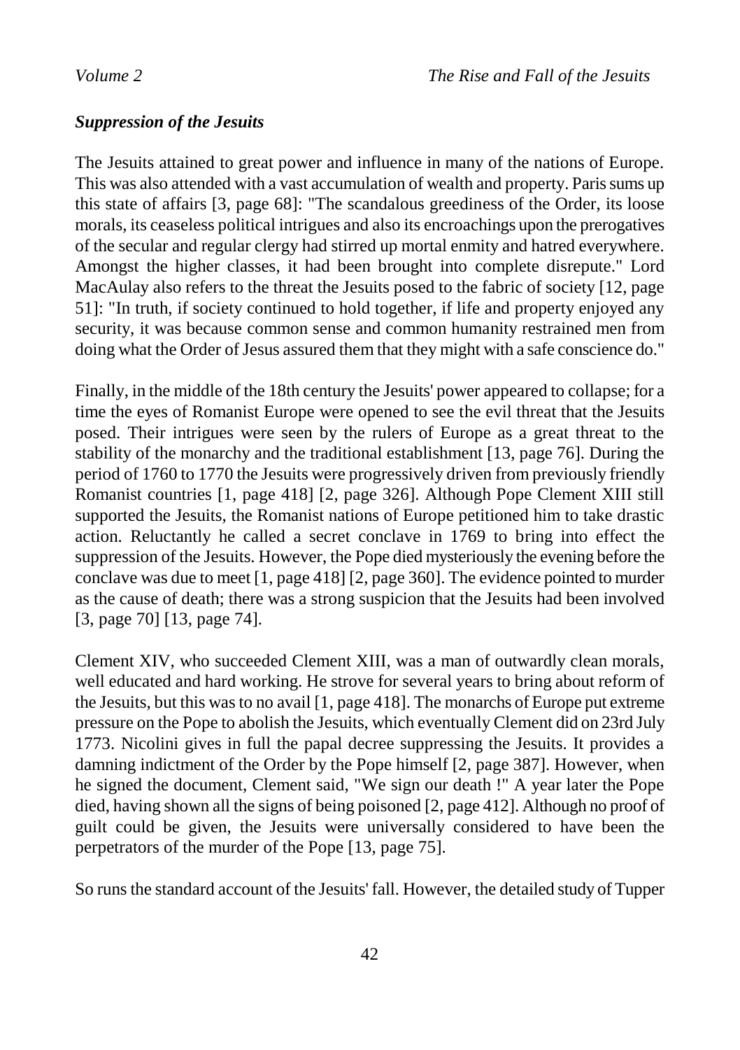### *Suppression of the Jesuits*

The Jesuits attained to great power and influence in many of the nations of Europe. This was also attended with a vast accumulation of wealth and property. Paris sums up this state of affairs [3, page 68]: "The scandalous greediness of the Order, its loose morals, its ceaseless political intrigues and also its encroachings upon the prerogatives of the secular and regular clergy had stirred up mortal enmity and hatred everywhere. Amongst the higher classes, it had been brought into complete disrepute." Lord MacAulay also refers to the threat the Jesuits posed to the fabric of society [12, page 51]: "In truth, if society continued to hold together, if life and property enjoyed any security, it was because common sense and common humanity restrained men from doing what the Order of Jesus assured them that they might with a safe conscience do."

Finally, in the middle of the 18th century the Jesuits' power appeared to collapse; for a time the eyes of Romanist Europe were opened to see the evil threat that the Jesuits posed. Their intrigues were seen by the rulers of Europe as a great threat to the stability of the monarchy and the traditional establishment [13, page 76]. During the period of 1760 to 1770 the Jesuits were progressively driven from previously friendly Romanist countries [1, page 418] [2, page 326]. Although Pope Clement XIII still supported the Jesuits, the Romanist nations of Europe petitioned him to take drastic action. Reluctantly he called a secret conclave in 1769 to bring into effect the suppression of the Jesuits. However, the Pope died mysteriously the evening before the conclave was due to meet [1, page 418] [2, page 360]. The evidence pointed to murder as the cause of death; there was a strong suspicion that the Jesuits had been involved [3, page 70] [13, page 74].

Clement XIV, who succeeded Clement XIII, was a man of outwardly clean morals, well educated and hard working. He strove for several years to bring about reform of the Jesuits, but this was to no avail [1, page 418]. The monarchs of Europe put extreme pressure on the Pope to abolish the Jesuits, which eventually Clement did on 23rd July 1773. Nicolini gives in full the papal decree suppressing the Jesuits. It provides a damning indictment of the Order by the Pope himself [2, page 387]. However, when he signed the document, Clement said, "We sign our death !" A year later the Pope died, having shown all the signs of being poisoned [2, page 412]. Although no proof of guilt could be given, the Jesuits were universally considered to have been the perpetrators of the murder of the Pope [13, page 75].

So runs the standard account of the Jesuits' fall. However, the detailed study of Tupper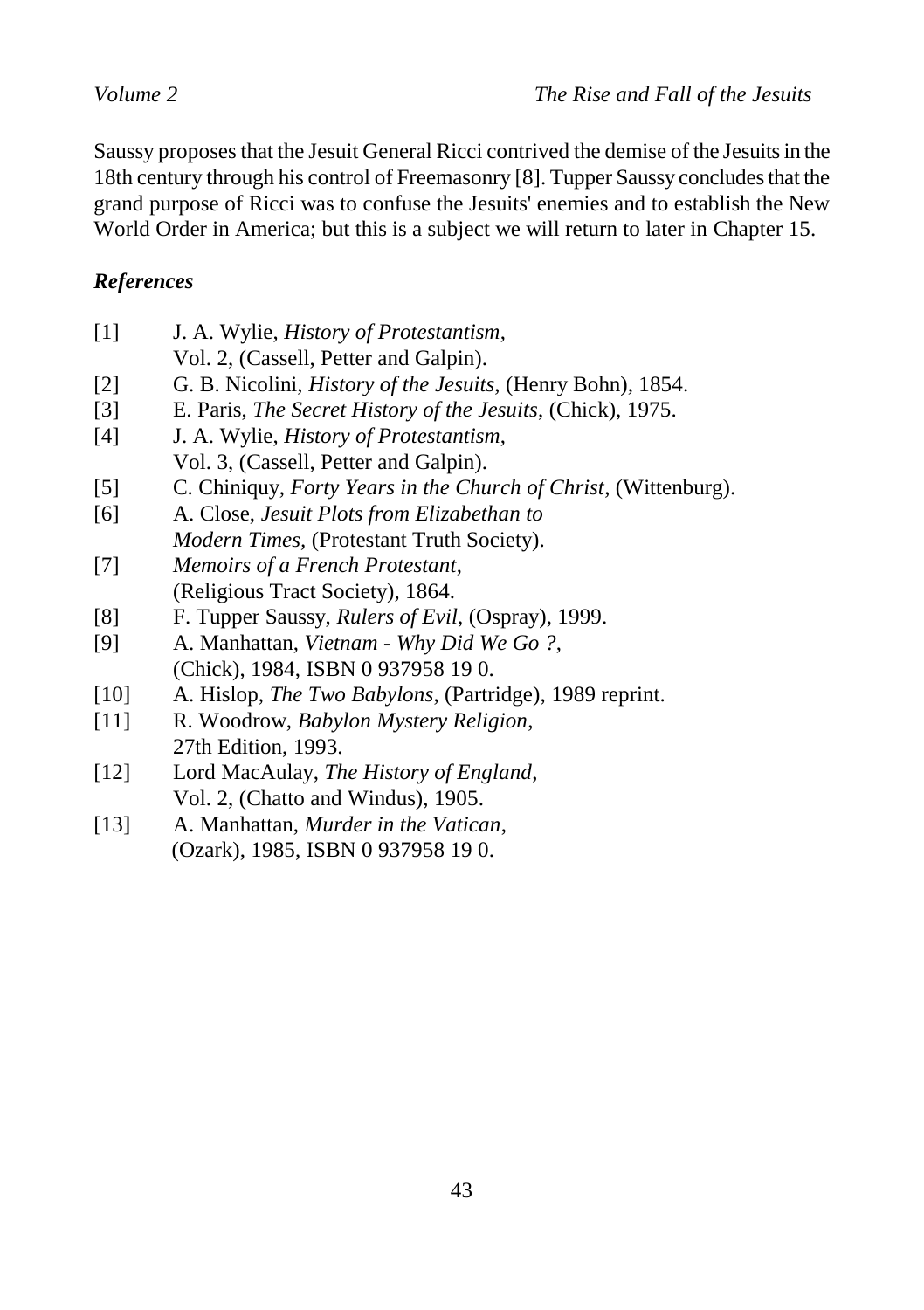Saussy proposes that the Jesuit General Ricci contrived the demise of the Jesuits in the 18th century through his control of Freemasonry [8]. Tupper Saussy concludes that the grand purpose of Ricci was to confuse the Jesuits' enemies and to establish the New World Order in America; but this is a subject we will return to later in Chapter 15.

### *References*

[1] J. A. Wylie, *History of Protestantism*, Vol. 2, (Cassell, Petter and Galpin).

[2] G. B. Nicolini, *History of the Jesuits*, (Henry Bohn), 1854.

[3] E. Paris, *The Secret History of the Jesuits*, (Chick), 1975.

[4] J. A. Wylie, *History of Protestantism*, Vol. 3, (Cassell, Petter and Galpin).

[5] C. Chiniquy, *Forty Years in the Church of Christ*, (Wittenburg).

[6] A. Close, *Jesuit Plots from Elizabethan to Modern Times*, (Protestant Truth Society).

[7] *Memoirs of a French Protestant*, (Religious Tract Society), 1864.

[8] F. Tupper Saussy, *Rulers of Evil*, (Ospray), 1999.

[9] A. Manhattan, *Vietnam - Why Did We Go ?*, (Chick), 1984, ISBN 0 937958 19 0.

[10] A. Hislop, *The Two Babylons*, (Partridge), 1989 reprint.

[11] R. Woodrow, *Babylon Mystery Religion*, 27th Edition, 1993.

[12] Lord MacAulay, *The History of England*, Vol. 2, (Chatto and Windus), 1905.

[13] A. Manhattan, *Murder in the Vatican*, (Ozark), 1985, ISBN 0 937958 19 0.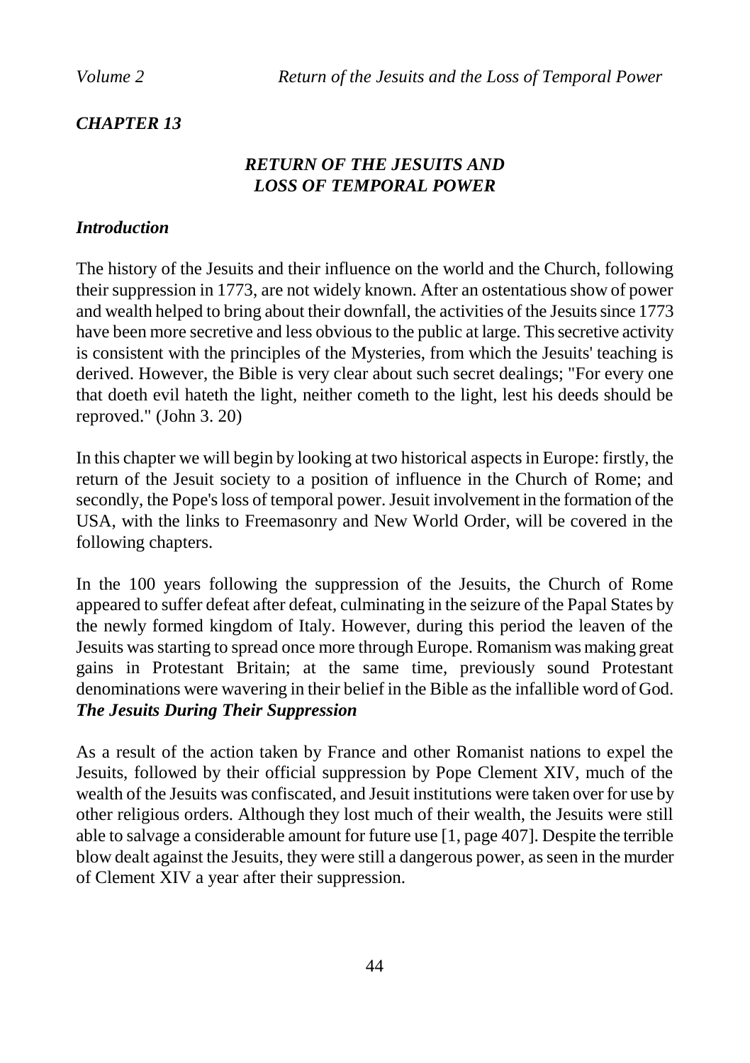## *CHAPTER 13*

### *RETURN OF THE JESUITS AND LOSS OF TEMPORAL POWER*

#### *Introduction*

The history of the Jesuits and their influence on the world and the Church, following their suppression in 1773, are not widely known. After an ostentatious show of power and wealth helped to bring about their downfall, the activities of the Jesuits since 1773 have been more secretive and less obvious to the public at large. This secretive activity is consistent with the principles of the Mysteries, from which the Jesuits' teaching is derived. However, the Bible is very clear about such secret dealings; "For every one that doeth evil hateth the light, neither cometh to the light, lest his deeds should be reproved." (John 3. 20)

In this chapter we will begin by looking at two historical aspects in Europe: firstly, the return of the Jesuit society to a position of influence in the Church of Rome; and secondly, the Pope's loss of temporal power. Jesuit involvement in the formation of the USA, with the links to Freemasonry and New World Order, will be covered in the following chapters.

In the 100 years following the suppression of the Jesuits, the Church of Rome appeared to suffer defeat after defeat, culminating in the seizure of the Papal States by the newly formed kingdom of Italy. However, during this period the leaven of the Jesuits was starting to spread once more through Europe. Romanism was making great gains in Protestant Britain; at the same time, previously sound Protestant denominations were wavering in their belief in the Bible as the infallible word of God.

#### *The Jesuits During Their Suppression*

As a result of the action taken by France and other Romanist nations to expel the Jesuits, followed by their official suppression by Pope Clement XIV, much of the wealth of the Jesuits was confiscated, and Jesuit institutions were taken over for use by other religious orders. Although they lost much of their wealth, the Jesuits were still able to salvage a considerable amount for future use [1, page 407]. Despite the terrible blow dealt against the Jesuits, they were still a dangerous power, as seen in the murder of Clement XIV a year after their suppression.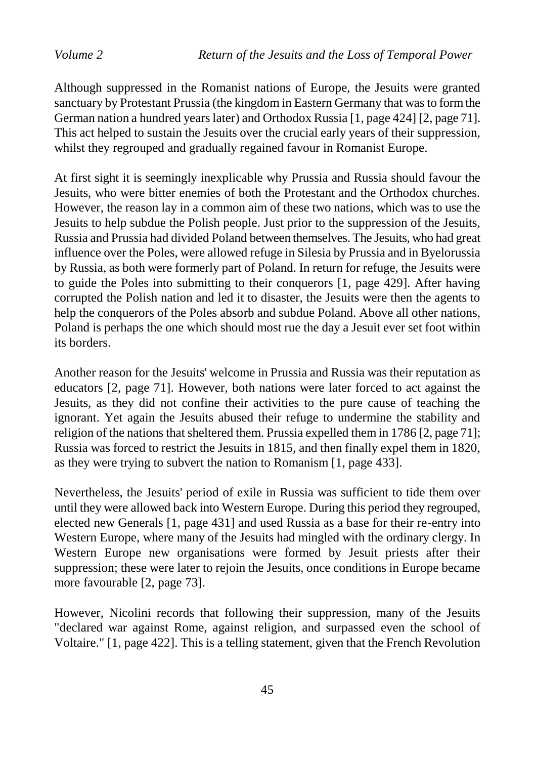Although suppressed in the Romanist nations of Europe, the Jesuits were granted sanctuary by Protestant Prussia (the kingdom in Eastern Germany that was to form the German nation a hundred years later) and Orthodox Russia [1, page 424] [2, page 71]. This act helped to sustain the Jesuits over the crucial early years of their suppression, whilst they regrouped and gradually regained favour in Romanist Europe.

At first sight it is seemingly inexplicable why Prussia and Russia should favour the Jesuits, who were bitter enemies of both the Protestant and the Orthodox churches. However, the reason lay in a common aim of these two nations, which was to use the Jesuits to help subdue the Polish people. Just prior to the suppression of the Jesuits, Russia and Prussia had divided Poland between themselves. The Jesuits, who had great influence over the Poles, were allowed refuge in Silesia by Prussia and in Byelorussia by Russia, as both were formerly part of Poland. In return for refuge, the Jesuits were to guide the Poles into submitting to their conquerors [1, page 429]. After having corrupted the Polish nation and led it to disaster, the Jesuits were then the agents to help the conquerors of the Poles absorb and subdue Poland. Above all other nations, Poland is perhaps the one which should most rue the day a Jesuit ever set foot within its borders.

Another reason for the Jesuits' welcome in Prussia and Russia was their reputation as educators [2, page 71]. However, both nations were later forced to act against the Jesuits, as they did not confine their activities to the pure cause of teaching the ignorant. Yet again the Jesuits abused their refuge to undermine the stability and religion of the nations that sheltered them. Prussia expelled them in 1786 [2, page 71]; Russia was forced to restrict the Jesuits in 1815, and then finally expel them in 1820, as they were trying to subvert the nation to Romanism [1, page 433].

Nevertheless, the Jesuits' period of exile in Russia was sufficient to tide them over until they were allowed back into Western Europe. During this period they regrouped, elected new Generals [1, page 431] and used Russia as a base for their re-entry into Western Europe, where many of the Jesuits had mingled with the ordinary clergy. In Western Europe new organisations were formed by Jesuit priests after their suppression; these were later to rejoin the Jesuits, once conditions in Europe became more favourable [2, page 73].

However, Nicolini records that following their suppression, many of the Jesuits "declared war against Rome, against religion, and surpassed even the school of Voltaire." [1, page 422]. This is a telling statement, given that the French Revolution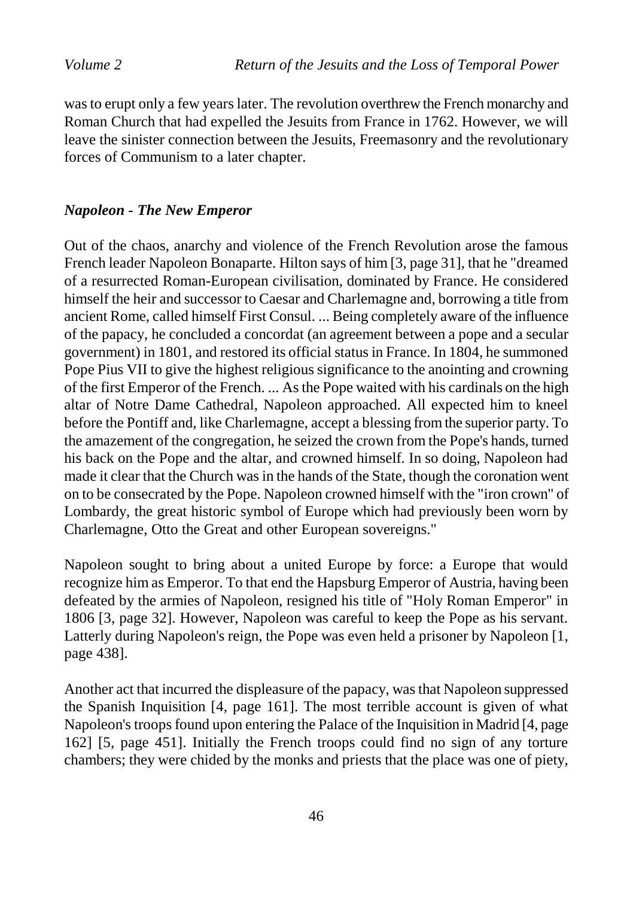was to erupt only a few years later. The revolution overthrew the French monarchy and Roman Church that had expelled the Jesuits from France in 1762. However, we will leave the sinister connection between the Jesuits, Freemasonry and the revolutionary forces of Communism to a later chapter.

### *Napoleon - The New Emperor*

Out of the chaos, anarchy and violence of the French Revolution arose the famous French leader Napoleon Bonaparte. Hilton says of him [3, page 31], that he "dreamed of a resurrected Roman-European civilisation, dominated by France. He considered himself the heir and successor to Caesar and Charlemagne and, borrowing a title from ancient Rome, called himself First Consul. ... Being completely aware of the influence of the papacy, he concluded a concordat (an agreement between a pope and a secular government) in 1801, and restored its official status in France. In 1804, he summoned Pope Pius VII to give the highest religious significance to the anointing and crowning of the first Emperor of the French. ... As the Pope waited with his cardinals on the high altar of Notre Dame Cathedral, Napoleon approached. All expected him to kneel before the Pontiff and, like Charlemagne, accept a blessing from the superior party. To the amazement of the congregation, he seized the crown from the Pope's hands, turned his back on the Pope and the altar, and crowned himself. In so doing, Napoleon had made it clear that the Church was in the hands of the State, though the coronation went on to be consecrated by the Pope. Napoleon crowned himself with the "iron crown" of Lombardy, the great historic symbol of Europe which had previously been worn by Charlemagne, Otto the Great and other European sovereigns."

Napoleon sought to bring about a united Europe by force: a Europe that would recognize him as Emperor. To that end the Hapsburg Emperor of Austria, having been defeated by the armies of Napoleon, resigned his title of "Holy Roman Emperor" in 1806 [3, page 32]. However, Napoleon was careful to keep the Pope as his servant. Latterly during Napoleon's reign, the Pope was even held a prisoner by Napoleon [1, page 438].

Another act that incurred the displeasure of the papacy, was that Napoleon suppressed the Spanish Inquisition [4, page 161]. The most terrible account is given of what Napoleon's troops found upon entering the Palace of the Inquisition in Madrid [4, page 162] [5, page 451]. Initially the French troops could find no sign of any torture chambers; they were chided by the monks and priests that the place was one of piety,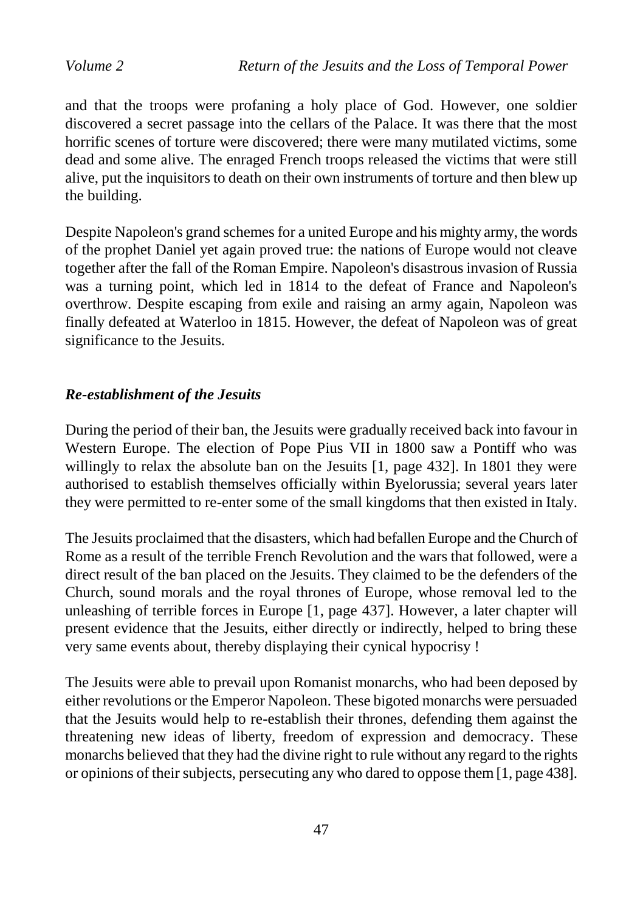and that the troops were profaning a holy place of God. However, one soldier discovered a secret passage into the cellars of the Palace. It was there that the most horrific scenes of torture were discovered; there were many mutilated victims, some dead and some alive. The enraged French troops released the victims that were still alive, put the inquisitors to death on their own instruments of torture and then blew up the building.

Despite Napoleon's grand schemes for a united Europe and his mighty army, the words of the prophet Daniel yet again proved true: the nations of Europe would not cleave together after the fall of the Roman Empire. Napoleon's disastrous invasion of Russia was a turning point, which led in 1814 to the defeat of France and Napoleon's overthrow. Despite escaping from exile and raising an army again, Napoleon was finally defeated at Waterloo in 1815. However, the defeat of Napoleon was of great significance to the Jesuits.

### *Re-establishment of the Jesuits*

During the period of their ban, the Jesuits were gradually received back into favour in Western Europe. The election of Pope Pius VII in 1800 saw a Pontiff who was willingly to relax the absolute ban on the Jesuits [1, page 432]. In 1801 they were authorised to establish themselves officially within Byelorussia; several years later they were permitted to re-enter some of the small kingdoms that then existed in Italy.

The Jesuits proclaimed that the disasters, which had befallen Europe and the Church of Rome as a result of the terrible French Revolution and the wars that followed, were a direct result of the ban placed on the Jesuits. They claimed to be the defenders of the Church, sound morals and the royal thrones of Europe, whose removal led to the unleashing of terrible forces in Europe [1, page 437]. However, a later chapter will present evidence that the Jesuits, either directly or indirectly, helped to bring these very same events about, thereby displaying their cynical hypocrisy !

The Jesuits were able to prevail upon Romanist monarchs, who had been deposed by either revolutions or the Emperor Napoleon. These bigoted monarchs were persuaded that the Jesuits would help to re-establish their thrones, defending them against the threatening new ideas of liberty, freedom of expression and democracy. These monarchs believed that they had the divine right to rule without any regard to the rights or opinions of their subjects, persecuting any who dared to oppose them [1, page 438].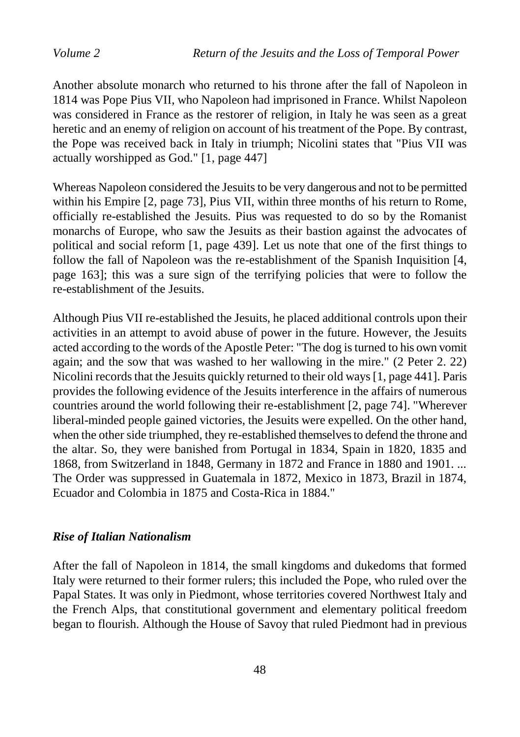Another absolute monarch who returned to his throne after the fall of Napoleon in 1814 was Pope Pius VII, who Napoleon had imprisoned in France. Whilst Napoleon was considered in France as the restorer of religion, in Italy he was seen as a great heretic and an enemy of religion on account of his treatment of the Pope. By contrast, the Pope was received back in Italy in triumph; Nicolini states that "Pius VII was actually worshipped as God." [1, page 447]

Whereas Napoleon considered the Jesuits to be very dangerous and not to be permitted within his Empire [2, page 73], Pius VII, within three months of his return to Rome, officially re-established the Jesuits. Pius was requested to do so by the Romanist monarchs of Europe, who saw the Jesuits as their bastion against the advocates of political and social reform [1, page 439]. Let us note that one of the first things to follow the fall of Napoleon was the re-establishment of the Spanish Inquisition [4, page 163]; this was a sure sign of the terrifying policies that were to follow the re-establishment of the Jesuits.

Although Pius VII re-established the Jesuits, he placed additional controls upon their activities in an attempt to avoid abuse of power in the future. However, the Jesuits acted according to the words of the Apostle Peter: "The dog is turned to his own vomit again; and the sow that was washed to her wallowing in the mire." (2 Peter 2. 22) Nicolini records that the Jesuits quickly returned to their old ways [1, page 441]. Paris provides the following evidence of the Jesuits interference in the affairs of numerous countries around the world following their re-establishment [2, page 74]. "Wherever liberal-minded people gained victories, the Jesuits were expelled. On the other hand, when the other side triumphed, they re-established themselves to defend the throne and the altar. So, they were banished from Portugal in 1834, Spain in 1820, 1835 and 1868, from Switzerland in 1848, Germany in 1872 and France in 1880 and 1901. ... The Order was suppressed in Guatemala in 1872, Mexico in 1873, Brazil in 1874, Ecuador and Colombia in 1875 and Costa-Rica in 1884."

### *Rise of Italian Nationalism*

After the fall of Napoleon in 1814, the small kingdoms and dukedoms that formed Italy were returned to their former rulers; this included the Pope, who ruled over the Papal States. It was only in Piedmont, whose territories covered Northwest Italy and the French Alps, that constitutional government and elementary political freedom began to flourish. Although the House of Savoy that ruled Piedmont had in previous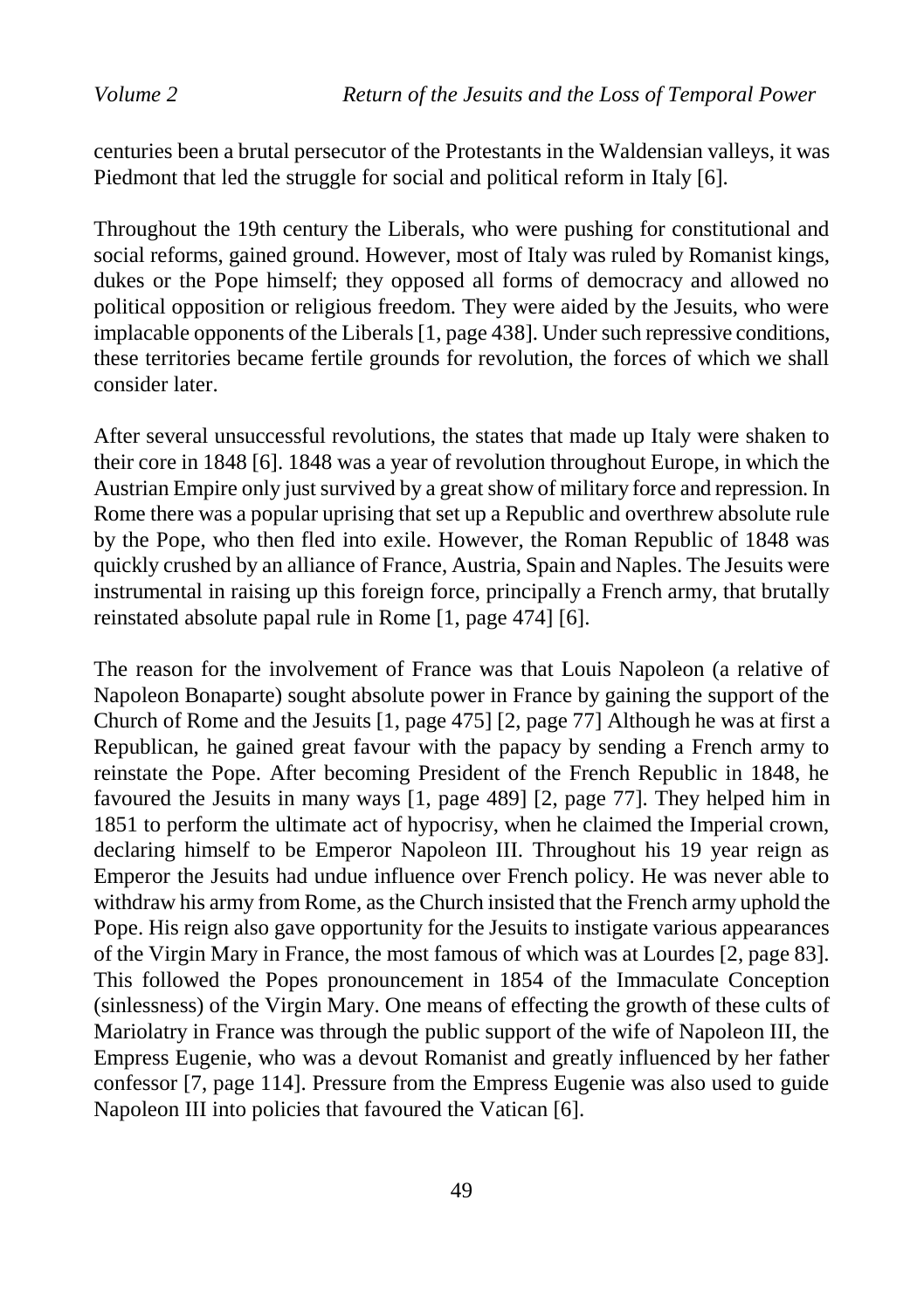centuries been a brutal persecutor of the Protestants in the Waldensian valleys, it was Piedmont that led the struggle for social and political reform in Italy [6].

Throughout the 19th century the Liberals, who were pushing for constitutional and social reforms, gained ground. However, most of Italy was ruled by Romanist kings, dukes or the Pope himself; they opposed all forms of democracy and allowed no political opposition or religious freedom. They were aided by the Jesuits, who were implacable opponents of the Liberals [1, page 438]. Under such repressive conditions, these territories became fertile grounds for revolution, the forces of which we shall consider later.

After several unsuccessful revolutions, the states that made up Italy were shaken to their core in 1848 [6]. 1848 was a year of revolution throughout Europe, in which the Austrian Empire only just survived by a great show of military force and repression. In Rome there was a popular uprising that set up a Republic and overthrew absolute rule by the Pope, who then fled into exile. However, the Roman Republic of 1848 was quickly crushed by an alliance of France, Austria, Spain and Naples. The Jesuits were instrumental in raising up this foreign force, principally a French army, that brutally reinstated absolute papal rule in Rome [1, page 474] [6].

The reason for the involvement of France was that Louis Napoleon (a relative of Napoleon Bonaparte) sought absolute power in France by gaining the support of the Church of Rome and the Jesuits [1, page 475] [2, page 77] Although he was at first a Republican, he gained great favour with the papacy by sending a French army to reinstate the Pope. After becoming President of the French Republic in 1848, he favoured the Jesuits in many ways [1, page 489] [2, page 77]. They helped him in 1851 to perform the ultimate act of hypocrisy, when he claimed the Imperial crown, declaring himself to be Emperor Napoleon III. Throughout his 19 year reign as Emperor the Jesuits had undue influence over French policy. He was never able to withdraw his army from Rome, as the Church insisted that the French army uphold the Pope. His reign also gave opportunity for the Jesuits to instigate various appearances of the Virgin Mary in France, the most famous of which was at Lourdes [2, page 83]. This followed the Popes pronouncement in 1854 of the Immaculate Conception (sinlessness) of the Virgin Mary. One means of effecting the growth of these cults of Mariolatry in France was through the public support of the wife of Napoleon III, the Empress Eugenie, who was a devout Romanist and greatly influenced by her father confessor [7, page 114]. Pressure from the Empress Eugenie was also used to guide Napoleon III into policies that favoured the Vatican [6].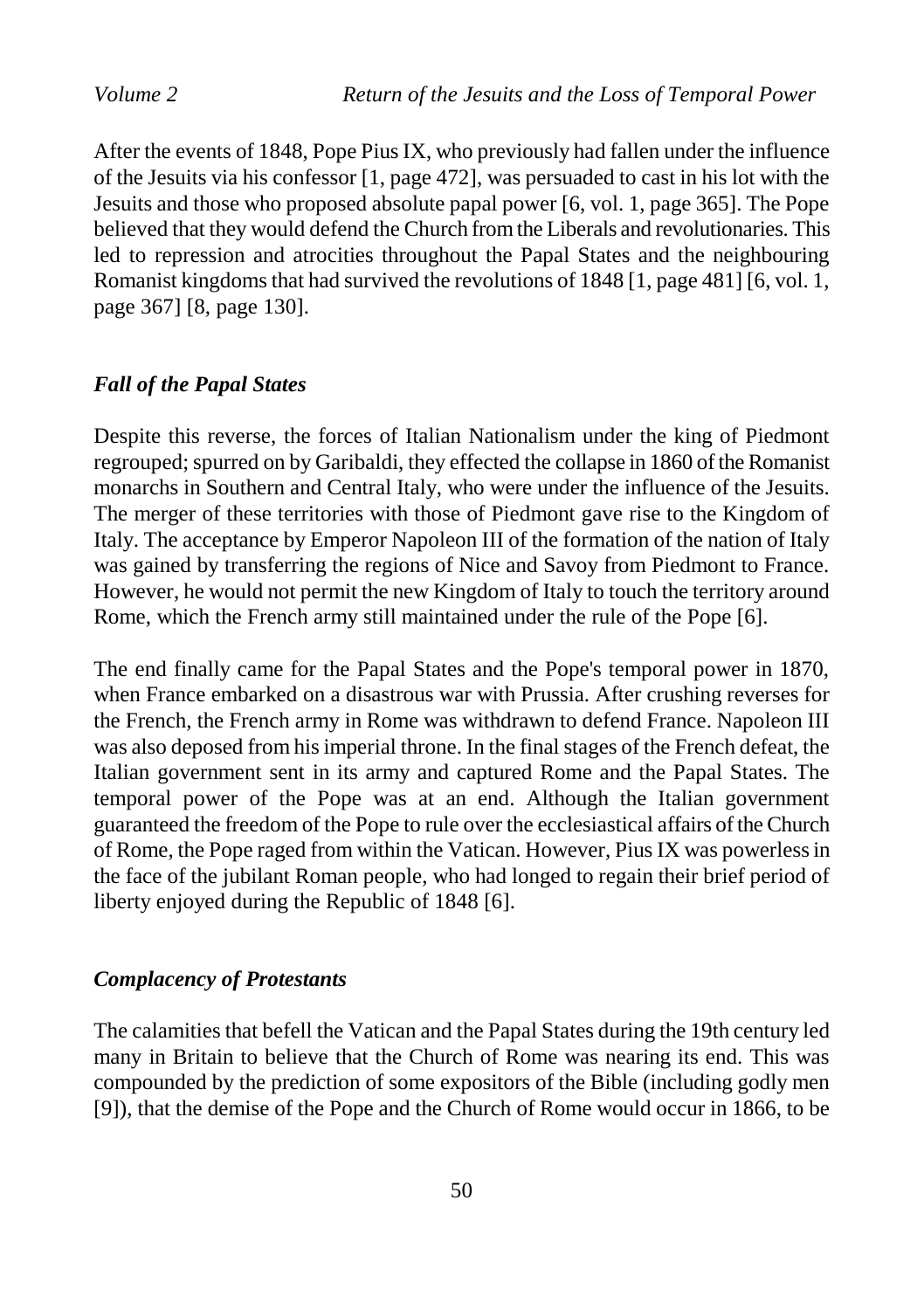After the events of 1848, Pope Pius IX, who previously had fallen under the influence of the Jesuits via his confessor [1, page 472], was persuaded to cast in his lot with the Jesuits and those who proposed absolute papal power [6, vol. 1, page 365]. The Pope believed that they would defend the Church from the Liberals and revolutionaries. This led to repression and atrocities throughout the Papal States and the neighbouring Romanist kingdoms that had survived the revolutions of 1848 [1, page 481] [6, vol. 1, page 367] [8, page 130].

### *Fall of the Papal States*

Despite this reverse, the forces of Italian Nationalism under the king of Piedmont regrouped; spurred on by Garibaldi, they effected the collapse in 1860 of the Romanist monarchs in Southern and Central Italy, who were under the influence of the Jesuits. The merger of these territories with those of Piedmont gave rise to the Kingdom of Italy. The acceptance by Emperor Napoleon III of the formation of the nation of Italy was gained by transferring the regions of Nice and Savoy from Piedmont to France. However, he would not permit the new Kingdom of Italy to touch the territory around Rome, which the French army still maintained under the rule of the Pope [6].

The end finally came for the Papal States and the Pope's temporal power in 1870, when France embarked on a disastrous war with Prussia. After crushing reverses for the French, the French army in Rome was withdrawn to defend France. Napoleon III was also deposed from his imperial throne. In the final stages of the French defeat, the Italian government sent in its army and captured Rome and the Papal States. The temporal power of the Pope was at an end. Although the Italian government guaranteed the freedom of the Pope to rule over the ecclesiastical affairs of the Church of Rome, the Pope raged from within the Vatican. However, Pius IX was powerless in the face of the jubilant Roman people, who had longed to regain their brief period of liberty enjoyed during the Republic of 1848 [6].

### *Complacency of Protestants*

The calamities that befell the Vatican and the Papal States during the 19th century led many in Britain to believe that the Church of Rome was nearing its end. This was compounded by the prediction of some expositors of the Bible (including godly men [9]), that the demise of the Pope and the Church of Rome would occur in 1866, to be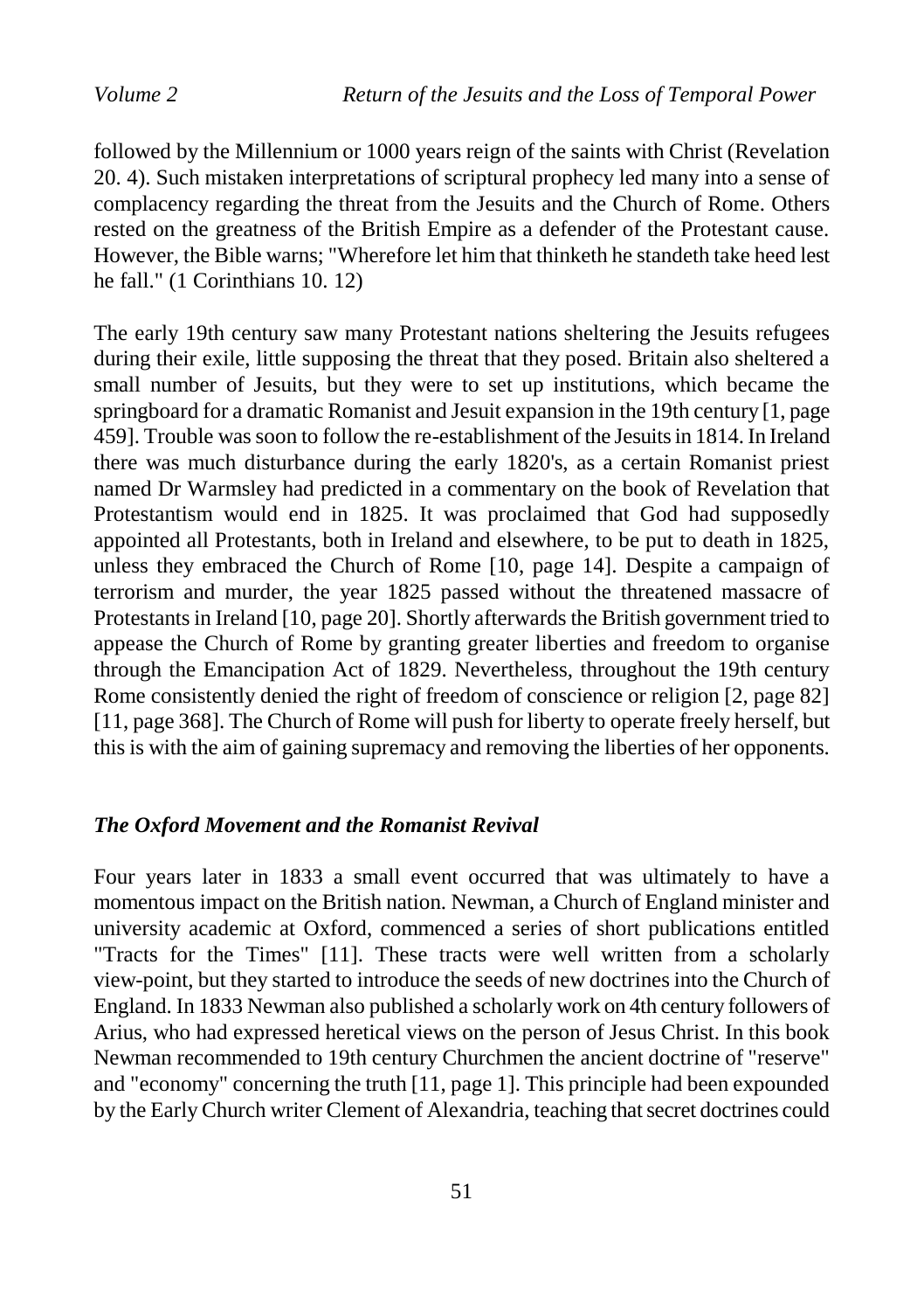followed by the Millennium or 1000 years reign of the saints with Christ (Revelation 20. 4). Such mistaken interpretations of scriptural prophecy led many into a sense of complacency regarding the threat from the Jesuits and the Church of Rome. Others rested on the greatness of the British Empire as a defender of the Protestant cause. However, the Bible warns; "Wherefore let him that thinketh he standeth take heed lest he fall." (1 Corinthians 10. 12)

The early 19th century saw many Protestant nations sheltering the Jesuits refugees during their exile, little supposing the threat that they posed. Britain also sheltered a small number of Jesuits, but they were to set up institutions, which became the springboard for a dramatic Romanist and Jesuit expansion in the 19th century [1, page 459]. Trouble was soon to follow the re-establishment of the Jesuits in 1814. In Ireland there was much disturbance during the early 1820's, as a certain Romanist priest named Dr Warmsley had predicted in a commentary on the book of Revelation that Protestantism would end in 1825. It was proclaimed that God had supposedly appointed all Protestants, both in Ireland and elsewhere, to be put to death in 1825, unless they embraced the Church of Rome [10, page 14]. Despite a campaign of terrorism and murder, the year 1825 passed without the threatened massacre of Protestants in Ireland [10, page 20]. Shortly afterwards the British government tried to appease the Church of Rome by granting greater liberties and freedom to organise through the Emancipation Act of 1829. Nevertheless, throughout the 19th century Rome consistently denied the right of freedom of conscience or religion [2, page 82] [11, page 368]. The Church of Rome will push for liberty to operate freely herself, but this is with the aim of gaining supremacy and removing the liberties of her opponents.

### *The Oxford Movement and the Romanist Revival*

Four years later in 1833 a small event occurred that was ultimately to have a momentous impact on the British nation. Newman, a Church of England minister and university academic at Oxford, commenced a series of short publications entitled "Tracts for the Times" [11]. These tracts were well written from a scholarly view-point, but they started to introduce the seeds of new doctrines into the Church of England. In 1833 Newman also published a scholarly work on 4th century followers of Arius, who had expressed heretical views on the person of Jesus Christ. In this book Newman recommended to 19th century Churchmen the ancient doctrine of "reserve" and "economy" concerning the truth [11, page 1]. This principle had been expounded by the Early Church writer Clement of Alexandria, teaching that secret doctrines could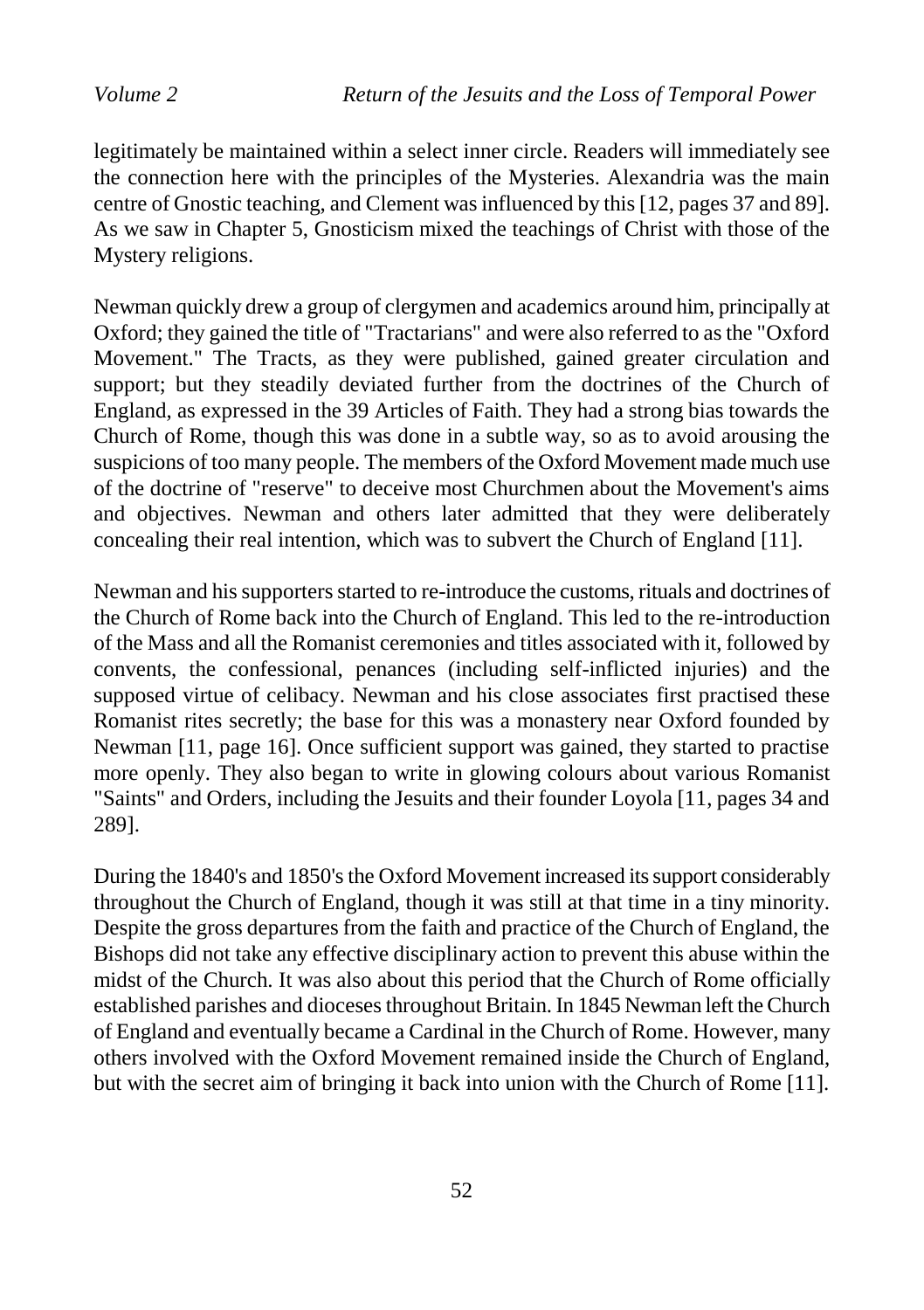legitimately be maintained within a select inner circle. Readers will immediately see the connection here with the principles of the Mysteries. Alexandria was the main centre of Gnostic teaching, and Clement was influenced by this [12, pages 37 and 89]. As we saw in Chapter 5, Gnosticism mixed the teachings of Christ with those of the Mystery religions.

Newman quickly drew a group of clergymen and academics around him, principally at Oxford; they gained the title of "Tractarians" and were also referred to as the "Oxford Movement." The Tracts, as they were published, gained greater circulation and support; but they steadily deviated further from the doctrines of the Church of England, as expressed in the 39 Articles of Faith. They had a strong bias towards the Church of Rome, though this was done in a subtle way, so as to avoid arousing the suspicions of too many people. The members of the Oxford Movement made much use of the doctrine of "reserve" to deceive most Churchmen about the Movement's aims and objectives. Newman and others later admitted that they were deliberately concealing their real intention, which was to subvert the Church of England [11].

Newman and his supporters started to re-introduce the customs, rituals and doctrines of the Church of Rome back into the Church of England. This led to the re-introduction of the Mass and all the Romanist ceremonies and titles associated with it, followed by convents, the confessional, penances (including self-inflicted injuries) and the supposed virtue of celibacy. Newman and his close associates first practised these Romanist rites secretly; the base for this was a monastery near Oxford founded by Newman [11, page 16]. Once sufficient support was gained, they started to practise more openly. They also began to write in glowing colours about various Romanist "Saints" and Orders, including the Jesuits and their founder Loyola [11, pages 34 and 289].

During the 1840's and 1850's the Oxford Movement increased its support considerably throughout the Church of England, though it was still at that time in a tiny minority. Despite the gross departures from the faith and practice of the Church of England, the Bishops did not take any effective disciplinary action to prevent this abuse within the midst of the Church. It was also about this period that the Church of Rome officially established parishes and dioceses throughout Britain. In 1845 Newman left the Church of England and eventually became a Cardinal in the Church of Rome. However, many others involved with the Oxford Movement remained inside the Church of England, but with the secret aim of bringing it back into union with the Church of Rome [11].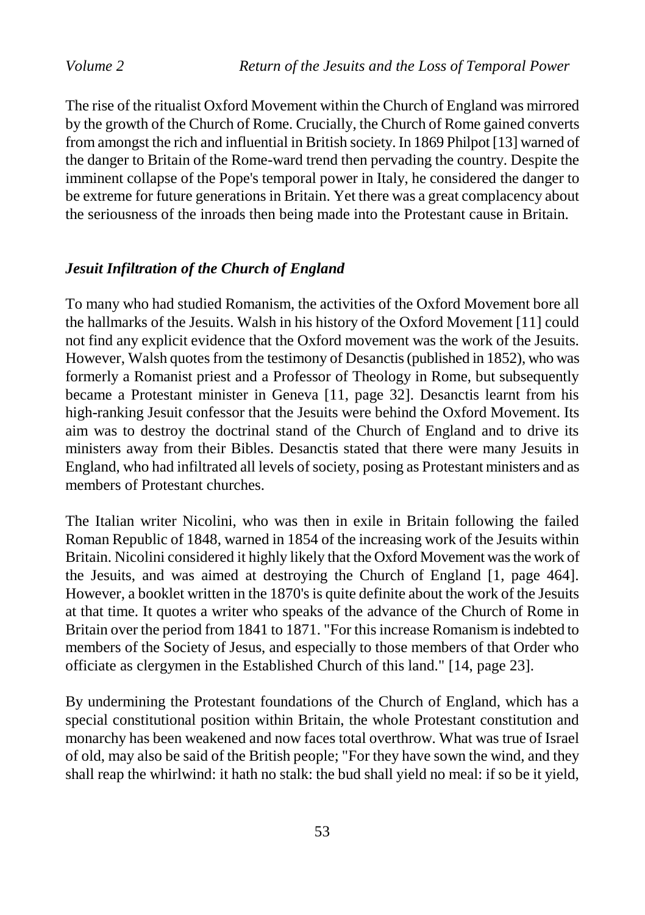The rise of the ritualist Oxford Movement within the Church of England was mirrored by the growth of the Church of Rome. Crucially, the Church of Rome gained converts from amongst the rich and influential in British society. In 1869 Philpot [13] warned of the danger to Britain of the Rome-ward trend then pervading the country. Despite the imminent collapse of the Pope's temporal power in Italy, he considered the danger to be extreme for future generations in Britain. Yet there was a great complacency about the seriousness of the inroads then being made into the Protestant cause in Britain.

### *Jesuit Infiltration of the Church of England*

To many who had studied Romanism, the activities of the Oxford Movement bore all the hallmarks of the Jesuits. Walsh in his history of the Oxford Movement [11] could not find any explicit evidence that the Oxford movement was the work of the Jesuits. However, Walsh quotes from the testimony of Desanctis (published in 1852), who was formerly a Romanist priest and a Professor of Theology in Rome, but subsequently became a Protestant minister in Geneva [11, page 32]. Desanctis learnt from his high-ranking Jesuit confessor that the Jesuits were behind the Oxford Movement. Its aim was to destroy the doctrinal stand of the Church of England and to drive its ministers away from their Bibles. Desanctis stated that there were many Jesuits in England, who had infiltrated all levels of society, posing as Protestant ministers and as members of Protestant churches.

The Italian writer Nicolini, who was then in exile in Britain following the failed Roman Republic of 1848, warned in 1854 of the increasing work of the Jesuits within Britain. Nicolini considered it highly likely that the Oxford Movement was the work of the Jesuits, and was aimed at destroying the Church of England [1, page 464]. However, a booklet written in the 1870's is quite definite about the work of the Jesuits at that time. It quotes a writer who speaks of the advance of the Church of Rome in Britain over the period from 1841 to 1871. "For this increase Romanism is indebted to members of the Society of Jesus, and especially to those members of that Order who officiate as clergymen in the Established Church of this land." [14, page 23].

By undermining the Protestant foundations of the Church of England, which has a special constitutional position within Britain, the whole Protestant constitution and monarchy has been weakened and now faces total overthrow. What was true of Israel of old, may also be said of the British people; "For they have sown the wind, and they shall reap the whirlwind: it hath no stalk: the bud shall yield no meal: if so be it yield,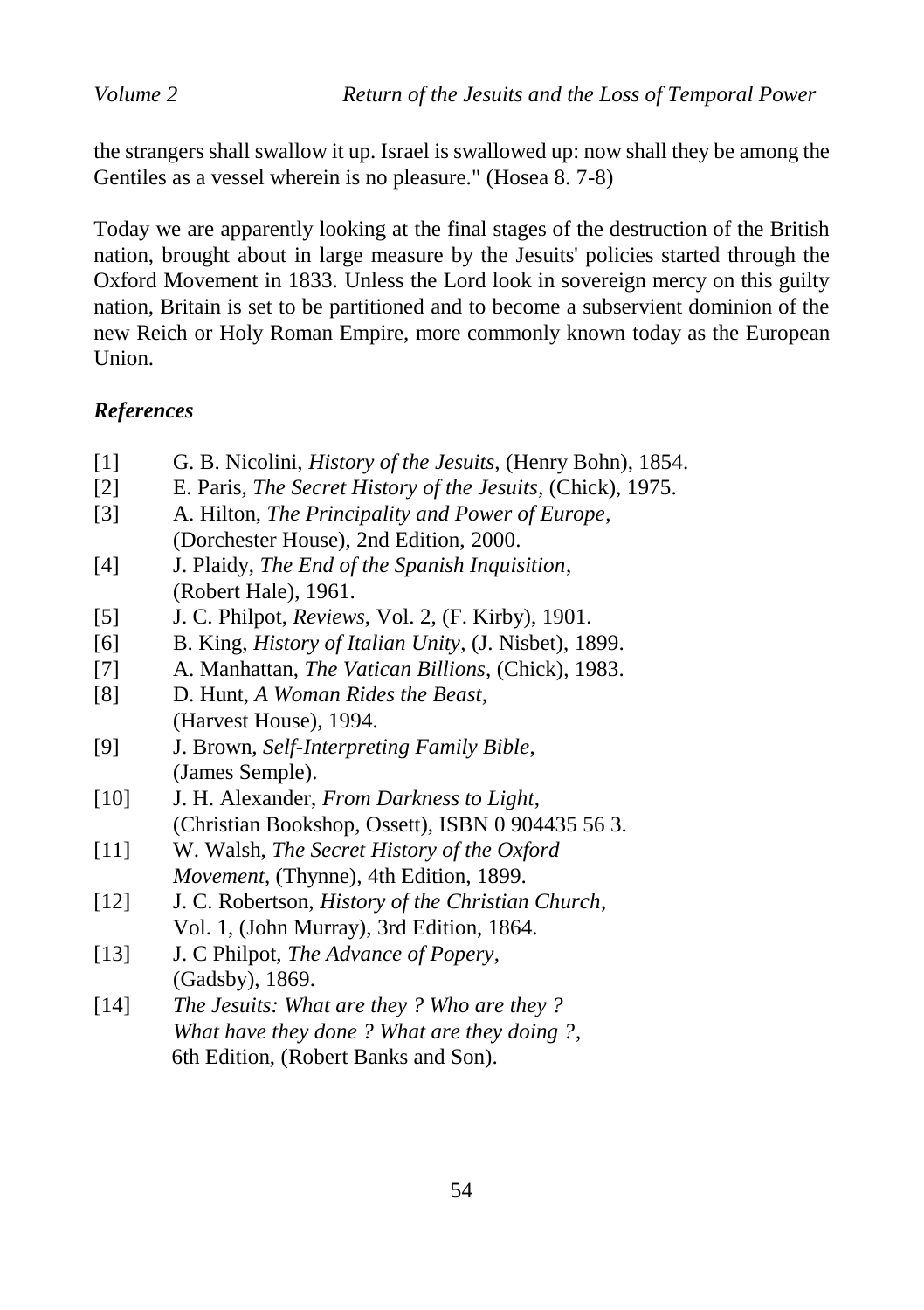the strangers shall swallow it up. Israel is swallowed up: now shall they be among the Gentiles as a vessel wherein is no pleasure." (Hosea 8. 7-8)

Today we are apparently looking at the final stages of the destruction of the British nation, brought about in large measure by the Jesuits' policies started through the Oxford Movement in 1833. Unless the Lord look in sovereign mercy on this guilty nation, Britain is set to be partitioned and to become a subservient dominion of the new Reich or Holy Roman Empire, more commonly known today as the European Union.

### *References*

[1] G. B. Nicolini, *History of the Jesuits*, (Henry Bohn), 1854.

[2] E. Paris, *The Secret History of the Jesuits*, (Chick), 1975.

[3] A. Hilton, *The Principality and Power of Europe*, (Dorchester House), 2nd Edition, 2000.

[4] J. Plaidy, *The End of the Spanish Inquisition*, (Robert Hale), 1961.

[5] J. C. Philpot, *Reviews*, Vol. 2, (F. Kirby), 1901.

[6] B. King, *History of Italian Unity*, (J. Nisbet), 1899.

[7] A. Manhattan, *The Vatican Billions*, (Chick), 1983.

[8] D. Hunt, *A Woman Rides the Beast*, (Harvest House), 1994.

[9] J. Brown, *Self-Interpreting Family Bible*, (James Semple).

[10] J. H. Alexander, *From Darkness to Light*, (Christian Bookshop, Ossett), ISBN 0 904435 56 3.

[11] W. Walsh, *The Secret History of the Oxford Movement*, (Thynne), 4th Edition, 1899.

[12] J. C. Robertson, *History of the Christian Church*, Vol. 1, (John Murray), 3rd Edition, 1864.

[13] J. C Philpot, *The Advance of Popery*, (Gadsby), 1869.

[14] *The Jesuits: What are they ? Who are they ? What have they done ? What are they doing ?*, 6th Edition, (Robert Banks and Son).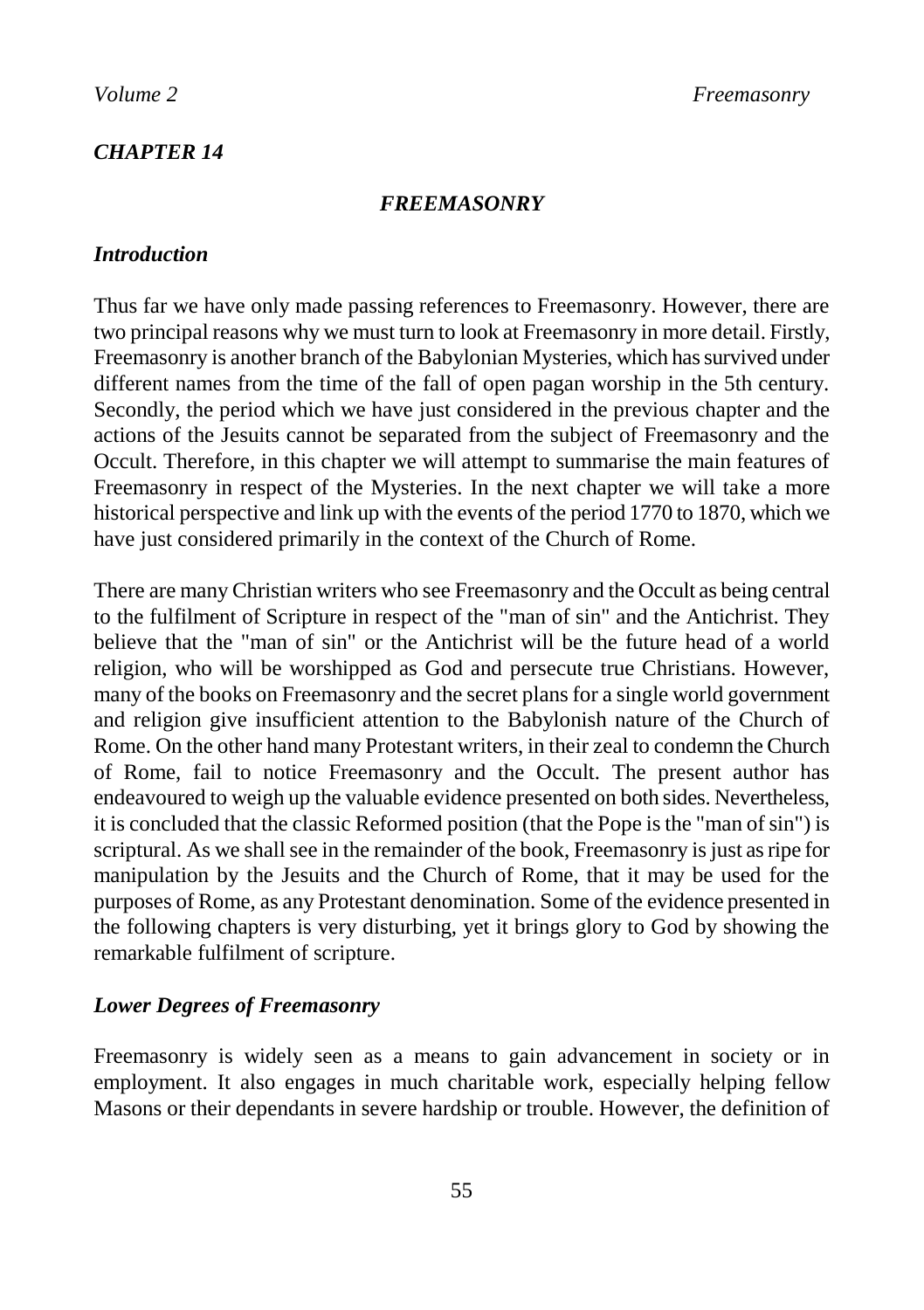## *CHAPTER 14*

### *FREEMASONRY*

### *Introduction*

Thus far we have only made passing references to Freemasonry. However, there are two principal reasons why we must turn to look at Freemasonry in more detail. Firstly, Freemasonry is another branch of the Babylonian Mysteries, which has survived under different names from the time of the fall of open pagan worship in the 5th century. Secondly, the period which we have just considered in the previous chapter and the actions of the Jesuits cannot be separated from the subject of Freemasonry and the Occult. Therefore, in this chapter we will attempt to summarise the main features of Freemasonry in respect of the Mysteries. In the next chapter we will take a more historical perspective and link up with the events of the period 1770 to 1870, which we have just considered primarily in the context of the Church of Rome.

There are many Christian writers who see Freemasonry and the Occult as being central to the fulfilment of Scripture in respect of the "man of sin" and the Antichrist. They believe that the "man of sin" or the Antichrist will be the future head of a world religion, who will be worshipped as God and persecute true Christians. However, many of the books on Freemasonry and the secret plans for a single world government and religion give insufficient attention to the Babylonish nature of the Church of Rome. On the other hand many Protestant writers, in their zeal to condemn the Church of Rome, fail to notice Freemasonry and the Occult. The present author has endeavoured to weigh up the valuable evidence presented on both sides. Nevertheless, it is concluded that the classic Reformed position (that the Pope is the "man of sin") is scriptural. As we shall see in the remainder of the book, Freemasonry is just as ripe for manipulation by the Jesuits and the Church of Rome, that it may be used for the purposes of Rome, as any Protestant denomination. Some of the evidence presented in the following chapters is very disturbing, yet it brings glory to God by showing the remarkable fulfilment of scripture.

### *Lower Degrees of Freemasonry*

Freemasonry is widely seen as a means to gain advancement in society or in employment. It also engages in much charitable work, especially helping fellow Masons or their dependants in severe hardship or trouble. However, the definition of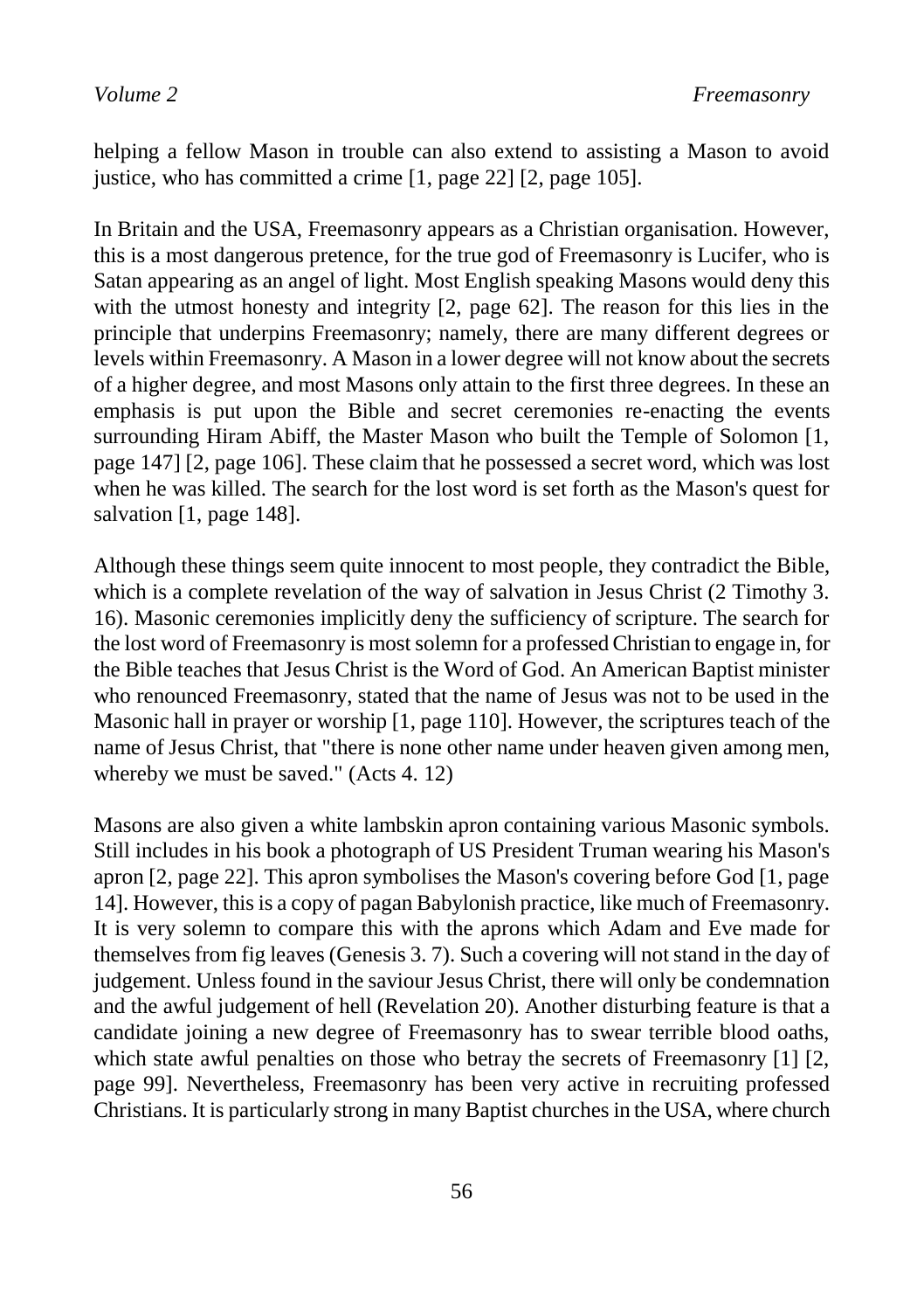helping a fellow Mason in trouble can also extend to assisting a Mason to avoid justice, who has committed a crime [1, page 22] [2, page 105].

In Britain and the USA, Freemasonry appears as a Christian organisation. However, this is a most dangerous pretence, for the true god of Freemasonry is Lucifer, who is Satan appearing as an angel of light. Most English speaking Masons would deny this with the utmost honesty and integrity [2, page 62]. The reason for this lies in the principle that underpins Freemasonry; namely, there are many different degrees or levels within Freemasonry. A Mason in a lower degree will not know about the secrets of a higher degree, and most Masons only attain to the first three degrees. In these an emphasis is put upon the Bible and secret ceremonies re-enacting the events surrounding Hiram Abiff, the Master Mason who built the Temple of Solomon [1, page 147] [2, page 106]. These claim that he possessed a secret word, which was lost when he was killed. The search for the lost word is set forth as the Mason's quest for salvation [1, page 148].

Although these things seem quite innocent to most people, they contradict the Bible, which is a complete revelation of the way of salvation in Jesus Christ (2 Timothy 3. 16). Masonic ceremonies implicitly deny the sufficiency of scripture. The search for the lost word of Freemasonry is most solemn for a professed Christian to engage in, for the Bible teaches that Jesus Christ is the Word of God. An American Baptist minister who renounced Freemasonry, stated that the name of Jesus was not to be used in the Masonic hall in prayer or worship [1, page 110]. However, the scriptures teach of the name of Jesus Christ, that "there is none other name under heaven given among men, whereby we must be saved." (Acts 4. 12)

Masons are also given a white lambskin apron containing various Masonic symbols. Still includes in his book a photograph of US President Truman wearing his Mason's apron [2, page 22]. This apron symbolises the Mason's covering before God [1, page 14]. However, this is a copy of pagan Babylonish practice, like much of Freemasonry. It is very solemn to compare this with the aprons which Adam and Eve made for themselves from fig leaves (Genesis 3. 7). Such a covering will not stand in the day of judgement. Unless found in the saviour Jesus Christ, there will only be condemnation and the awful judgement of hell (Revelation 20). Another disturbing feature is that a candidate joining a new degree of Freemasonry has to swear terrible blood oaths, which state awful penalties on those who betray the secrets of Freemasonry [1] [2, page 99]. Nevertheless, Freemasonry has been very active in recruiting professed Christians. It is particularly strong in many Baptist churches in the USA, where church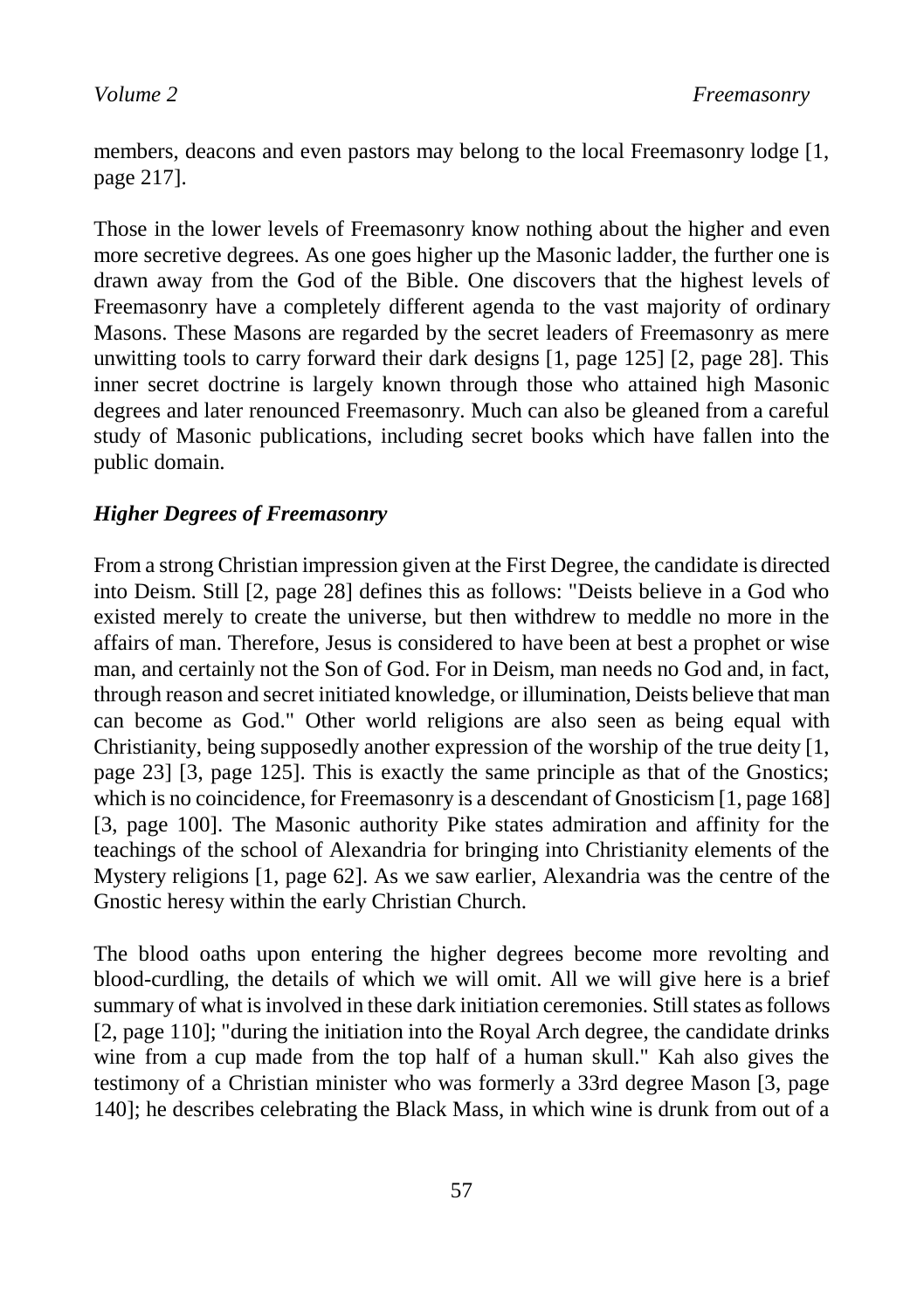members, deacons and even pastors may belong to the local Freemasonry lodge [1, page 217].

Those in the lower levels of Freemasonry know nothing about the higher and even more secretive degrees. As one goes higher up the Masonic ladder, the further one is drawn away from the God of the Bible. One discovers that the highest levels of Freemasonry have a completely different agenda to the vast majority of ordinary Masons. These Masons are regarded by the secret leaders of Freemasonry as mere unwitting tools to carry forward their dark designs [1, page 125] [2, page 28]. This inner secret doctrine is largely known through those who attained high Masonic degrees and later renounced Freemasonry. Much can also be gleaned from a careful study of Masonic publications, including secret books which have fallen into the public domain.

### *Higher Degrees of Freemasonry*

From a strong Christian impression given at the First Degree, the candidate is directed into Deism. Still [2, page 28] defines this as follows: "Deists believe in a God who existed merely to create the universe, but then withdrew to meddle no more in the affairs of man. Therefore, Jesus is considered to have been at best a prophet or wise man, and certainly not the Son of God. For in Deism, man needs no God and, in fact, through reason and secret initiated knowledge, or illumination, Deists believe that man can become as God." Other world religions are also seen as being equal with Christianity, being supposedly another expression of the worship of the true deity [1, page 23] [3, page 125]. This is exactly the same principle as that of the Gnostics; which is no coincidence, for Freemasonry is a descendant of Gnosticism [1, page 168] [3, page 100]. The Masonic authority Pike states admiration and affinity for the teachings of the school of Alexandria for bringing into Christianity elements of the Mystery religions [1, page 62]. As we saw earlier, Alexandria was the centre of the Gnostic heresy within the early Christian Church.

The blood oaths upon entering the higher degrees become more revolting and blood-curdling, the details of which we will omit. All we will give here is a brief summary of what is involved in these dark initiation ceremonies. Still states as follows [2, page 110]; "during the initiation into the Royal Arch degree, the candidate drinks wine from a cup made from the top half of a human skull." Kah also gives the testimony of a Christian minister who was formerly a 33rd degree Mason [3, page 140]; he describes celebrating the Black Mass, in which wine is drunk from out of a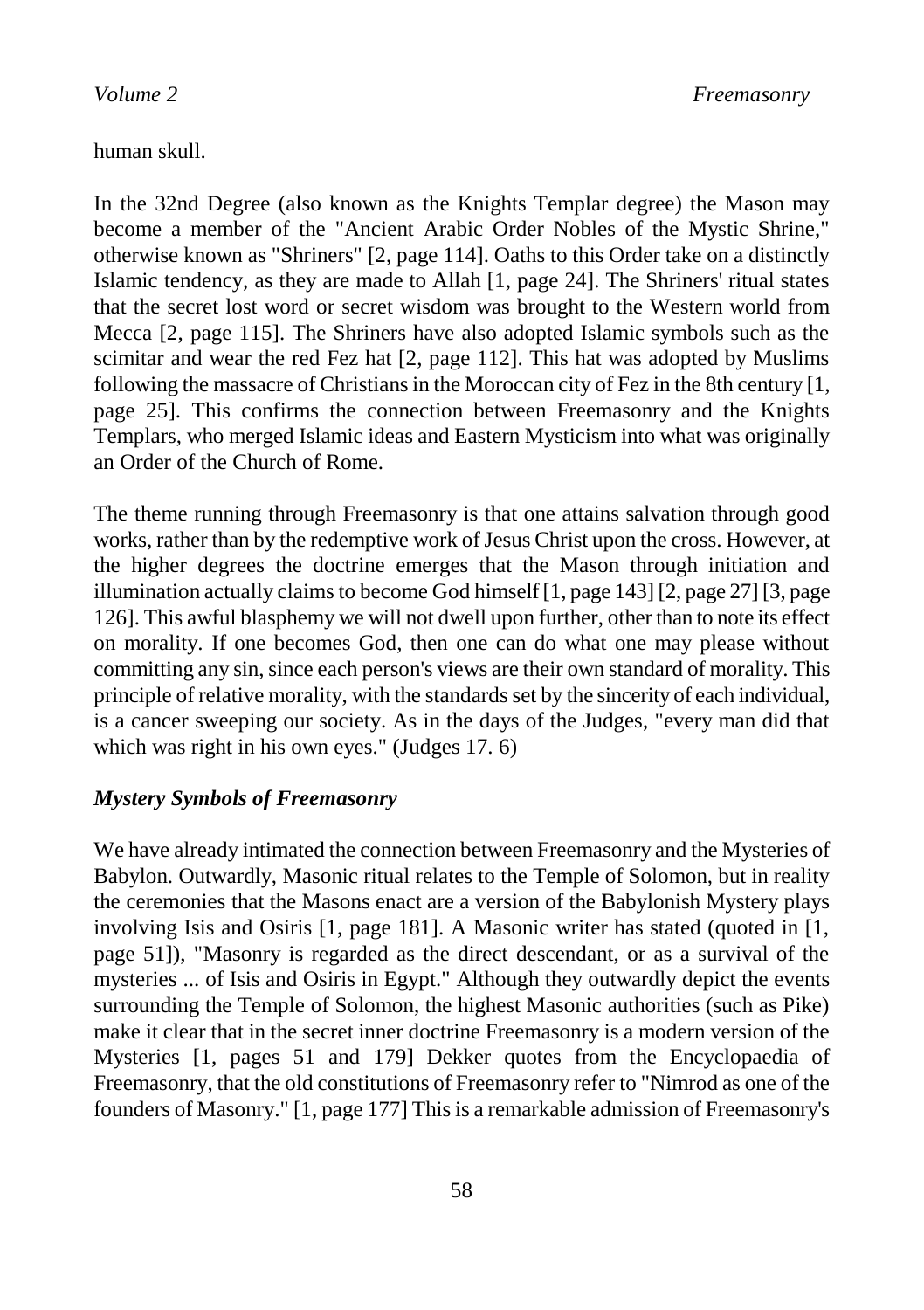human skull.

In the 32nd Degree (also known as the Knights Templar degree) the Mason may become a member of the "Ancient Arabic Order Nobles of the Mystic Shrine," otherwise known as "Shriners" [2, page 114]. Oaths to this Order take on a distinctly Islamic tendency, as they are made to Allah [1, page 24]. The Shriners' ritual states that the secret lost word or secret wisdom was brought to the Western world from Mecca [2, page 115]. The Shriners have also adopted Islamic symbols such as the scimitar and wear the red Fez hat [2, page 112]. This hat was adopted by Muslims following the massacre of Christians in the Moroccan city of Fez in the 8th century [1, page 25]. This confirms the connection between Freemasonry and the Knights Templars, who merged Islamic ideas and Eastern Mysticism into what was originally an Order of the Church of Rome.

The theme running through Freemasonry is that one attains salvation through good works, rather than by the redemptive work of Jesus Christ upon the cross. However, at the higher degrees the doctrine emerges that the Mason through initiation and illumination actually claims to become God himself [1, page 143] [2, page 27] [3, page 126]. This awful blasphemy we will not dwell upon further, other than to note its effect on morality. If one becomes God, then one can do what one may please without committing any sin, since each person's views are their own standard of morality. This principle of relative morality, with the standards set by the sincerity of each individual, is a cancer sweeping our society. As in the days of the Judges, "every man did that which was right in his own eyes." (Judges 17. 6)

### *Mystery Symbols of Freemasonry*

We have already intimated the connection between Freemasonry and the Mysteries of Babylon. Outwardly, Masonic ritual relates to the Temple of Solomon, but in reality the ceremonies that the Masons enact are a version of the Babylonish Mystery plays involving Isis and Osiris [1, page 181]. A Masonic writer has stated (quoted in [1, page 51]), "Masonry is regarded as the direct descendant, or as a survival of the mysteries ... of Isis and Osiris in Egypt." Although they outwardly depict the events surrounding the Temple of Solomon, the highest Masonic authorities (such as Pike) make it clear that in the secret inner doctrine Freemasonry is a modern version of the Mysteries [1, pages 51 and 179] Dekker quotes from the Encyclopaedia of Freemasonry, that the old constitutions of Freemasonry refer to "Nimrod as one of the founders of Masonry." [1, page 177] This is a remarkable admission of Freemasonry's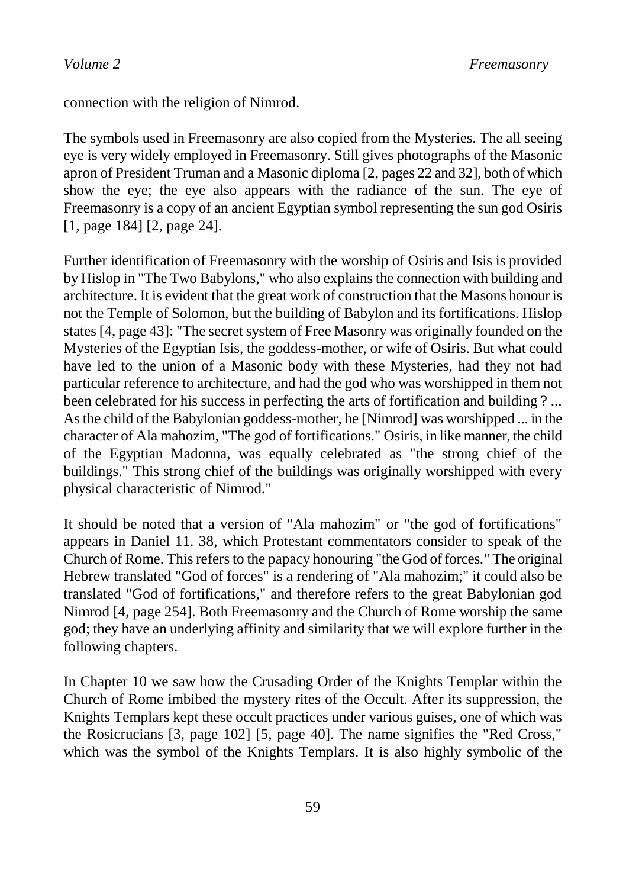connection with the religion of Nimrod.

The symbols used in Freemasonry are also copied from the Mysteries. The all seeing eye is very widely employed in Freemasonry. Still gives photographs of the Masonic apron of President Truman and a Masonic diploma [2, pages 22 and 32], both of which show the eye; the eye also appears with the radiance of the sun. The eye of Freemasonry is a copy of an ancient Egyptian symbol representing the sun god Osiris [1, page 184] [2, page 24].

Further identification of Freemasonry with the worship of Osiris and Isis is provided by Hislop in "The Two Babylons," who also explains the connection with building and architecture. It is evident that the great work of construction that the Masons honour is not the Temple of Solomon, but the building of Babylon and its fortifications. Hislop states [4, page 43]: "The secret system of Free Masonry was originally founded on the Mysteries of the Egyptian Isis, the goddess-mother, or wife of Osiris. But what could have led to the union of a Masonic body with these Mysteries, had they not had particular reference to architecture, and had the god who was worshipped in them not been celebrated for his success in perfecting the arts of fortification and building ? ... As the child of the Babylonian goddess-mother, he [Nimrod] was worshipped ... in the character of Ala mahozim, "The god of fortifications." Osiris, in like manner, the child of the Egyptian Madonna, was equally celebrated as "the strong chief of the buildings." This strong chief of the buildings was originally worshipped with every physical characteristic of Nimrod."

It should be noted that a version of "Ala mahozim" or "the god of fortifications" appears in Daniel 11. 38, which Protestant commentators consider to speak of the Church of Rome. This refers to the papacy honouring "the God of forces." The original Hebrew translated "God of forces" is a rendering of "Ala mahozim;" it could also be translated "God of fortifications," and therefore refers to the great Babylonian god Nimrod [4, page 254]. Both Freemasonry and the Church of Rome worship the same god; they have an underlying affinity and similarity that we will explore further in the following chapters.

In Chapter 10 we saw how the Crusading Order of the Knights Templar within the Church of Rome imbibed the mystery rites of the Occult. After its suppression, the Knights Templars kept these occult practices under various guises, one of which was the Rosicrucians [3, page 102] [5, page 40]. The name signifies the "Red Cross," which was the symbol of the Knights Templars. It is also highly symbolic of the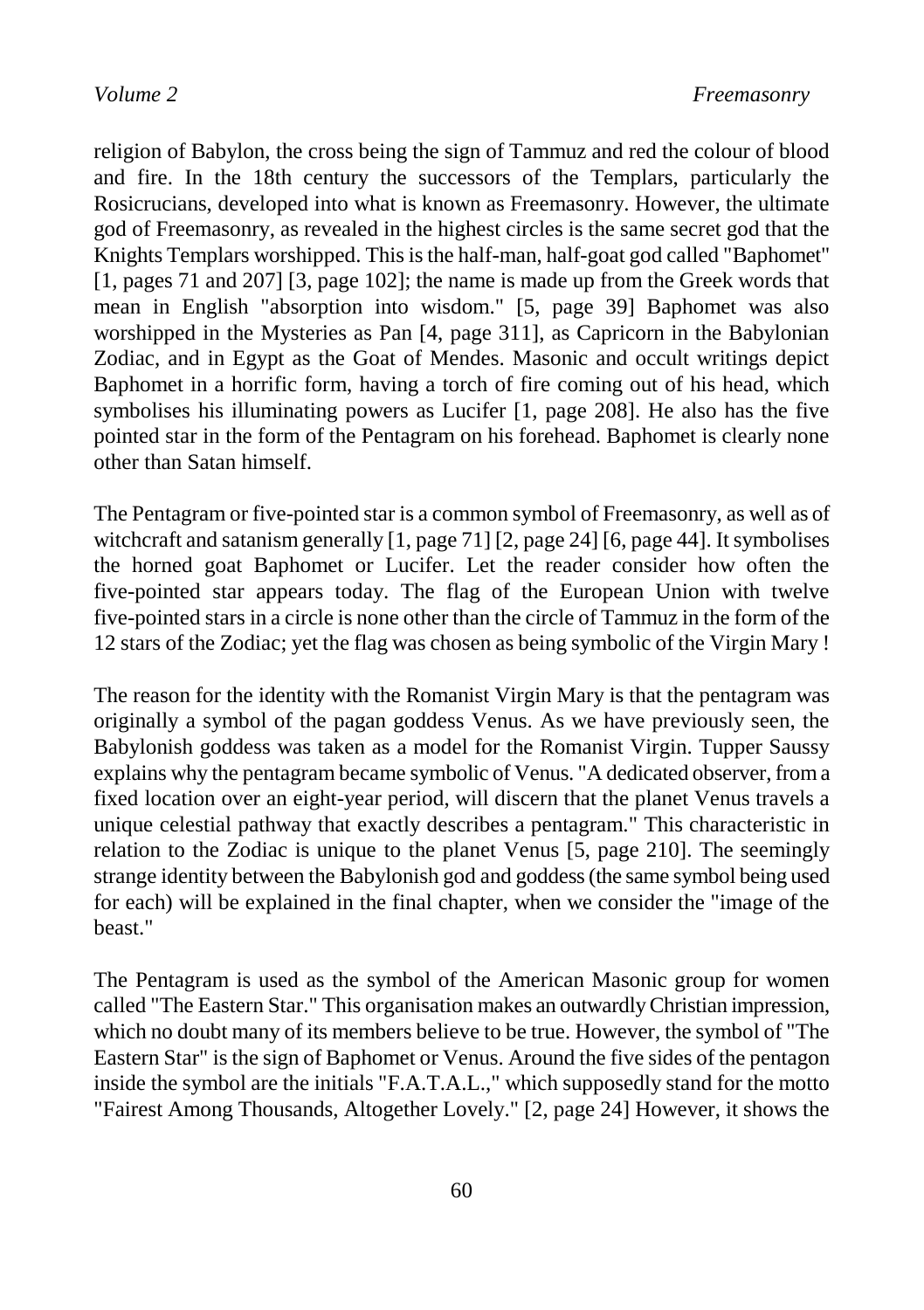religion of Babylon, the cross being the sign of Tammuz and red the colour of blood and fire. In the 18th century the successors of the Templars, particularly the Rosicrucians, developed into what is known as Freemasonry. However, the ultimate god of Freemasonry, as revealed in the highest circles is the same secret god that the Knights Templars worshipped. This is the half-man, half-goat god called "Baphomet" [1, pages 71 and 207] [3, page 102]; the name is made up from the Greek words that mean in English "absorption into wisdom." [5, page 39] Baphomet was also worshipped in the Mysteries as Pan [4, page 311], as Capricorn in the Babylonian Zodiac, and in Egypt as the Goat of Mendes. Masonic and occult writings depict Baphomet in a horrific form, having a torch of fire coming out of his head, which symbolises his illuminating powers as Lucifer [1, page 208]. He also has the five pointed star in the form of the Pentagram on his forehead. Baphomet is clearly none other than Satan himself.

The Pentagram or five-pointed star is a common symbol of Freemasonry, as well as of witchcraft and satanism generally [1, page 71] [2, page 24] [6, page 44]. It symbolises the horned goat Baphomet or Lucifer. Let the reader consider how often the five-pointed star appears today. The flag of the European Union with twelve five-pointed stars in a circle is none other than the circle of Tammuz in the form of the 12 stars of the Zodiac; yet the flag was chosen as being symbolic of the Virgin Mary !

The reason for the identity with the Romanist Virgin Mary is that the pentagram was originally a symbol of the pagan goddess Venus. As we have previously seen, the Babylonish goddess was taken as a model for the Romanist Virgin. Tupper Saussy explains why the pentagram became symbolic of Venus. "A dedicated observer, from a fixed location over an eight-year period, will discern that the planet Venus travels a unique celestial pathway that exactly describes a pentagram." This characteristic in relation to the Zodiac is unique to the planet Venus [5, page 210]. The seemingly strange identity between the Babylonish god and goddess (the same symbol being used for each) will be explained in the final chapter, when we consider the "image of the beast."

The Pentagram is used as the symbol of the American Masonic group for women called "The Eastern Star." This organisation makes an outwardly Christian impression, which no doubt many of its members believe to be true. However, the symbol of "The Eastern Star" is the sign of Baphomet or Venus. Around the five sides of the pentagon inside the symbol are the initials "F.A.T.A.L.," which supposedly stand for the motto "Fairest Among Thousands, Altogether Lovely." [2, page 24] However, it shows the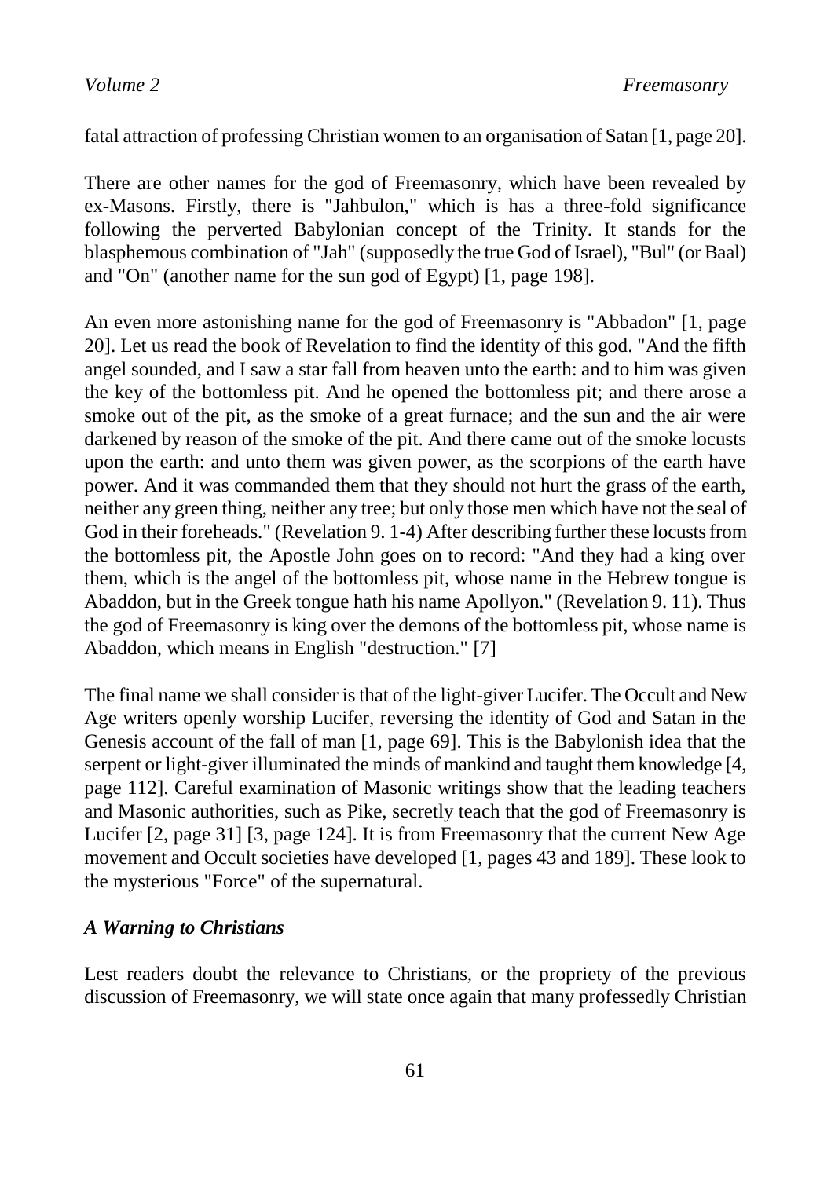fatal attraction of professing Christian women to an organisation of Satan [1, page 20].

There are other names for the god of Freemasonry, which have been revealed by ex-Masons. Firstly, there is "Jahbulon," which is has a three-fold significance following the perverted Babylonian concept of the Trinity. It stands for the blasphemous combination of "Jah" (supposedly the true God of Israel), "Bul" (or Baal) and "On" (another name for the sun god of Egypt) [1, page 198].

An even more astonishing name for the god of Freemasonry is "Abbadon" [1, page 20]. Let us read the book of Revelation to find the identity of this god. "And the fifth angel sounded, and I saw a star fall from heaven unto the earth: and to him was given the key of the bottomless pit. And he opened the bottomless pit; and there arose a smoke out of the pit, as the smoke of a great furnace; and the sun and the air were darkened by reason of the smoke of the pit. And there came out of the smoke locusts upon the earth: and unto them was given power, as the scorpions of the earth have power. And it was commanded them that they should not hurt the grass of the earth, neither any green thing, neither any tree; but only those men which have not the seal of God in their foreheads." (Revelation 9. 1-4) After describing further these locusts from the bottomless pit, the Apostle John goes on to record: "And they had a king over them, which is the angel of the bottomless pit, whose name in the Hebrew tongue is Abaddon, but in the Greek tongue hath his name Apollyon." (Revelation 9. 11). Thus the god of Freemasonry is king over the demons of the bottomless pit, whose name is Abaddon, which means in English "destruction." [7]

The final name we shall consider is that of the light-giver Lucifer. The Occult and New Age writers openly worship Lucifer, reversing the identity of God and Satan in the Genesis account of the fall of man [1, page 69]. This is the Babylonish idea that the serpent or light-giver illuminated the minds of mankind and taught them knowledge [4, page 112]. Careful examination of Masonic writings show that the leading teachers and Masonic authorities, such as Pike, secretly teach that the god of Freemasonry is Lucifer [2, page 31] [3, page 124]. It is from Freemasonry that the current New Age movement and Occult societies have developed [1, pages 43 and 189]. These look to the mysterious "Force" of the supernatural.

### *A Warning to Christians*

Lest readers doubt the relevance to Christians, or the propriety of the previous discussion of Freemasonry, we will state once again that many professedly Christian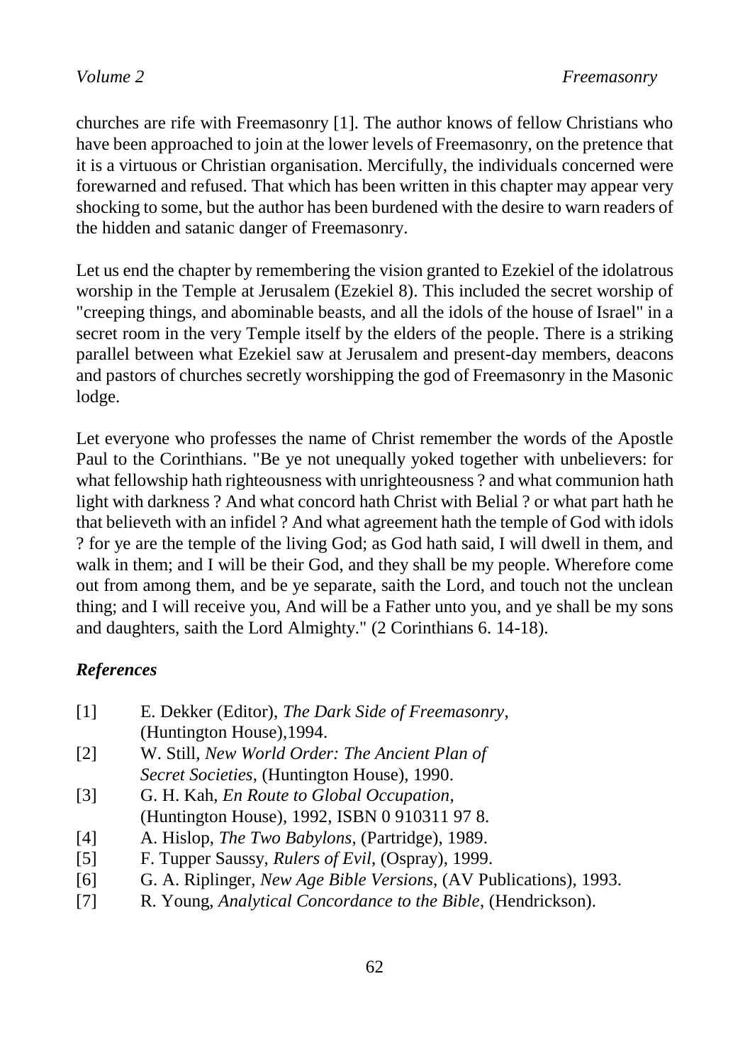churches are rife with Freemasonry [1]. The author knows of fellow Christians who have been approached to join at the lower levels of Freemasonry, on the pretence that it is a virtuous or Christian organisation. Mercifully, the individuals concerned were forewarned and refused. That which has been written in this chapter may appear very shocking to some, but the author has been burdened with the desire to warn readers of the hidden and satanic danger of Freemasonry.

Let us end the chapter by remembering the vision granted to Ezekiel of the idolatrous worship in the Temple at Jerusalem (Ezekiel 8). This included the secret worship of "creeping things, and abominable beasts, and all the idols of the house of Israel" in a secret room in the very Temple itself by the elders of the people. There is a striking parallel between what Ezekiel saw at Jerusalem and present-day members, deacons and pastors of churches secretly worshipping the god of Freemasonry in the Masonic lodge.

Let everyone who professes the name of Christ remember the words of the Apostle Paul to the Corinthians. "Be ye not unequally yoked together with unbelievers: for what fellowship hath righteousness with unrighteousness ? and what communion hath light with darkness ? And what concord hath Christ with Belial ? or what part hath he that believeth with an infidel ? And what agreement hath the temple of God with idols ? for ye are the temple of the living God; as God hath said, I will dwell in them, and walk in them; and I will be their God, and they shall be my people. Wherefore come out from among them, and be ye separate, saith the Lord, and touch not the unclean thing; and I will receive you, And will be a Father unto you, and ye shall be my sons and daughters, saith the Lord Almighty." (2 Corinthians 6. 14-18).

### *References*

[1] E. Dekker (Editor), *The Dark Side of Freemasonry*, (Huntington House),1994.

[2] W. Still, *New World Order: The Ancient Plan of Secret Societies*, (Huntington House), 1990.

[3] G. H. Kah, *En Route to Global Occupation*, (Huntington House), 1992, ISBN 0 910311 97 8.

[4] A. Hislop, *The Two Babylons*, (Partridge), 1989.

[5] F. Tupper Saussy, *Rulers of Evil*, (Ospray), 1999.

[6] G. A. Riplinger, *New Age Bible Versions*, (AV Publications), 1993.

[7] R. Young, *Analytical Concordance to the Bible*, (Hendrickson).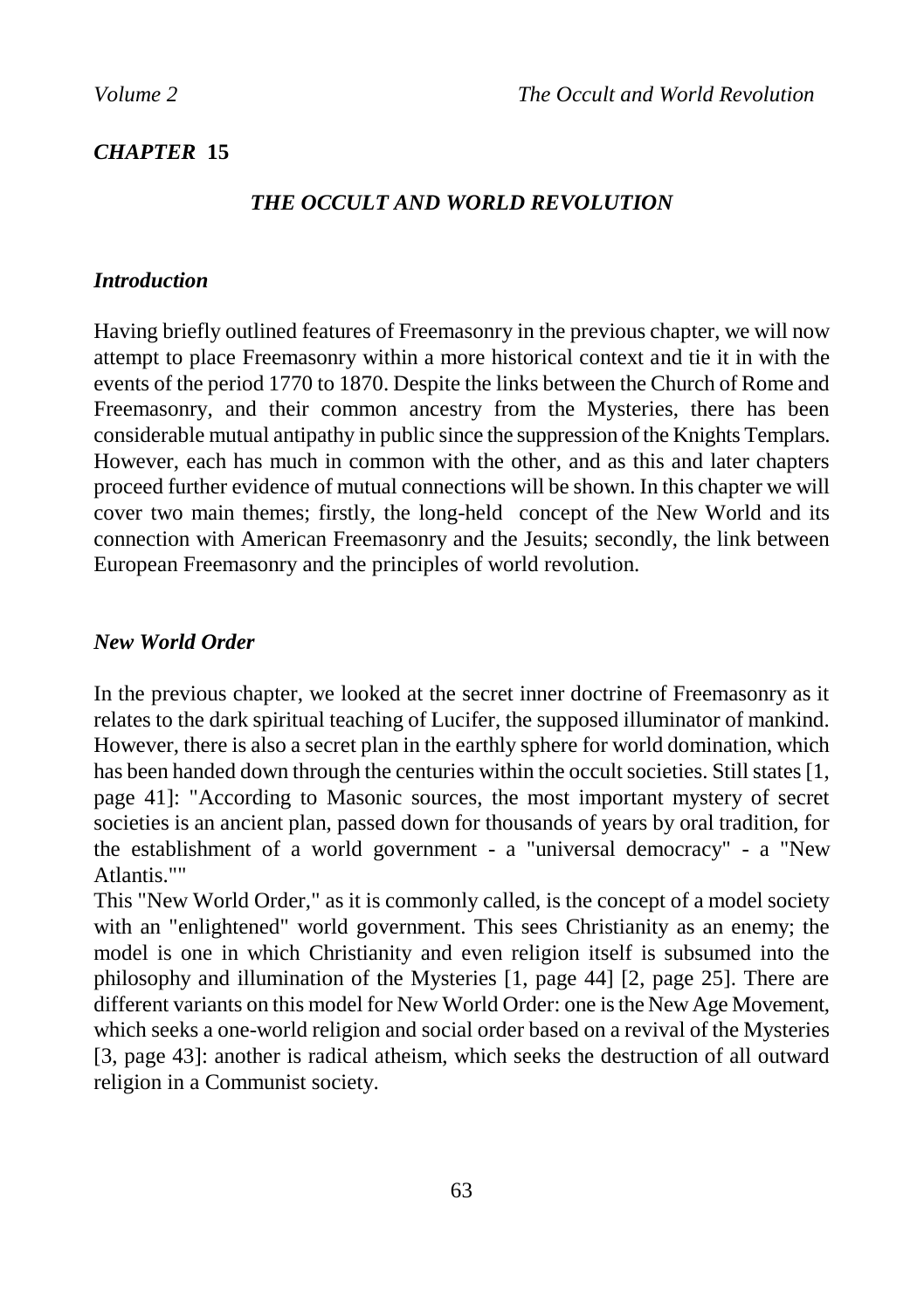## *CHAPTER* 15

### *THE OCCULT AND WORLD REVOLUTION*

#### *Introduction*

Having briefly outlined features of Freemasonry in the previous chapter, we will now attempt to place Freemasonry within a more historical context and tie it in with the events of the period 1770 to 1870. Despite the links between the Church of Rome and Freemasonry, and their common ancestry from the Mysteries, there has been considerable mutual antipathy in public since the suppression of the Knights Templars. However, each has much in common with the other, and as this and later chapters proceed further evidence of mutual connections will be shown. In this chapter we will cover two main themes; firstly, the long-held concept of the New World and its connection with American Freemasonry and the Jesuits; secondly, the link between European Freemasonry and the principles of world revolution.

#### *New World Order*

In the previous chapter, we looked at the secret inner doctrine of Freemasonry as it relates to the dark spiritual teaching of Lucifer, the supposed illuminator of mankind. However, there is also a secret plan in the earthly sphere for world domination, which has been handed down through the centuries within the occult societies. Still states [1, page 41]: "According to Masonic sources, the most important mystery of secret societies is an ancient plan, passed down for thousands of years by oral tradition, for the establishment of a world government - a "universal democracy" - a "New Atlantis.""

This "New World Order," as it is commonly called, is the concept of a model society with an "enlightened" world government. This sees Christianity as an enemy; the model is one in which Christianity and even religion itself is subsumed into the philosophy and illumination of the Mysteries [1, page 44] [2, page 25]. There are different variants on this model for New World Order: one is the New Age Movement, which seeks a one-world religion and social order based on a revival of the Mysteries [3, page 43]: another is radical atheism, which seeks the destruction of all outward religion in a Communist society.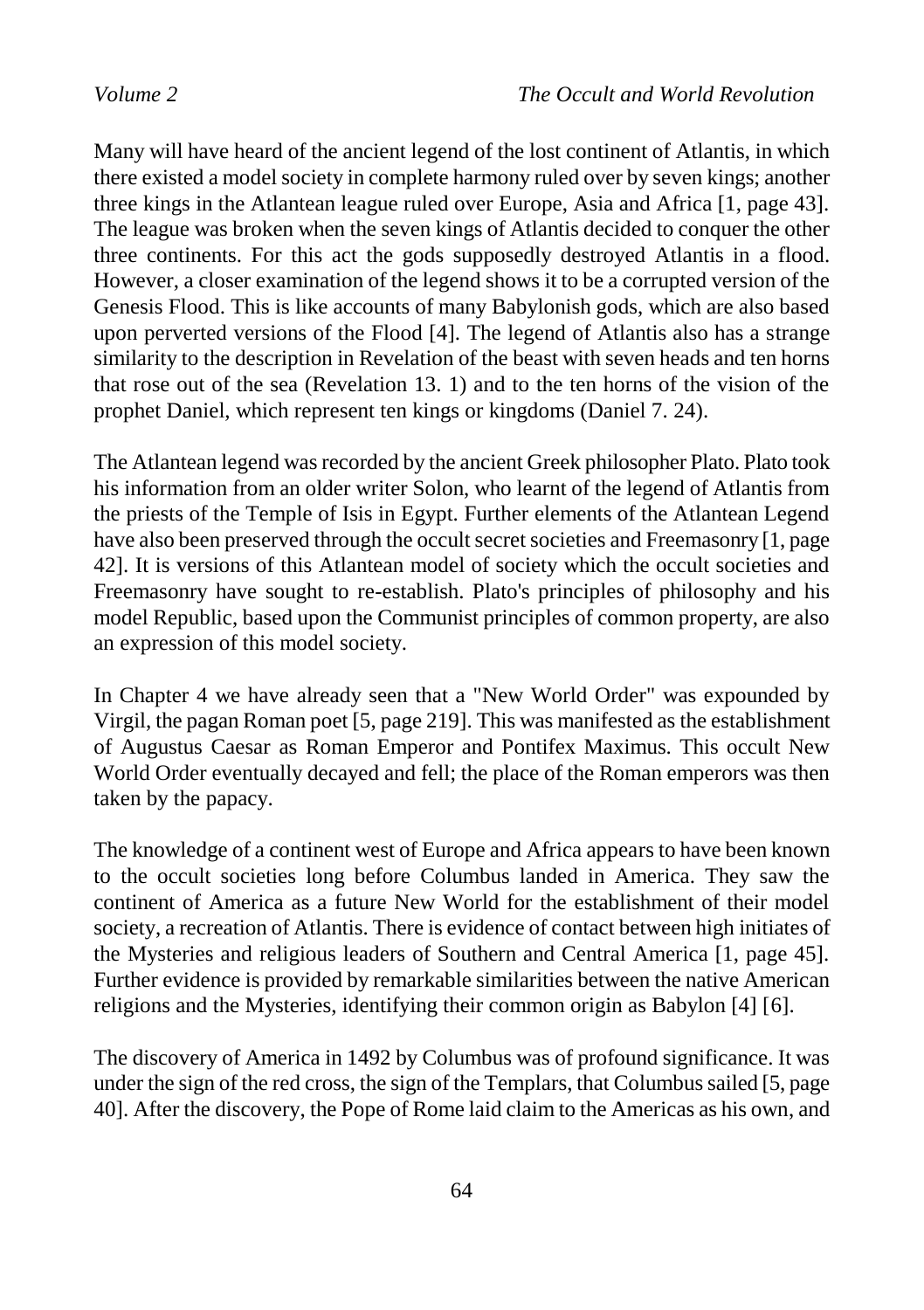Many will have heard of the ancient legend of the lost continent of Atlantis, in which there existed a model society in complete harmony ruled over by seven kings; another three kings in the Atlantean league ruled over Europe, Asia and Africa [1, page 43]. The league was broken when the seven kings of Atlantis decided to conquer the other three continents. For this act the gods supposedly destroyed Atlantis in a flood. However, a closer examination of the legend shows it to be a corrupted version of the Genesis Flood. This is like accounts of many Babylonish gods, which are also based upon perverted versions of the Flood [4]. The legend of Atlantis also has a strange similarity to the description in Revelation of the beast with seven heads and ten horns that rose out of the sea (Revelation 13. 1) and to the ten horns of the vision of the prophet Daniel, which represent ten kings or kingdoms (Daniel 7. 24).

The Atlantean legend was recorded by the ancient Greek philosopher Plato. Plato took his information from an older writer Solon, who learnt of the legend of Atlantis from the priests of the Temple of Isis in Egypt. Further elements of the Atlantean Legend have also been preserved through the occult secret societies and Freemasonry [1, page 42]. It is versions of this Atlantean model of society which the occult societies and Freemasonry have sought to re-establish. Plato's principles of philosophy and his model Republic, based upon the Communist principles of common property, are also an expression of this model society.

In Chapter 4 we have already seen that a "New World Order" was expounded by Virgil, the pagan Roman poet [5, page 219]. This was manifested as the establishment of Augustus Caesar as Roman Emperor and Pontifex Maximus. This occult New World Order eventually decayed and fell; the place of the Roman emperors was then taken by the papacy.

The knowledge of a continent west of Europe and Africa appears to have been known to the occult societies long before Columbus landed in America. They saw the continent of America as a future New World for the establishment of their model society, a recreation of Atlantis. There is evidence of contact between high initiates of the Mysteries and religious leaders of Southern and Central America [1, page 45]. Further evidence is provided by remarkable similarities between the native American religions and the Mysteries, identifying their common origin as Babylon [4] [6].

The discovery of America in 1492 by Columbus was of profound significance. It was under the sign of the red cross, the sign of the Templars, that Columbus sailed [5, page 40]. After the discovery, the Pope of Rome laid claim to the Americas as his own, and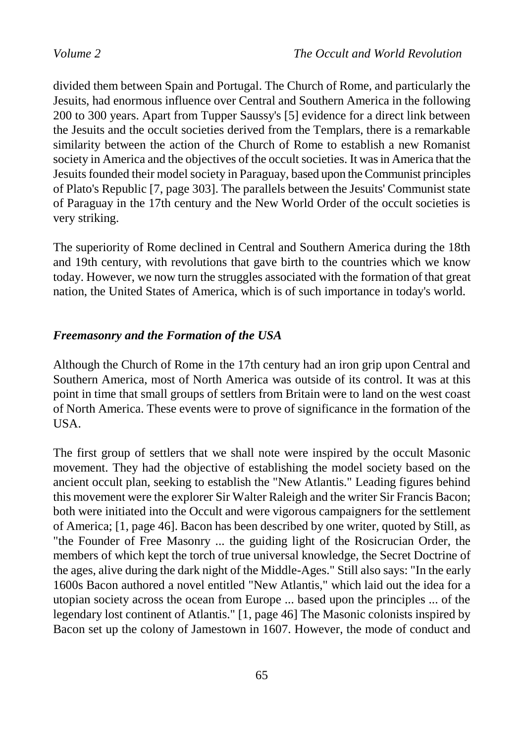divided them between Spain and Portugal. The Church of Rome, and particularly the Jesuits, had enormous influence over Central and Southern America in the following 200 to 300 years. Apart from Tupper Saussy's [5] evidence for a direct link between the Jesuits and the occult societies derived from the Templars, there is a remarkable similarity between the action of the Church of Rome to establish a new Romanist society in America and the objectives of the occult societies. It was in America that the Jesuits founded their model society in Paraguay, based upon the Communist principles of Plato's Republic [7, page 303]. The parallels between the Jesuits' Communist state of Paraguay in the 17th century and the New World Order of the occult societies is very striking.

The superiority of Rome declined in Central and Southern America during the 18th and 19th century, with revolutions that gave birth to the countries which we know today. However, we now turn the struggles associated with the formation of that great nation, the United States of America, which is of such importance in today's world.

### *Freemasonry and the Formation of the USA*

Although the Church of Rome in the 17th century had an iron grip upon Central and Southern America, most of North America was outside of its control. It was at this point in time that small groups of settlers from Britain were to land on the west coast of North America. These events were to prove of significance in the formation of the USA.

The first group of settlers that we shall note were inspired by the occult Masonic movement. They had the objective of establishing the model society based on the ancient occult plan, seeking to establish the "New Atlantis." Leading figures behind this movement were the explorer Sir Walter Raleigh and the writer Sir Francis Bacon; both were initiated into the Occult and were vigorous campaigners for the settlement of America; [1, page 46]. Bacon has been described by one writer, quoted by Still, as "the Founder of Free Masonry ... the guiding light of the Rosicrucian Order, the members of which kept the torch of true universal knowledge, the Secret Doctrine of the ages, alive during the dark night of the Middle-Ages." Still also says: "In the early 1600s Bacon authored a novel entitled "New Atlantis," which laid out the idea for a utopian society across the ocean from Europe ... based upon the principles ... of the legendary lost continent of Atlantis." [1, page 46] The Masonic colonists inspired by Bacon set up the colony of Jamestown in 1607. However, the mode of conduct and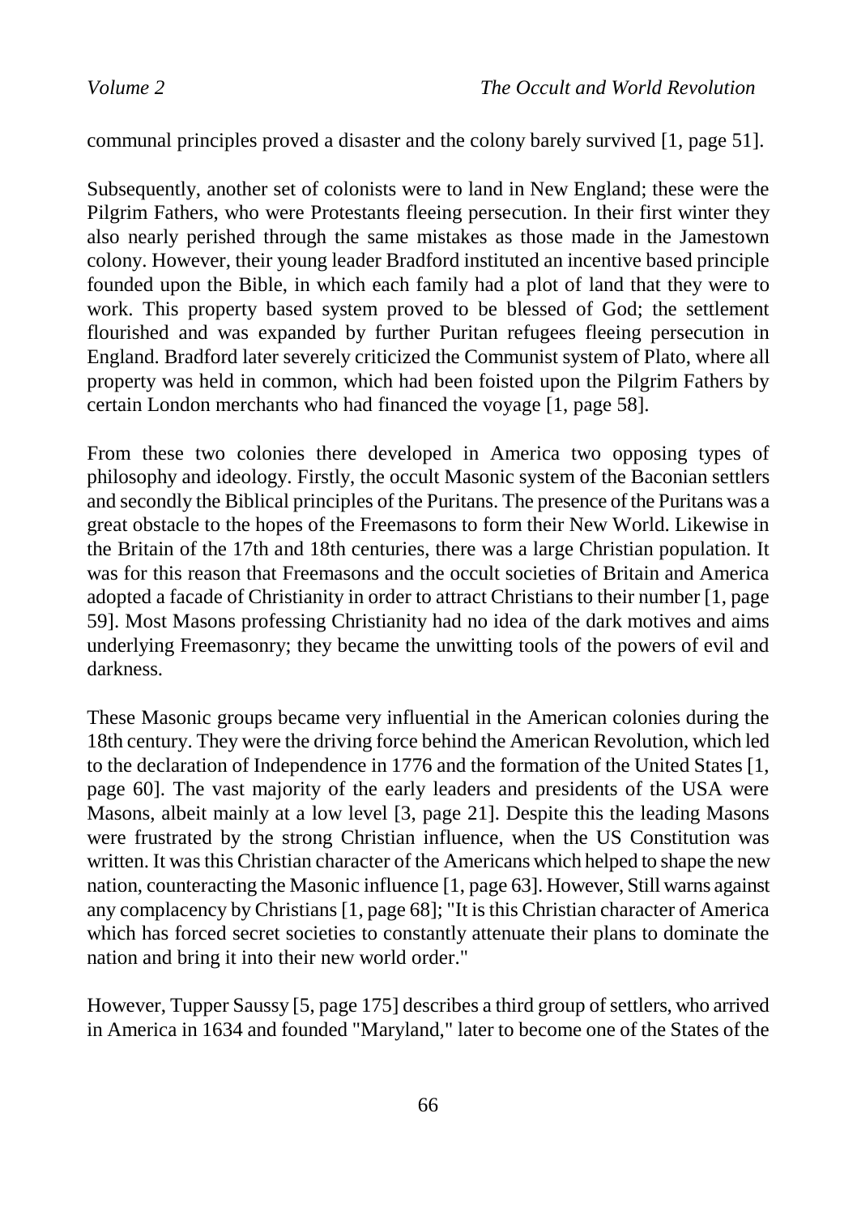communal principles proved a disaster and the colony barely survived [1, page 51].

Subsequently, another set of colonists were to land in New England; these were the Pilgrim Fathers, who were Protestants fleeing persecution. In their first winter they also nearly perished through the same mistakes as those made in the Jamestown colony. However, their young leader Bradford instituted an incentive based principle founded upon the Bible, in which each family had a plot of land that they were to work. This property based system proved to be blessed of God; the settlement flourished and was expanded by further Puritan refugees fleeing persecution in England. Bradford later severely criticized the Communist system of Plato, where all property was held in common, which had been foisted upon the Pilgrim Fathers by certain London merchants who had financed the voyage [1, page 58].

From these two colonies there developed in America two opposing types of philosophy and ideology. Firstly, the occult Masonic system of the Baconian settlers and secondly the Biblical principles of the Puritans. The presence of the Puritans was a great obstacle to the hopes of the Freemasons to form their New World. Likewise in the Britain of the 17th and 18th centuries, there was a large Christian population. It was for this reason that Freemasons and the occult societies of Britain and America adopted a facade of Christianity in order to attract Christians to their number [1, page 59]. Most Masons professing Christianity had no idea of the dark motives and aims underlying Freemasonry; they became the unwitting tools of the powers of evil and darkness.

These Masonic groups became very influential in the American colonies during the 18th century. They were the driving force behind the American Revolution, which led to the declaration of Independence in 1776 and the formation of the United States [1, page 60]. The vast majority of the early leaders and presidents of the USA were Masons, albeit mainly at a low level [3, page 21]. Despite this the leading Masons were frustrated by the strong Christian influence, when the US Constitution was written. It was this Christian character of the Americans which helped to shape the new nation, counteracting the Masonic influence [1, page 63]. However, Still warns against any complacency by Christians [1, page 68]; "It is this Christian character of America which has forced secret societies to constantly attenuate their plans to dominate the nation and bring it into their new world order."

However, Tupper Saussy [5, page 175] describes a third group of settlers, who arrived in America in 1634 and founded "Maryland," later to become one of the States of the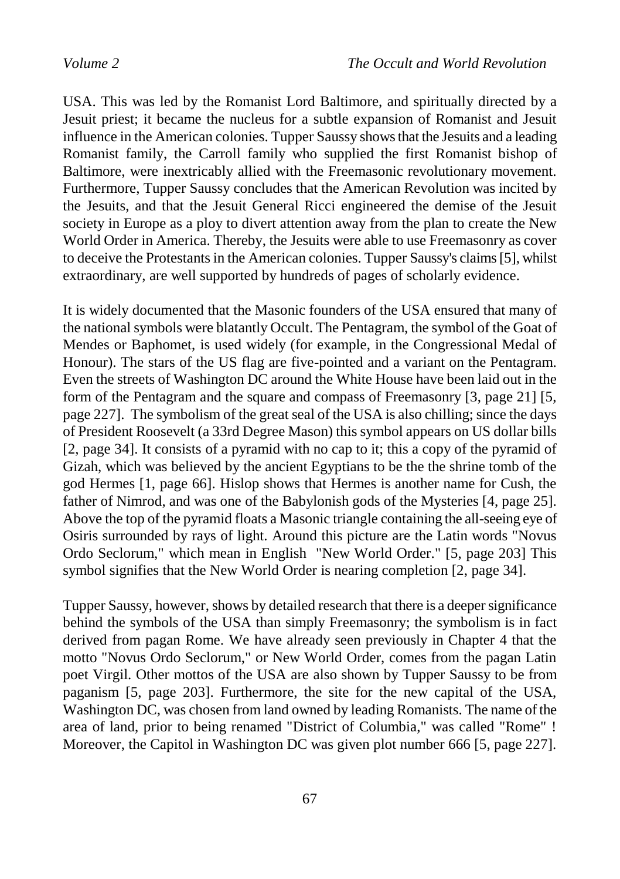USA. This was led by the Romanist Lord Baltimore, and spiritually directed by a Jesuit priest; it became the nucleus for a subtle expansion of Romanist and Jesuit influence in the American colonies. Tupper Saussy shows that the Jesuits and a leading Romanist family, the Carroll family who supplied the first Romanist bishop of Baltimore, were inextricably allied with the Freemasonic revolutionary movement. Furthermore, Tupper Saussy concludes that the American Revolution was incited by the Jesuits, and that the Jesuit General Ricci engineered the demise of the Jesuit society in Europe as a ploy to divert attention away from the plan to create the New World Order in America. Thereby, the Jesuits were able to use Freemasonry as cover to deceive the Protestants in the American colonies. Tupper Saussy's claims [5], whilst extraordinary, are well supported by hundreds of pages of scholarly evidence.

It is widely documented that the Masonic founders of the USA ensured that many of the national symbols were blatantly Occult. The Pentagram, the symbol of the Goat of Mendes or Baphomet, is used widely (for example, in the Congressional Medal of Honour). The stars of the US flag are five-pointed and a variant on the Pentagram. Even the streets of Washington DC around the White House have been laid out in the form of the Pentagram and the square and compass of Freemasonry [3, page 21] [5, page 227]. The symbolism of the great seal of the USA is also chilling; since the days of President Roosevelt (a 33rd Degree Mason) this symbol appears on US dollar bills [2, page 34]. It consists of a pyramid with no cap to it; this a copy of the pyramid of Gizah, which was believed by the ancient Egyptians to be the the shrine tomb of the god Hermes [1, page 66]. Hislop shows that Hermes is another name for Cush, the father of Nimrod, and was one of the Babylonish gods of the Mysteries [4, page 25]. Above the top of the pyramid floats a Masonic triangle containing the all-seeing eye of Osiris surrounded by rays of light. Around this picture are the Latin words "Novus Ordo Seclorum," which mean in English "New World Order." [5, page 203] This symbol signifies that the New World Order is nearing completion [2, page 34].

Tupper Saussy, however, shows by detailed research that there is a deeper significance behind the symbols of the USA than simply Freemasonry; the symbolism is in fact derived from pagan Rome. We have already seen previously in Chapter 4 that the motto "Novus Ordo Seclorum," or New World Order, comes from the pagan Latin poet Virgil. Other mottos of the USA are also shown by Tupper Saussy to be from paganism [5, page 203]. Furthermore, the site for the new capital of the USA, Washington DC, was chosen from land owned by leading Romanists. The name of the area of land, prior to being renamed "District of Columbia," was called "Rome" ! Moreover, the Capitol in Washington DC was given plot number 666 [5, page 227].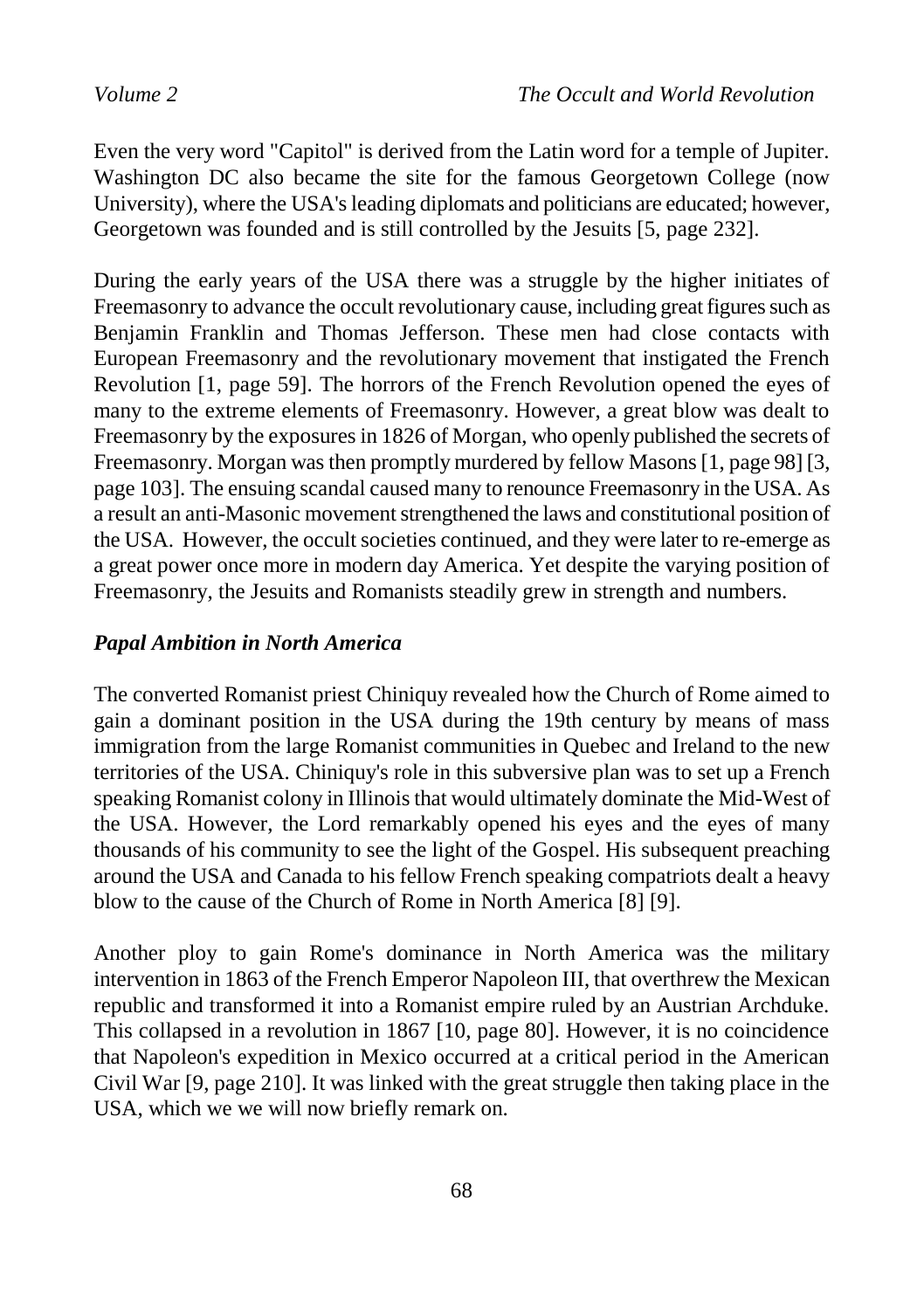Even the very word "Capitol" is derived from the Latin word for a temple of Jupiter. Washington DC also became the site for the famous Georgetown College (now University), where the USA's leading diplomats and politicians are educated; however, Georgetown was founded and is still controlled by the Jesuits [5, page 232].

During the early years of the USA there was a struggle by the higher initiates of Freemasonry to advance the occult revolutionary cause, including great figures such as Benjamin Franklin and Thomas Jefferson. These men had close contacts with European Freemasonry and the revolutionary movement that instigated the French Revolution [1, page 59]. The horrors of the French Revolution opened the eyes of many to the extreme elements of Freemasonry. However, a great blow was dealt to Freemasonry by the exposures in 1826 of Morgan, who openly published the secrets of Freemasonry. Morgan was then promptly murdered by fellow Masons [1, page 98] [3, page 103]. The ensuing scandal caused many to renounce Freemasonry in the USA. As a result an anti-Masonic movement strengthened the laws and constitutional position of the USA. However, the occult societies continued, and they were later to re-emerge as a great power once more in modern day America. Yet despite the varying position of Freemasonry, the Jesuits and Romanists steadily grew in strength and numbers.

### *Papal Ambition in North America*

The converted Romanist priest Chiniquy revealed how the Church of Rome aimed to gain a dominant position in the USA during the 19th century by means of mass immigration from the large Romanist communities in Quebec and Ireland to the new territories of the USA. Chiniquy's role in this subversive plan was to set up a French speaking Romanist colony in Illinois that would ultimately dominate the Mid-West of the USA. However, the Lord remarkably opened his eyes and the eyes of many thousands of his community to see the light of the Gospel. His subsequent preaching around the USA and Canada to his fellow French speaking compatriots dealt a heavy blow to the cause of the Church of Rome in North America [8] [9].

Another ploy to gain Rome's dominance in North America was the military intervention in 1863 of the French Emperor Napoleon III, that overthrew the Mexican republic and transformed it into a Romanist empire ruled by an Austrian Archduke. This collapsed in a revolution in 1867 [10, page 80]. However, it is no coincidence that Napoleon's expedition in Mexico occurred at a critical period in the American Civil War [9, page 210]. It was linked with the great struggle then taking place in the USA, which we we will now briefly remark on.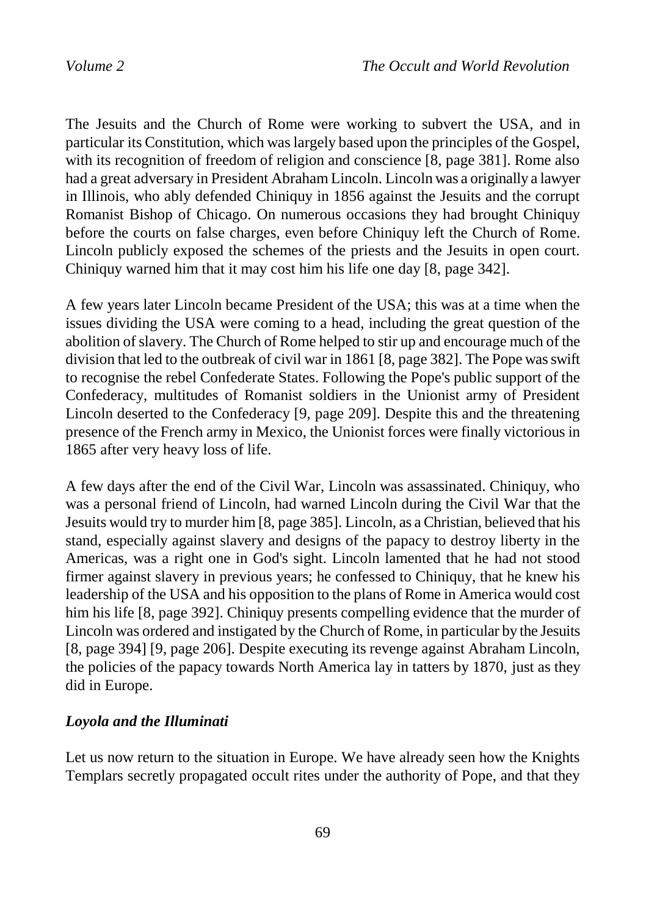The Jesuits and the Church of Rome were working to subvert the USA, and in particular its Constitution, which was largely based upon the principles of the Gospel, with its recognition of freedom of religion and conscience [8, page 381]. Rome also had a great adversary in President Abraham Lincoln. Lincoln was a originally a lawyer in Illinois, who ably defended Chiniquy in 1856 against the Jesuits and the corrupt Romanist Bishop of Chicago. On numerous occasions they had brought Chiniquy before the courts on false charges, even before Chiniquy left the Church of Rome. Lincoln publicly exposed the schemes of the priests and the Jesuits in open court. Chiniquy warned him that it may cost him his life one day [8, page 342].

A few years later Lincoln became President of the USA; this was at a time when the issues dividing the USA were coming to a head, including the great question of the abolition of slavery. The Church of Rome helped to stir up and encourage much of the division that led to the outbreak of civil war in 1861 [8, page 382]. The Pope was swift to recognise the rebel Confederate States. Following the Pope's public support of the Confederacy, multitudes of Romanist soldiers in the Unionist army of President Lincoln deserted to the Confederacy [9, page 209]. Despite this and the threatening presence of the French army in Mexico, the Unionist forces were finally victorious in 1865 after very heavy loss of life.

A few days after the end of the Civil War, Lincoln was assassinated. Chiniquy, who was a personal friend of Lincoln, had warned Lincoln during the Civil War that the Jesuits would try to murder him [8, page 385]. Lincoln, as a Christian, believed that his stand, especially against slavery and designs of the papacy to destroy liberty in the Americas, was a right one in God's sight. Lincoln lamented that he had not stood firmer against slavery in previous years; he confessed to Chiniquy, that he knew his leadership of the USA and his opposition to the plans of Rome in America would cost him his life [8, page 392]. Chiniquy presents compelling evidence that the murder of Lincoln was ordered and instigated by the Church of Rome, in particular by the Jesuits [8, page 394] [9, page 206]. Despite executing its revenge against Abraham Lincoln, the policies of the papacy towards North America lay in tatters by 1870, just as they did in Europe.

### *Loyola and the Illuminati*

Let us now return to the situation in Europe. We have already seen how the Knights Templars secretly propagated occult rites under the authority of Pope, and that they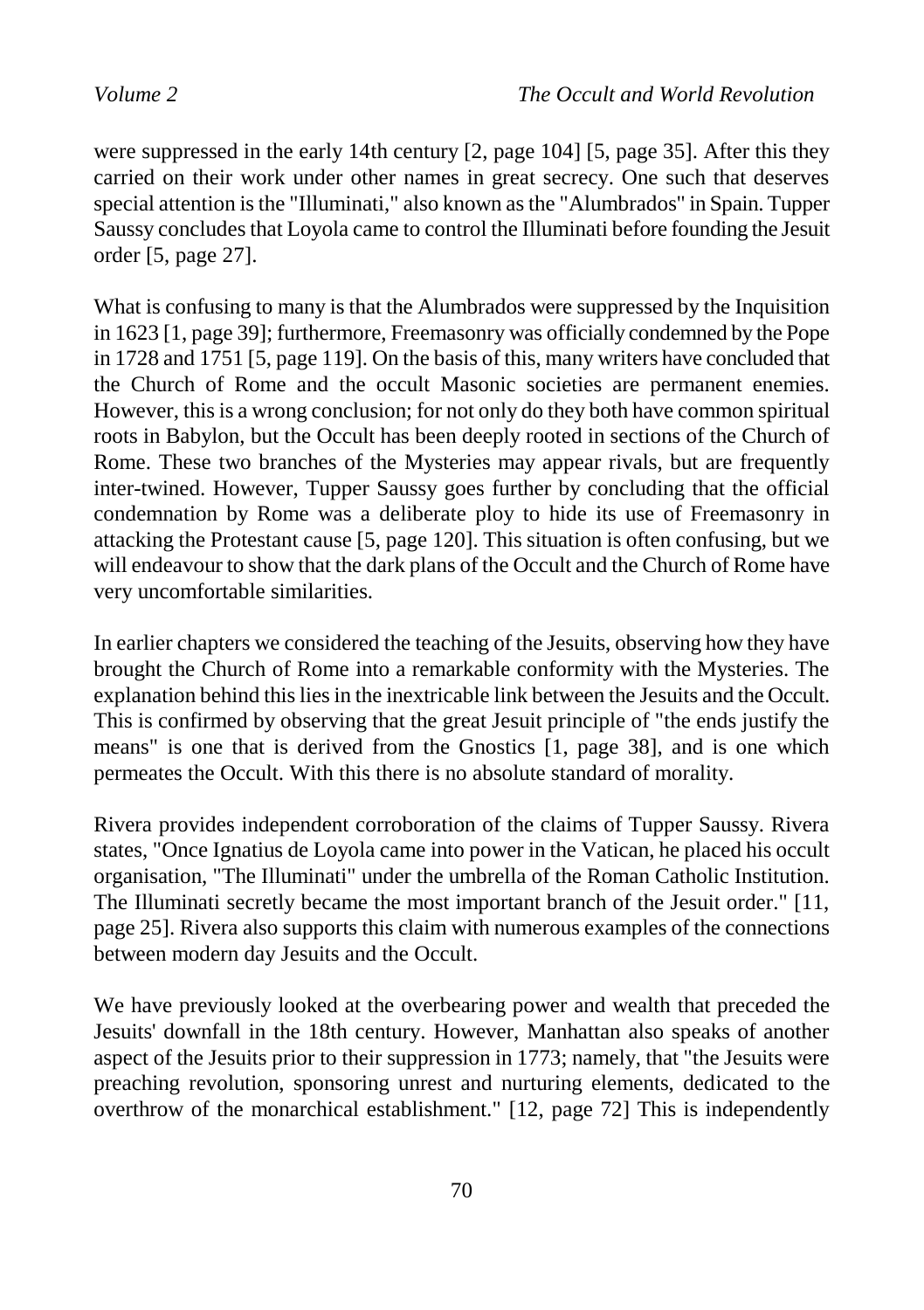were suppressed in the early 14th century [2, page 104] [5, page 35]. After this they carried on their work under other names in great secrecy. One such that deserves special attention is the "Illuminati," also known as the "Alumbrados" in Spain. Tupper Saussy concludes that Loyola came to control the Illuminati before founding the Jesuit order [5, page 27].

What is confusing to many is that the Alumbrados were suppressed by the Inquisition in 1623 [1, page 39]; furthermore, Freemasonry was officially condemned by the Pope in 1728 and 1751 [5, page 119]. On the basis of this, many writers have concluded that the Church of Rome and the occult Masonic societies are permanent enemies. However, this is a wrong conclusion; for not only do they both have common spiritual roots in Babylon, but the Occult has been deeply rooted in sections of the Church of Rome. These two branches of the Mysteries may appear rivals, but are frequently inter-twined. However, Tupper Saussy goes further by concluding that the official condemnation by Rome was a deliberate ploy to hide its use of Freemasonry in attacking the Protestant cause [5, page 120]. This situation is often confusing, but we will endeavour to show that the dark plans of the Occult and the Church of Rome have very uncomfortable similarities.

In earlier chapters we considered the teaching of the Jesuits, observing how they have brought the Church of Rome into a remarkable conformity with the Mysteries. The explanation behind this lies in the inextricable link between the Jesuits and the Occult. This is confirmed by observing that the great Jesuit principle of "the ends justify the means" is one that is derived from the Gnostics [1, page 38], and is one which permeates the Occult. With this there is no absolute standard of morality.

Rivera provides independent corroboration of the claims of Tupper Saussy. Rivera states, "Once Ignatius de Loyola came into power in the Vatican, he placed his occult organisation, "The Illuminati" under the umbrella of the Roman Catholic Institution. The Illuminati secretly became the most important branch of the Jesuit order." [11, page 25]. Rivera also supports this claim with numerous examples of the connections between modern day Jesuits and the Occult.

We have previously looked at the overbearing power and wealth that preceded the Jesuits' downfall in the 18th century. However, Manhattan also speaks of another aspect of the Jesuits prior to their suppression in 1773; namely, that "the Jesuits were preaching revolution, sponsoring unrest and nurturing elements, dedicated to the overthrow of the monarchical establishment." [12, page 72] This is independently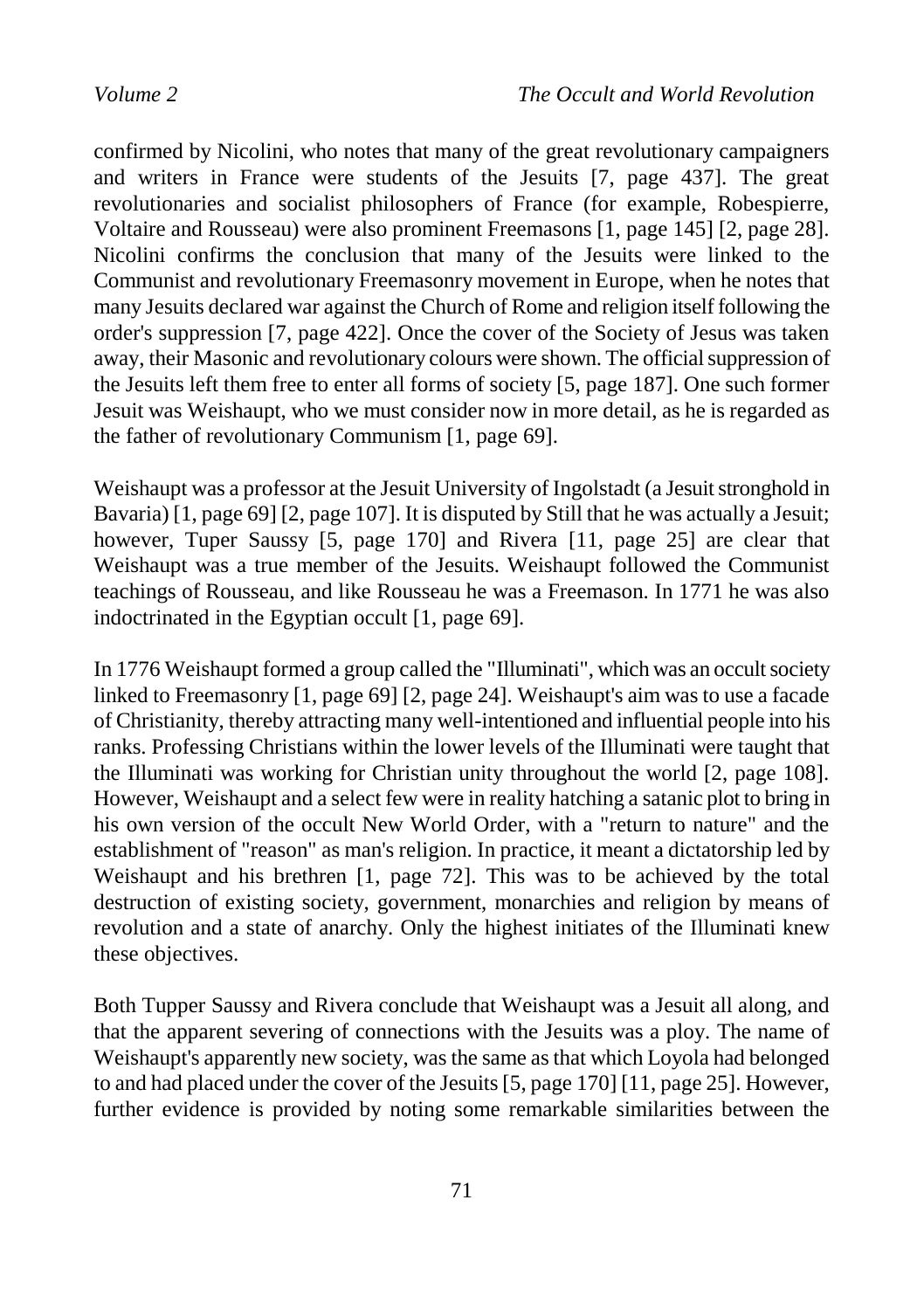confirmed by Nicolini, who notes that many of the great revolutionary campaigners and writers in France were students of the Jesuits [7, page 437]. The great revolutionaries and socialist philosophers of France (for example, Robespierre, Voltaire and Rousseau) were also prominent Freemasons [1, page 145] [2, page 28]. Nicolini confirms the conclusion that many of the Jesuits were linked to the Communist and revolutionary Freemasonry movement in Europe, when he notes that many Jesuits declared war against the Church of Rome and religion itself following the order's suppression [7, page 422]. Once the cover of the Society of Jesus was taken away, their Masonic and revolutionary colours were shown. The official suppression of the Jesuits left them free to enter all forms of society [5, page 187]. One such former Jesuit was Weishaupt, who we must consider now in more detail, as he is regarded as the father of revolutionary Communism [1, page 69].

Weishaupt was a professor at the Jesuit University of Ingolstadt (a Jesuit stronghold in Bavaria) [1, page 69] [2, page 107]. It is disputed by Still that he was actually a Jesuit; however, Tuper Saussy [5, page 170] and Rivera [11, page 25] are clear that Weishaupt was a true member of the Jesuits. Weishaupt followed the Communist teachings of Rousseau, and like Rousseau he was a Freemason. In 1771 he was also indoctrinated in the Egyptian occult [1, page 69].

In 1776 Weishaupt formed a group called the "Illuminati", which was an occult society linked to Freemasonry [1, page 69] [2, page 24]. Weishaupt's aim was to use a facade of Christianity, thereby attracting many well-intentioned and influential people into his ranks. Professing Christians within the lower levels of the Illuminati were taught that the Illuminati was working for Christian unity throughout the world [2, page 108]. However, Weishaupt and a select few were in reality hatching a satanic plot to bring in his own version of the occult New World Order, with a "return to nature" and the establishment of "reason" as man's religion. In practice, it meant a dictatorship led by Weishaupt and his brethren [1, page 72]. This was to be achieved by the total destruction of existing society, government, monarchies and religion by means of revolution and a state of anarchy. Only the highest initiates of the Illuminati knew these objectives.

Both Tupper Saussy and Rivera conclude that Weishaupt was a Jesuit all along, and that the apparent severing of connections with the Jesuits was a ploy. The name of Weishaupt's apparently new society, was the same as that which Loyola had belonged to and had placed under the cover of the Jesuits [5, page 170] [11, page 25]. However, further evidence is provided by noting some remarkable similarities between the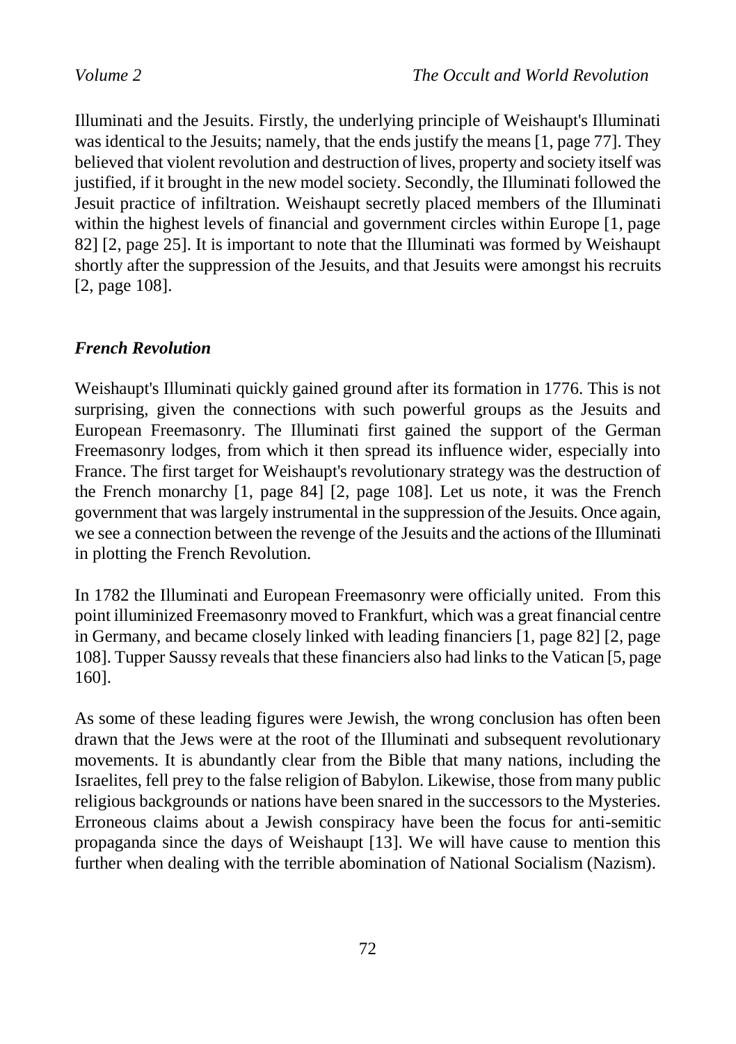Illuminati and the Jesuits. Firstly, the underlying principle of Weishaupt's Illuminati was identical to the Jesuits; namely, that the ends justify the means [1, page 77]. They believed that violent revolution and destruction of lives, property and society itself was justified, if it brought in the new model society. Secondly, the Illuminati followed the Jesuit practice of infiltration. Weishaupt secretly placed members of the Illuminati within the highest levels of financial and government circles within Europe [1, page 82] [2, page 25]. It is important to note that the Illuminati was formed by Weishaupt shortly after the suppression of the Jesuits, and that Jesuits were amongst his recruits [2, page 108].

### *French Revolution*

Weishaupt's Illuminati quickly gained ground after its formation in 1776. This is not surprising, given the connections with such powerful groups as the Jesuits and European Freemasonry. The Illuminati first gained the support of the German Freemasonry lodges, from which it then spread its influence wider, especially into France. The first target for Weishaupt's revolutionary strategy was the destruction of the French monarchy [1, page 84] [2, page 108]. Let us note, it was the French government that was largely instrumental in the suppression of the Jesuits. Once again, we see a connection between the revenge of the Jesuits and the actions of the Illuminati in plotting the French Revolution.

In 1782 the Illuminati and European Freemasonry were officially united. From this point illuminized Freemasonry moved to Frankfurt, which was a great financial centre in Germany, and became closely linked with leading financiers [1, page 82] [2, page 108]. Tupper Saussy reveals that these financiers also had links to the Vatican [5, page 160].

As some of these leading figures were Jewish, the wrong conclusion has often been drawn that the Jews were at the root of the Illuminati and subsequent revolutionary movements. It is abundantly clear from the Bible that many nations, including the Israelites, fell prey to the false religion of Babylon. Likewise, those from many public religious backgrounds or nations have been snared in the successors to the Mysteries. Erroneous claims about a Jewish conspiracy have been the focus for anti-semitic propaganda since the days of Weishaupt [13]. We will have cause to mention this further when dealing with the terrible abomination of National Socialism (Nazism).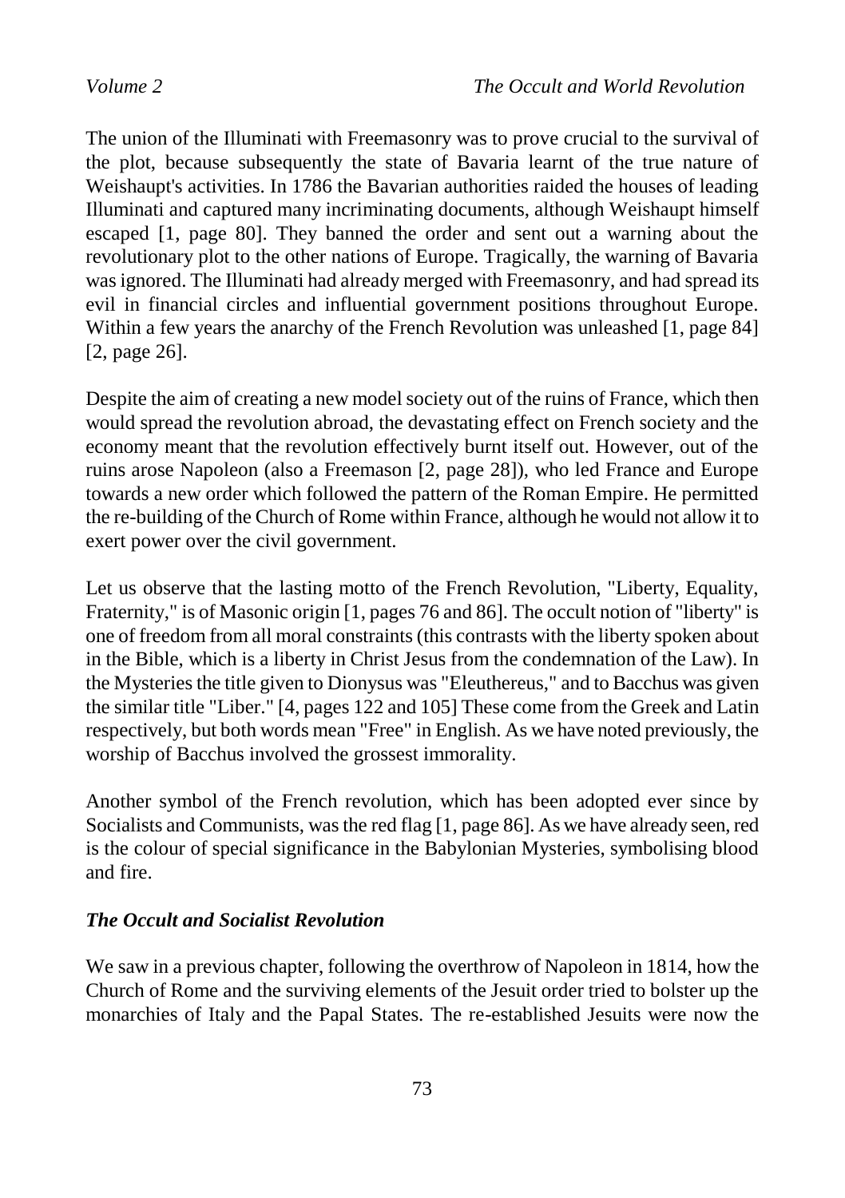The union of the Illuminati with Freemasonry was to prove crucial to the survival of the plot, because subsequently the state of Bavaria learnt of the true nature of Weishaupt's activities. In 1786 the Bavarian authorities raided the houses of leading Illuminati and captured many incriminating documents, although Weishaupt himself escaped [1, page 80]. They banned the order and sent out a warning about the revolutionary plot to the other nations of Europe. Tragically, the warning of Bavaria was ignored. The Illuminati had already merged with Freemasonry, and had spread its evil in financial circles and influential government positions throughout Europe. Within a few years the anarchy of the French Revolution was unleashed [1, page 84] [2, page 26].

Despite the aim of creating a new model society out of the ruins of France, which then would spread the revolution abroad, the devastating effect on French society and the economy meant that the revolution effectively burnt itself out. However, out of the ruins arose Napoleon (also a Freemason [2, page 28]), who led France and Europe towards a new order which followed the pattern of the Roman Empire. He permitted the re-building of the Church of Rome within France, although he would not allow it to exert power over the civil government.

Let us observe that the lasting motto of the French Revolution, "Liberty, Equality, Fraternity," is of Masonic origin [1, pages 76 and 86]. The occult notion of "liberty" is one of freedom from all moral constraints (this contrasts with the liberty spoken about in the Bible, which is a liberty in Christ Jesus from the condemnation of the Law). In the Mysteries the title given to Dionysus was "Eleuthereus," and to Bacchus was given the similar title "Liber." [4, pages 122 and 105] These come from the Greek and Latin respectively, but both words mean "Free" in English. As we have noted previously, the worship of Bacchus involved the grossest immorality.

Another symbol of the French revolution, which has been adopted ever since by Socialists and Communists, was the red flag [1, page 86]. As we have already seen, red is the colour of special significance in the Babylonian Mysteries, symbolising blood and fire.

### *The Occult and Socialist Revolution*

We saw in a previous chapter, following the overthrow of Napoleon in 1814, how the Church of Rome and the surviving elements of the Jesuit order tried to bolster up the monarchies of Italy and the Papal States. The re-established Jesuits were now the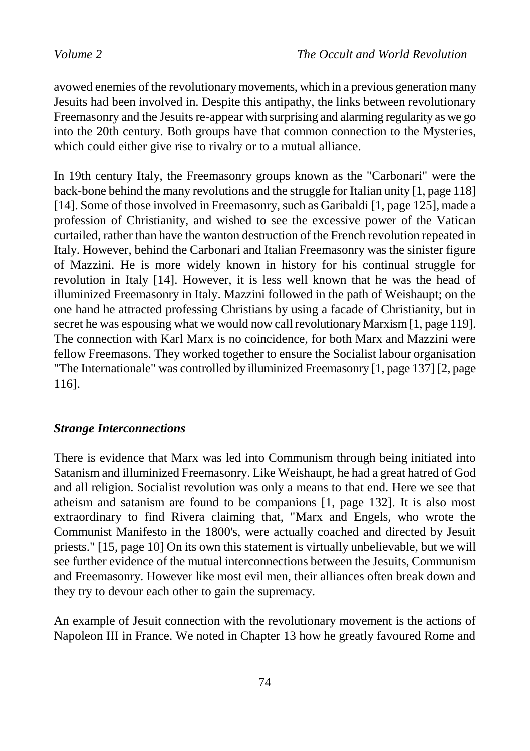avowed enemies of the revolutionary movements, which in a previous generation many Jesuits had been involved in. Despite this antipathy, the links between revolutionary Freemasonry and the Jesuits re-appear with surprising and alarming regularity as we go into the 20th century. Both groups have that common connection to the Mysteries, which could either give rise to rivalry or to a mutual alliance.

In 19th century Italy, the Freemasonry groups known as the "Carbonari" were the back-bone behind the many revolutions and the struggle for Italian unity [1, page 118] [14]. Some of those involved in Freemasonry, such as Garibaldi [1, page 125], made a profession of Christianity, and wished to see the excessive power of the Vatican curtailed, rather than have the wanton destruction of the French revolution repeated in Italy. However, behind the Carbonari and Italian Freemasonry was the sinister figure of Mazzini. He is more widely known in history for his continual struggle for revolution in Italy [14]. However, it is less well known that he was the head of illuminized Freemasonry in Italy. Mazzini followed in the path of Weishaupt; on the one hand he attracted professing Christians by using a facade of Christianity, but in secret he was espousing what we would now call revolutionary Marxism [1, page 119]. The connection with Karl Marx is no coincidence, for both Marx and Mazzini were fellow Freemasons. They worked together to ensure the Socialist labour organisation "The Internationale" was controlled by illuminized Freemasonry [1, page 137] [2, page 116].

### *Strange Interconnections*

There is evidence that Marx was led into Communism through being initiated into Satanism and illuminized Freemasonry. Like Weishaupt, he had a great hatred of God and all religion. Socialist revolution was only a means to that end. Here we see that atheism and satanism are found to be companions [1, page 132]. It is also most extraordinary to find Rivera claiming that, "Marx and Engels, who wrote the Communist Manifesto in the 1800's, were actually coached and directed by Jesuit priests." [15, page 10] On its own this statement is virtually unbelievable, but we will see further evidence of the mutual interconnections between the Jesuits, Communism and Freemasonry. However like most evil men, their alliances often break down and they try to devour each other to gain the supremacy.

An example of Jesuit connection with the revolutionary movement is the actions of Napoleon III in France. We noted in Chapter 13 how he greatly favoured Rome and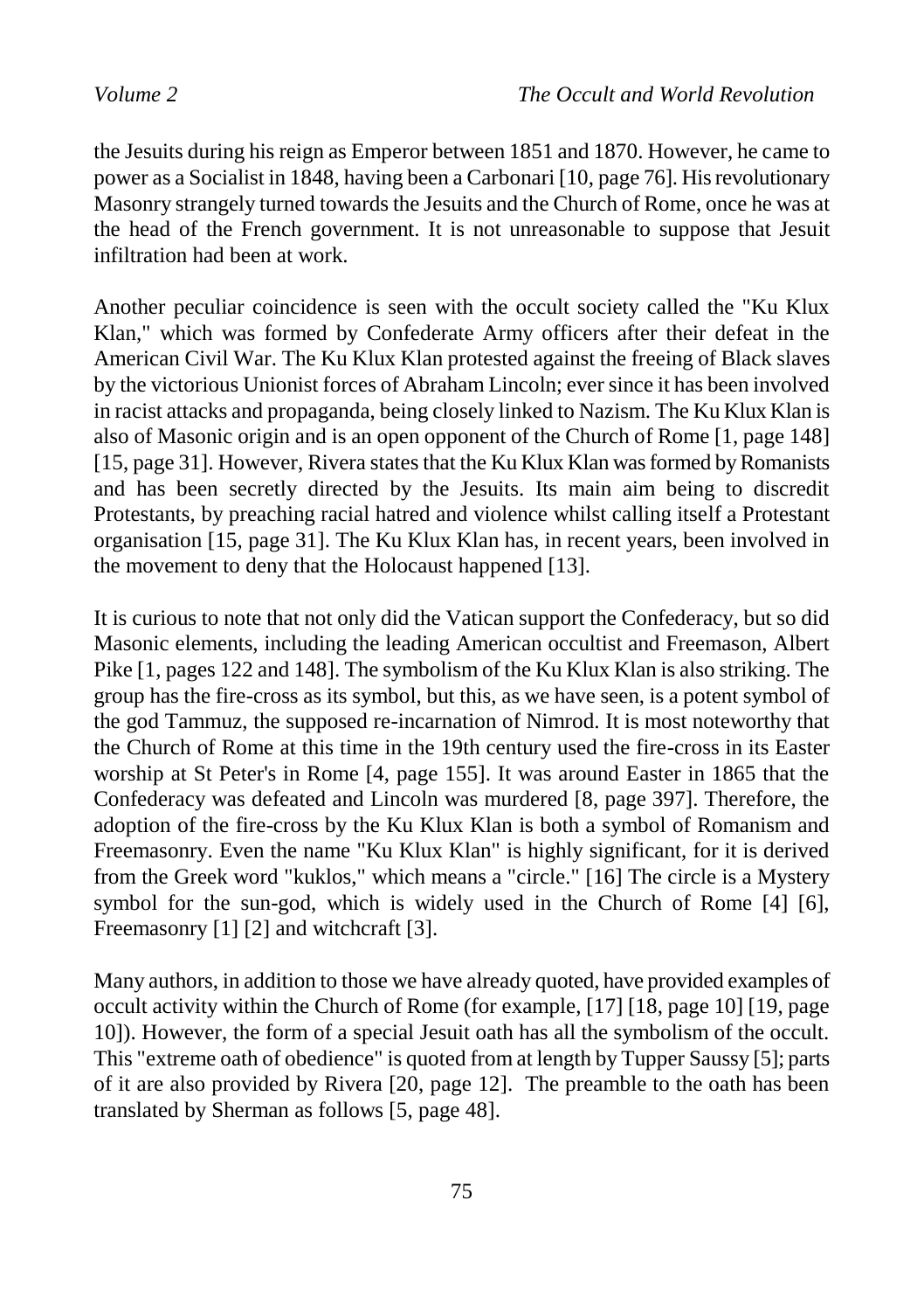the Jesuits during his reign as Emperor between 1851 and 1870. However, he came to power as a Socialist in 1848, having been a Carbonari [10, page 76]. His revolutionary Masonry strangely turned towards the Jesuits and the Church of Rome, once he was at the head of the French government. It is not unreasonable to suppose that Jesuit infiltration had been at work.

Another peculiar coincidence is seen with the occult society called the "Ku Klux Klan," which was formed by Confederate Army officers after their defeat in the American Civil War. The Ku Klux Klan protested against the freeing of Black slaves by the victorious Unionist forces of Abraham Lincoln; ever since it has been involved in racist attacks and propaganda, being closely linked to Nazism. The Ku Klux Klan is also of Masonic origin and is an open opponent of the Church of Rome [1, page 148] [15, page 31]. However, Rivera states that the Ku Klux Klan was formed by Romanists and has been secretly directed by the Jesuits. Its main aim being to discredit Protestants, by preaching racial hatred and violence whilst calling itself a Protestant organisation [15, page 31]. The Ku Klux Klan has, in recent years, been involved in the movement to deny that the Holocaust happened [13].

It is curious to note that not only did the Vatican support the Confederacy, but so did Masonic elements, including the leading American occultist and Freemason, Albert Pike [1, pages 122 and 148]. The symbolism of the Ku Klux Klan is also striking. The group has the fire-cross as its symbol, but this, as we have seen, is a potent symbol of the god Tammuz, the supposed re-incarnation of Nimrod. It is most noteworthy that the Church of Rome at this time in the 19th century used the fire-cross in its Easter worship at St Peter's in Rome [4, page 155]. It was around Easter in 1865 that the Confederacy was defeated and Lincoln was murdered [8, page 397]. Therefore, the adoption of the fire-cross by the Ku Klux Klan is both a symbol of Romanism and Freemasonry. Even the name "Ku Klux Klan" is highly significant, for it is derived from the Greek word "kuklos," which means a "circle." [16] The circle is a Mystery symbol for the sun-god, which is widely used in the Church of Rome [4] [6], Freemasonry [1] [2] and witchcraft [3].

Many authors, in addition to those we have already quoted, have provided examples of occult activity within the Church of Rome (for example, [17] [18, page 10] [19, page 10]). However, the form of a special Jesuit oath has all the symbolism of the occult. This "extreme oath of obedience" is quoted from at length by Tupper Saussy [5]; parts of it are also provided by Rivera [20, page 12]. The preamble to the oath has been translated by Sherman as follows [5, page 48].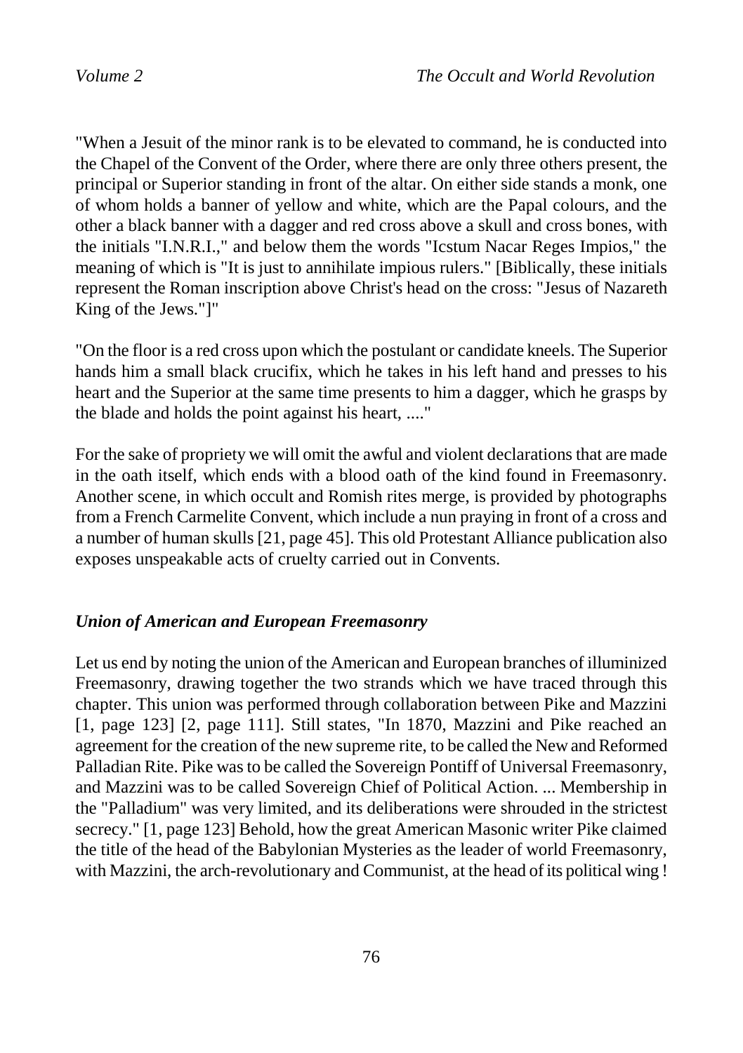"When a Jesuit of the minor rank is to be elevated to command, he is conducted into the Chapel of the Convent of the Order, where there are only three others present, the principal or Superior standing in front of the altar. On either side stands a monk, one of whom holds a banner of yellow and white, which are the Papal colours, and the other a black banner with a dagger and red cross above a skull and cross bones, with the initials "I.N.R.I.," and below them the words "Icstum Nacar Reges Impios," the meaning of which is "It is just to annihilate impious rulers." [Biblically, these initials represent the Roman inscription above Christ's head on the cross: "Jesus of Nazareth King of the Jews."]"

"On the floor is a red cross upon which the postulant or candidate kneels. The Superior hands him a small black crucifix, which he takes in his left hand and presses to his heart and the Superior at the same time presents to him a dagger, which he grasps by the blade and holds the point against his heart, ...."

For the sake of propriety we will omit the awful and violent declarations that are made in the oath itself, which ends with a blood oath of the kind found in Freemasonry. Another scene, in which occult and Romish rites merge, is provided by photographs from a French Carmelite Convent, which include a nun praying in front of a cross and a number of human skulls [21, page 45]. This old Protestant Alliance publication also exposes unspeakable acts of cruelty carried out in Convents.

### *Union of American and European Freemasonry*

Let us end by noting the union of the American and European branches of illuminized Freemasonry, drawing together the two strands which we have traced through this chapter. This union was performed through collaboration between Pike and Mazzini [1, page 123] [2, page 111]. Still states, "In 1870, Mazzini and Pike reached an agreement for the creation of the new supreme rite, to be called the New and Reformed Palladian Rite. Pike was to be called the Sovereign Pontiff of Universal Freemasonry, and Mazzini was to be called Sovereign Chief of Political Action. ... Membership in the "Palladium" was very limited, and its deliberations were shrouded in the strictest secrecy." [1, page 123] Behold, how the great American Masonic writer Pike claimed the title of the head of the Babylonian Mysteries as the leader of world Freemasonry, with Mazzini, the arch-revolutionary and Communist, at the head of its political wing !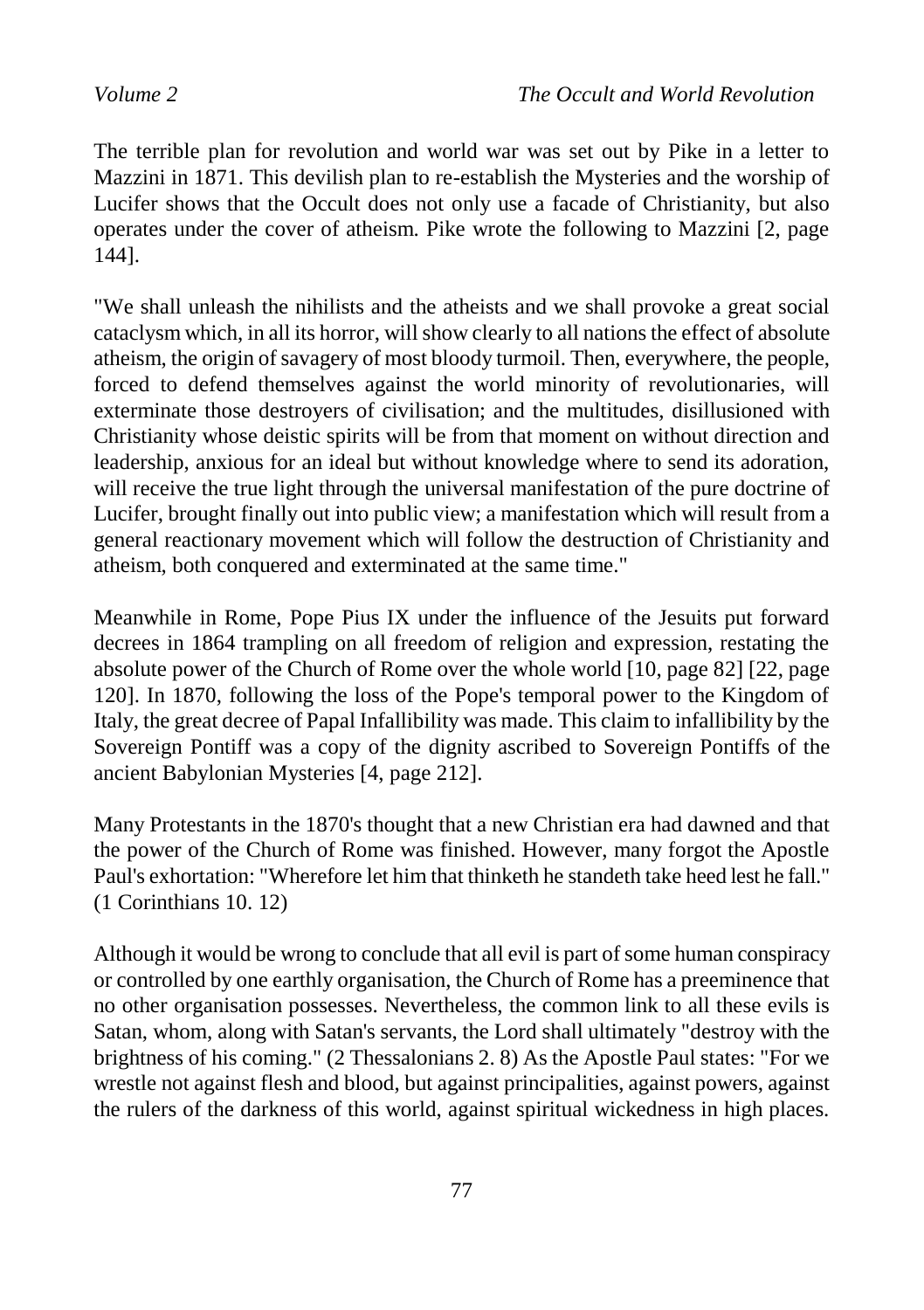The terrible plan for revolution and world war was set out by Pike in a letter to Mazzini in 1871. This devilish plan to re-establish the Mysteries and the worship of Lucifer shows that the Occult does not only use a facade of Christianity, but also operates under the cover of atheism. Pike wrote the following to Mazzini [2, page 144].

"We shall unleash the nihilists and the atheists and we shall provoke a great social cataclysm which, in all its horror, will show clearly to all nations the effect of absolute atheism, the origin of savagery of most bloody turmoil. Then, everywhere, the people, forced to defend themselves against the world minority of revolutionaries, will exterminate those destroyers of civilisation; and the multitudes, disillusioned with Christianity whose deistic spirits will be from that moment on without direction and leadership, anxious for an ideal but without knowledge where to send its adoration, will receive the true light through the universal manifestation of the pure doctrine of Lucifer, brought finally out into public view; a manifestation which will result from a general reactionary movement which will follow the destruction of Christianity and atheism, both conquered and exterminated at the same time."

Meanwhile in Rome, Pope Pius IX under the influence of the Jesuits put forward decrees in 1864 trampling on all freedom of religion and expression, restating the absolute power of the Church of Rome over the whole world [10, page 82] [22, page 120]. In 1870, following the loss of the Pope's temporal power to the Kingdom of Italy, the great decree of Papal Infallibility was made. This claim to infallibility by the Sovereign Pontiff was a copy of the dignity ascribed to Sovereign Pontiffs of the ancient Babylonian Mysteries [4, page 212].

Many Protestants in the 1870's thought that a new Christian era had dawned and that the power of the Church of Rome was finished. However, many forgot the Apostle Paul's exhortation: "Wherefore let him that thinketh he standeth take heed lest he fall." (1 Corinthians 10. 12)

Although it would be wrong to conclude that all evil is part of some human conspiracy or controlled by one earthly organisation, the Church of Rome has a preeminence that no other organisation possesses. Nevertheless, the common link to all these evils is Satan, whom, along with Satan's servants, the Lord shall ultimately "destroy with the brightness of his coming." (2 Thessalonians 2. 8) As the Apostle Paul states: "For we wrestle not against flesh and blood, but against principalities, against powers, against the rulers of the darkness of this world, against spiritual wickedness in high places.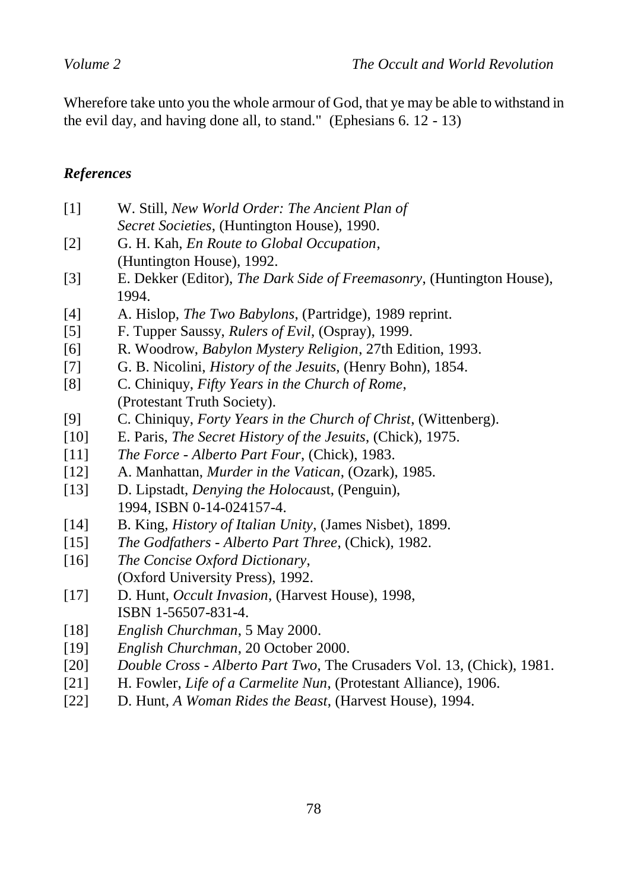Wherefore take unto you the whole armour of God, that ye may be able to withstand in the evil day, and having done all, to stand." (Ephesians 6. 12 - 13)

### *References*

[1] W. Still, *New World Order: The Ancient Plan of Secret Societies*, (Huntington House), 1990.

[2] G. H. Kah, *En Route to Global Occupation*, (Huntington House), 1992.

[3] E. Dekker (Editor), *The Dark Side of Freemasonry*, (Huntington House), 1994.

[4] A. Hislop, *The Two Babylons*, (Partridge), 1989 reprint.

[5] F. Tupper Saussy, *Rulers of Evil*, (Ospray), 1999.

[6] R. Woodrow, *Babylon Mystery Religion*, 27th Edition, 1993.

[7] G. B. Nicolini, *History of the Jesuits*, (Henry Bohn), 1854.

[8] C. Chiniquy, *Fifty Years in the Church of Rome*, (Protestant Truth Society).

[9] C. Chiniquy, *Forty Years in the Church of Christ*, (Wittenberg).

[10] E. Paris, *The Secret History of the Jesuits*, (Chick), 1975.

[11] *The Force - Alberto Part Four*, (Chick), 1983.

[12] A. Manhattan, *Murder in the Vatican*, (Ozark), 1985.

[13] D. Lipstadt, *Denying the Holocaust*, (Penguin), 1994, ISBN 0-14-024157-4.

[14] B. King, *History of Italian Unity*, (James Nisbet), 1899.

[15] *The Godfathers - Alberto Part Three*, (Chick), 1982.

[16] *The Concise Oxford Dictionary*, (Oxford University Press), 1992.

[17] D. Hunt, *Occult Invasion*, (Harvest House), 1998, ISBN 1-56507-831-4.

[18] *English Churchman*, 5 May 2000.

[19] *English Churchman*, 20 October 2000.

[20] *Double Cross - Alberto Part Two*, The Crusaders Vol. 13, (Chick), 1981.

[21] H. Fowler, *Life of a Carmelite Nun*, (Protestant Alliance), 1906.

[22] D. Hunt, *A Woman Rides the Beast*, (Harvest House), 1994.